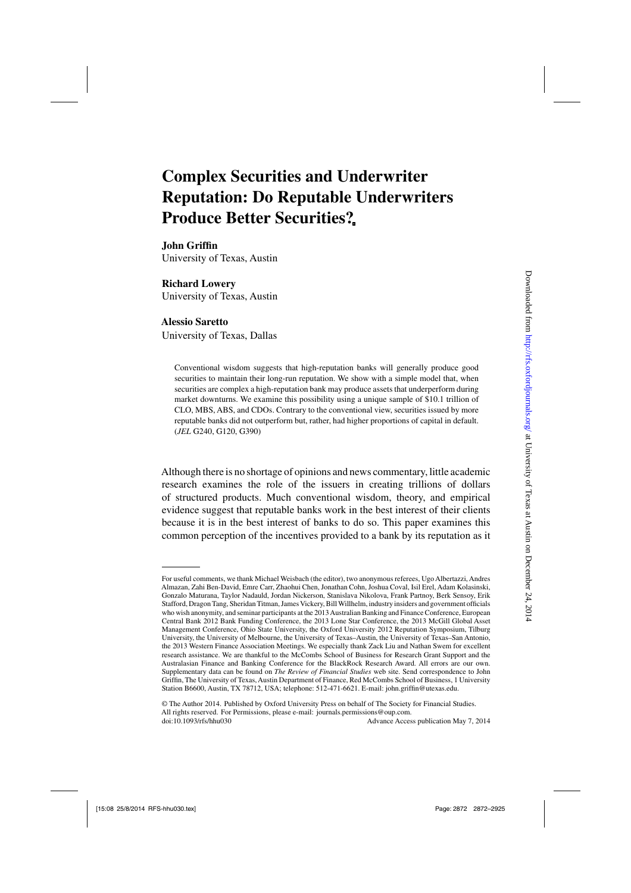# Complex Securities and Underwriter Reputation: Do Reputable Underwriters Produce Better Securities?

**John Griffin**
University of Texas, Austin

**Richard Lowery**
University of Texas, Austin

**Alessio Saretto**
University of Texas, Dallas

Conventional wisdom suggests that high-reputation banks will generally produce good securities to maintain their long-run reputation. We show with a simple model that, when securities are complex a high-reputation bank may produce assets that underperform during market downturns. We examine this possibility using a unique sample of $10.1 trillion of CLO, MBS, ABS, and CDOs. Contrary to the conventional view, securities issued by more reputable banks did not outperform but, rather, had higher proportions of capital in default. (*JEL* G240, G120, G390)

Although there is no shortage of opinions and news commentary, little academic research examines the role of the issuers in creating trillions of dollars of structured products. Much conventional wisdom, theory, and empirical evidence suggest that reputable banks work in the best interest of their clients because it is in the best interest of banks to do so. This paper examines this common perception of the incentives provided to a bank by its reputation as it

---

For useful comments, we thank Michael Weisbach (the editor), two anonymous referees, Ugo Albertazzi, Andres Almazan, Zahi Ben-David, Emre Carr, Zhaohui Chen, Jonathan Cohn, Joshua Coval, Isil Erel, Adam Kolasinski, Gonzalo Maturana, Taylor Nadauld, Jordan Nickerson, Stanislava Nikolova, Frank Partnoy, Berk Sensoy, Erik Stafford, Dragon Tang, Sheridan Titman, James Vickery, Bill Willhelm, industry insiders and government officials who wish anonymity, and seminar participants at the 2013 Australian Banking and Finance Conference, European Central Bank 2012 Bank Funding Conference, the 2013 Lone Star Conference, the 2013 McGill Global Asset Management Conference, Ohio State University, the Oxford University 2012 Reputation Symposium, Tilburg University, the University of Melbourne, the University of Texas–Austin, the University of Texas–San Antonio, the 2013 Western Finance Association Meetings. We especially thank Zack Liu and Nathan Swem for excellent research assistance. We are thankful to the McCombs School of Business for Research Grant Support and the Australasian Finance and Banking Conference for the BlackRock Research Award. All errors are our own. Supplementary data can be found on *The Review of Financial Studies* web site. Send correspondence to John Griffin, The University of Texas, Austin Department of Finance, Red McCombs School of Business, 1 University Station B6600, Austin, TX 78712, USA; telephone: 512-471-6621. E-mail: john.griffin@utexas.edu.

© The Author 2014. Published by Oxford University Press on behalf of The Society for Financial Studies. All rights reserved. For Permissions, please e-mail: journals.permissions@oup.com.
doi:10.1093/rfs/hhu030 Advance Access publication May 7, 2014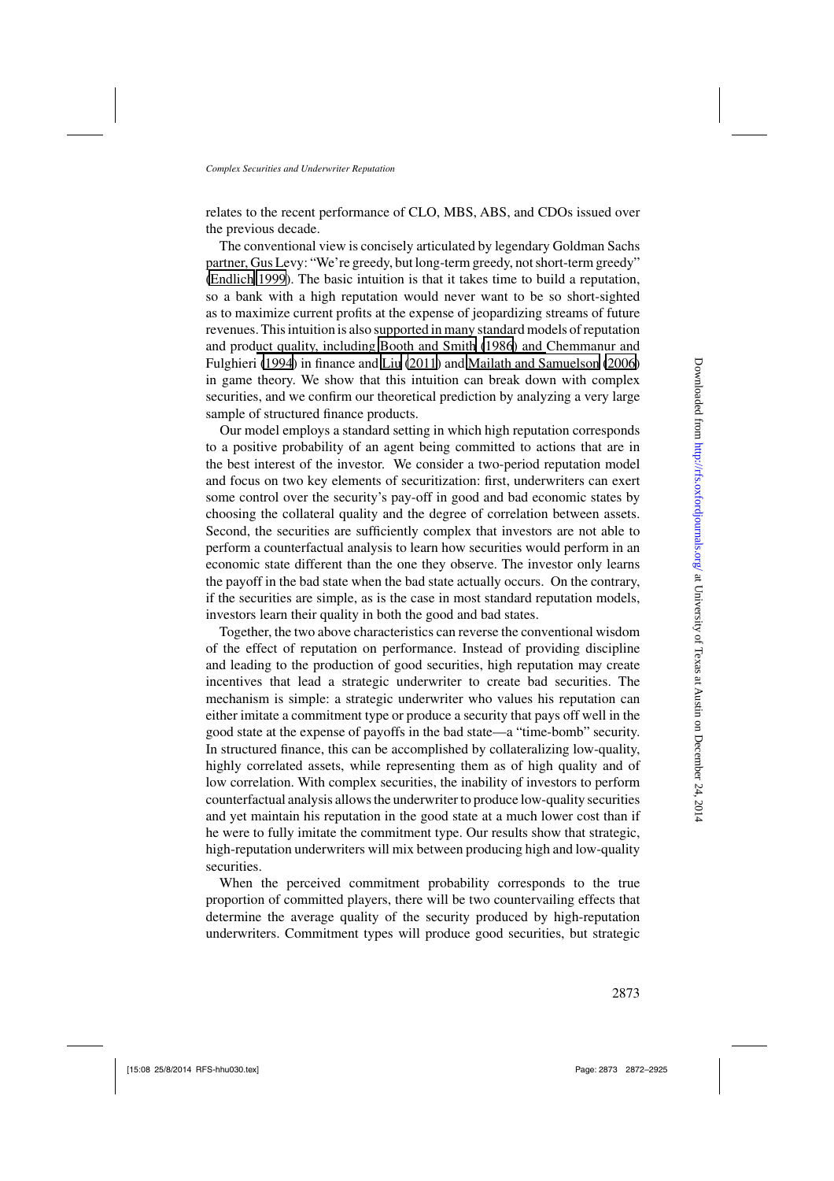relates to the recent performance of CLO, MBS, ABS, and CDOs issued over the previous decade.

The conventional view is concisely articulated by legendary Goldman Sachs partner, Gus Levy: "We're greedy, but long-term greedy, not short-term greedy" (Endlich 1999). The basic intuition is that it takes time to build a reputation, so a bank with a high reputation would never want to be so short-sighted as to maximize current profits at the expense of jeopardizing streams of future revenues. This intuition is also supported in many standard models of reputation and product quality, including Booth and Smith (1986) and Chemmanur and Fulghieri (1994) in finance and Liu (2011) and Mailath and Samuelson (2006) in game theory. We show that this intuition can break down with complex securities, and we confirm our theoretical prediction by analyzing a very large sample of structured finance products.

Our model employs a standard setting in which high reputation corresponds to a positive probability of an agent being committed to actions that are in the best interest of the investor. We consider a two-period reputation model and focus on two key elements of securitization: first, underwriters can exert some control over the security's pay-off in good and bad economic states by choosing the collateral quality and the degree of correlation between assets. Second, the securities are sufficiently complex that investors are not able to perform a counterfactual analysis to learn how securities would perform in an economic state different than the one they observe. The investor only learns the payoff in the bad state when the bad state actually occurs. On the contrary, if the securities are simple, as is the case in most standard reputation models, investors learn their quality in both the good and bad states.

Together, the two above characteristics can reverse the conventional wisdom of the effect of reputation on performance. Instead of providing discipline and leading to the production of good securities, high reputation may create incentives that lead a strategic underwriter to create bad securities. The mechanism is simple: a strategic underwriter who values his reputation can either imitate a commitment type or produce a security that pays off well in the good state at the expense of payoffs in the bad state—a "time-bomb" security. In structured finance, this can be accomplished by collateralizing low-quality, highly correlated assets, while representing them as of high quality and of low correlation. With complex securities, the inability of investors to perform counterfactual analysis allows the underwriter to produce low-quality securities and yet maintain his reputation in the good state at a much lower cost than if he were to fully imitate the commitment type. Our results show that strategic, high-reputation underwriters will mix between producing high and low-quality securities.

When the perceived commitment probability corresponds to the true proportion of committed players, there will be two countervailing effects that determine the average quality of the security produced by high-reputation underwriters. Commitment types will produce good securities, but strategic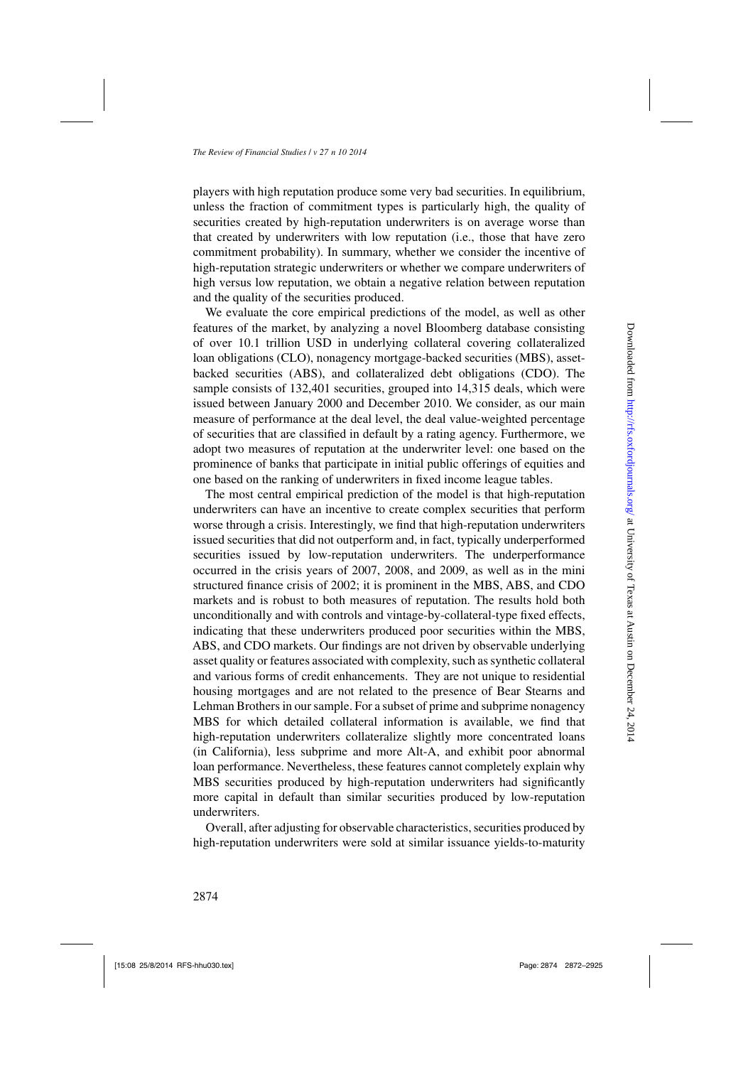players with high reputation produce some very bad securities. In equilibrium, unless the fraction of commitment types is particularly high, the quality of securities created by high-reputation underwriters is on average worse than that created by underwriters with low reputation (i.e., those that have zero commitment probability). In summary, whether we consider the incentive of high-reputation strategic underwriters or whether we compare underwriters of high versus low reputation, we obtain a negative relation between reputation and the quality of the securities produced.

We evaluate the core empirical predictions of the model, as well as other features of the market, by analyzing a novel Bloomberg database consisting of over 10.1 trillion USD in underlying collateral covering collateralized loan obligations (CLO), nonagency mortgage-backed securities (MBS), asset-backed securities (ABS), and collateralized debt obligations (CDO). The sample consists of 132,401 securities, grouped into 14,315 deals, which were issued between January 2000 and December 2010. We consider, as our main measure of performance at the deal level, the deal value-weighted percentage of securities that are classified in default by a rating agency. Furthermore, we adopt two measures of reputation at the underwriter level: one based on the prominence of banks that participate in initial public offerings of equities and one based on the ranking of underwriters in fixed income league tables.

The most central empirical prediction of the model is that high-reputation underwriters can have an incentive to create complex securities that perform worse through a crisis. Interestingly, we find that high-reputation underwriters issued securities that did not outperform and, in fact, typically underperformed securities issued by low-reputation underwriters. The underperformance occurred in the crisis years of 2007, 2008, and 2009, as well as in the mini structured finance crisis of 2002; it is prominent in the MBS, ABS, and CDO markets and is robust to both measures of reputation. The results hold both unconditionally and with controls and vintage-by-collateral-type fixed effects, indicating that these underwriters produced poor securities within the MBS, ABS, and CDO markets. Our findings are not driven by observable underlying asset quality or features associated with complexity, such as synthetic collateral and various forms of credit enhancements. They are not unique to residential housing mortgages and are not related to the presence of Bear Stearns and Lehman Brothers in our sample. For a subset of prime and subprime nonagency MBS for which detailed collateral information is available, we find that high-reputation underwriters collateralize slightly more concentrated loans (in California), less subprime and more Alt-A, and exhibit poor abnormal loan performance. Nevertheless, these features cannot completely explain why MBS securities produced by high-reputation underwriters had significantly more capital in default than similar securities produced by low-reputation underwriters.

Overall, after adjusting for observable characteristics, securities produced by high-reputation underwriters were sold at similar issuance yields-to-maturity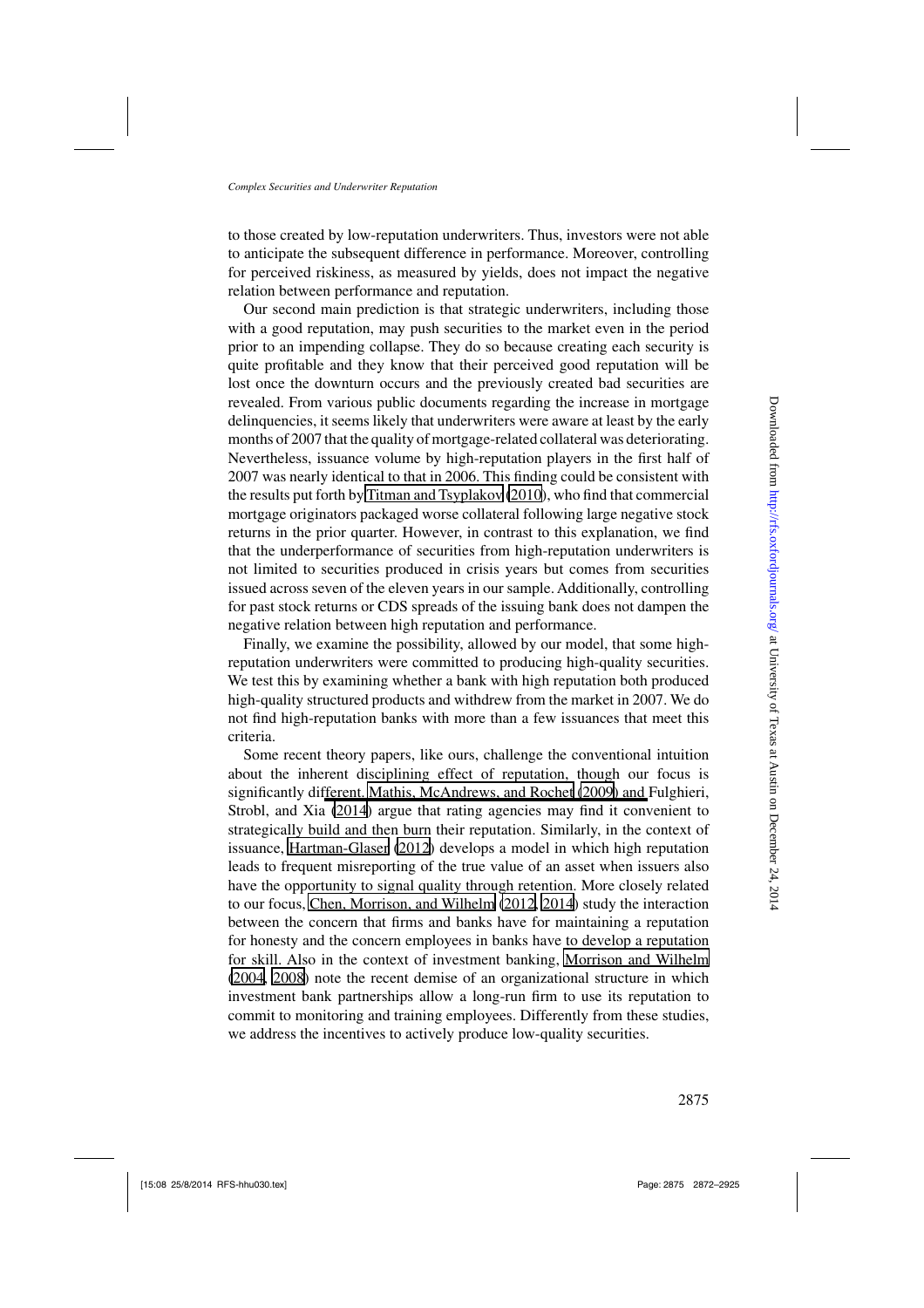to those created by low-reputation underwriters. Thus, investors were not able to anticipate the subsequent difference in performance. Moreover, controlling for perceived riskiness, as measured by yields, does not impact the negative relation between performance and reputation.

Our second main prediction is that strategic underwriters, including those with a good reputation, may push securities to the market even in the period prior to an impending collapse. They do so because creating each security is quite profitable and they know that their perceived good reputation will be lost once the downturn occurs and the previously created bad securities are revealed. From various public documents regarding the increase in mortgage delinquencies, it seems likely that underwriters were aware at least by the early months of 2007 that the quality of mortgage-related collateral was deteriorating. Nevertheless, issuance volume by high-reputation players in the first half of 2007 was nearly identical to that in 2006. This finding could be consistent with the results put forth by Titman and Tsyplakov (2010), who find that commercial mortgage originators packaged worse collateral following large negative stock returns in the prior quarter. However, in contrast to this explanation, we find that the underperformance of securities from high-reputation underwriters is not limited to securities produced in crisis years but comes from securities issued across seven of the eleven years in our sample. Additionally, controlling for past stock returns or CDS spreads of the issuing bank does not dampen the negative relation between high reputation and performance.

Finally, we examine the possibility, allowed by our model, that some high-reputation underwriters were committed to producing high-quality securities. We test this by examining whether a bank with high reputation both produced high-quality structured products and withdrew from the market in 2007. We do not find high-reputation banks with more than a few issuances that meet this criteria.

Some recent theory papers, like ours, challenge the conventional intuition about the inherent disciplining effect of reputation, though our focus is significantly different. Mathis, McAndrews, and Rochet (2009) and Fulghieri, Strobl, and Xia (2014) argue that rating agencies may find it convenient to strategically build and then burn their reputation. Similarly, in the context of issuance, Hartman-Glaser (2012) develops a model in which high reputation leads to frequent misreporting of the true value of an asset when issuers also have the opportunity to signal quality through retention. More closely related to our focus, Chen, Morrison, and Wilhelm (2012, 2014) study the interaction between the concern that firms and banks have for maintaining a reputation for honesty and the concern employees in banks have to develop a reputation for skill. Also in the context of investment banking, Morrison and Wilhelm (2004, 2008) note the recent demise of an organizational structure in which investment bank partnerships allow a long-run firm to use its reputation to commit to monitoring and training employees. Differently from these studies, we address the incentives to actively produce low-quality securities.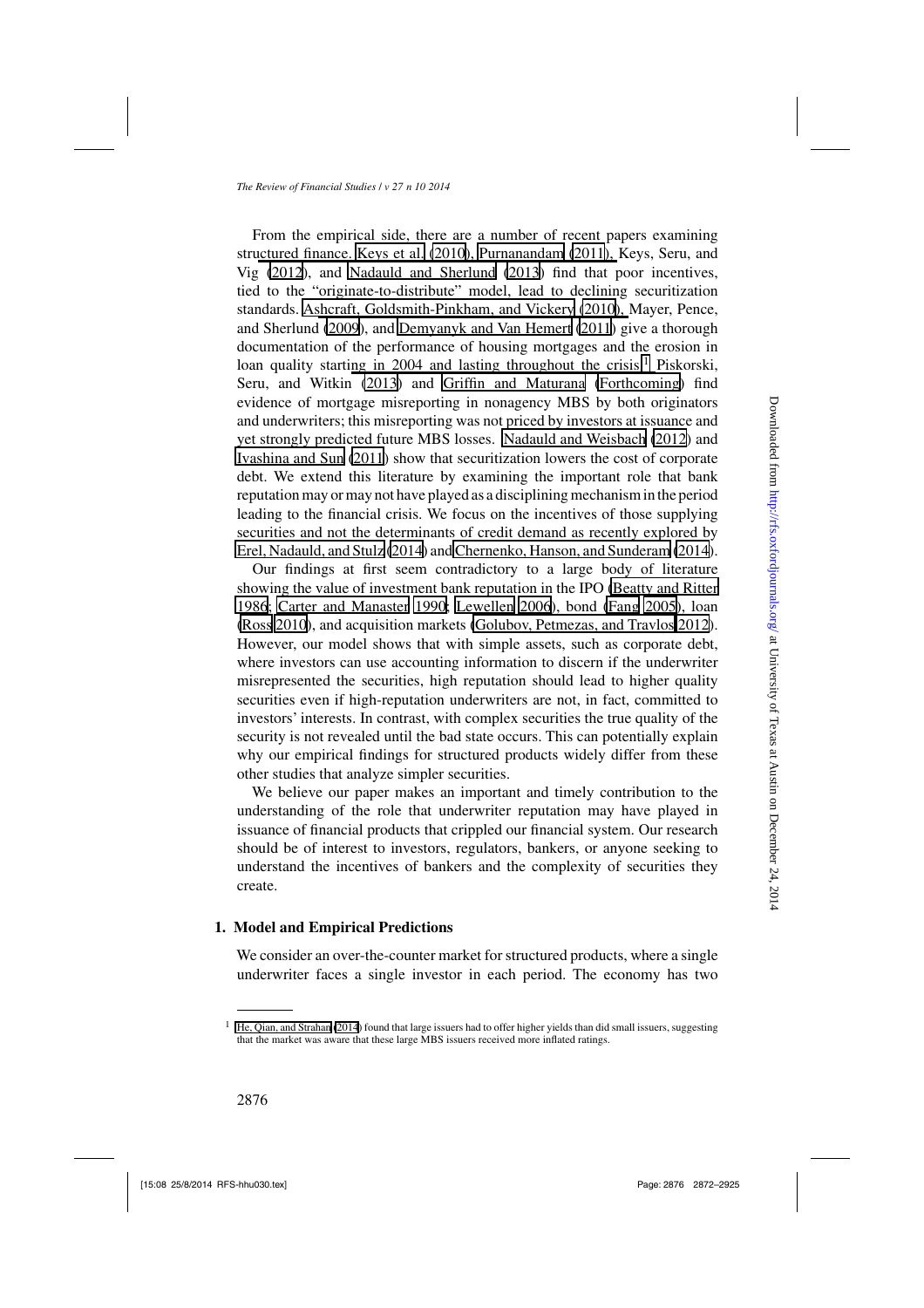From the empirical side, there are a number of recent papers examining structured finance. Keys et al. (2010), Purnanandam (2011), Keys, Seru, and Vig (2012), and Nadauld and Sherlund (2013) find that poor incentives, tied to the "originate-to-distribute" model, lead to declining securitization standards. Ashcraft, Goldsmith-Pinkham, and Vickery (2010), Mayer, Pence, and Sherlund (2009), and Demyanyk and Van Hemert (2011) give a thorough documentation of the performance of housing mortgages and the erosion in loan quality starting in 2004 and lasting throughout the crisis.[1] Piskorski, Seru, and Witkin (2013) and Griffin and Maturana (Forthcoming) find evidence of mortgage misreporting in nonagency MBS by both originators and underwriters; this misreporting was not priced by investors at issuance and yet strongly predicted future MBS losses. Nadauld and Weisbach (2012) and Ivashina and Sun (2011) show that securitization lowers the cost of corporate debt. We extend this literature by examining the important role that bank reputation may or may not have played as a disciplining mechanism in the period leading to the financial crisis. We focus on the incentives of those supplying securities and not the determinants of credit demand as recently explored by Erel, Nadauld, and Stulz (2014) and Chernenko, Hanson, and Sunderam (2014).

Our findings at first seem contradictory to a large body of literature showing the value of investment bank reputation in the IPO (Beatty and Ritter 1986; Carter and Manaster 1990; Lewellen 2006), bond (Fang 2005), loan (Ross 2010), and acquisition markets (Golubov, Petmezas, and Travlos 2012). However, our model shows that with simple assets, such as corporate debt, where investors can use accounting information to discern if the underwriter misrepresented the securities, high reputation should lead to higher quality securities even if high-reputation underwriters are not, in fact, committed to investors' interests. In contrast, with complex securities the true quality of the security is not revealed until the bad state occurs. This can potentially explain why our empirical findings for structured products widely differ from these other studies that analyze simpler securities.

We believe our paper makes an important and timely contribution to the understanding of the role that underwriter reputation may have played in issuance of financial products that crippled our financial system. Our research should be of interest to investors, regulators, bankers, or anyone seeking to understand the incentives of bankers and the complexity of securities they create.

## 1. Model and Empirical Predictions

We consider an over-the-counter market for structured products, where a single underwriter faces a single investor in each period. The economy has two

[1] He, Qian, and Strahan (2014) found that large issuers had to offer higher yields than did small issuers, suggesting that the market was aware that these large MBS issuers received more inflated ratings.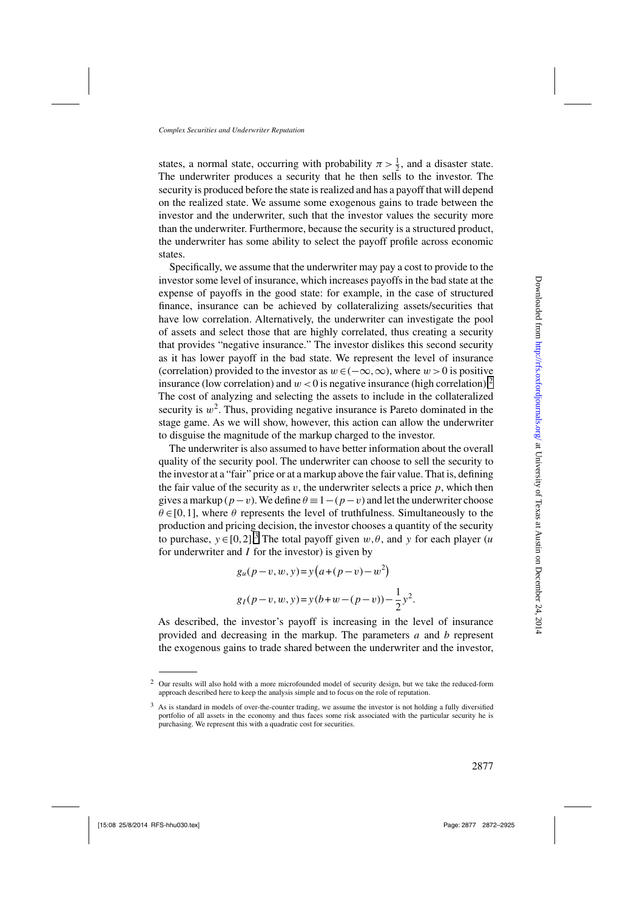states, a normal state, occurring with probability $\pi > \frac{1}{2}$, and a disaster state. The underwriter produces a security that he then sells to the investor. The security is produced before the state is realized and has a payoff that will depend on the realized state. We assume some exogenous gains to trade between the investor and the underwriter, such that the investor values the security more than the underwriter. Furthermore, because the security is a structured product, the underwriter has some ability to select the payoff profile across economic states.

Specifically, we assume that the underwriter may pay a cost to provide to the investor some level of insurance, which increases payoffs in the bad state at the expense of payoffs in the good state: for example, in the case of structured finance, insurance can be achieved by collateralizing assets/securities that have low correlation. Alternatively, the underwriter can investigate the pool of assets and select those that are highly correlated, thus creating a security that provides "negative insurance." The investor dislikes this second security as it has lower payoff in the bad state. We represent the level of insurance (correlation) provided to the investor as $w \in (-\infty, \infty)$, where $w > 0$ is positive insurance (low correlation) and $w < 0$ is negative insurance (high correlation).[2] The cost of analyzing and selecting the assets to include in the collateralized security is $w^2$. Thus, providing negative insurance is Pareto dominated in the stage game. As we will show, however, this action can allow the underwriter to disguise the magnitude of the markup charged to the investor.

The underwriter is also assumed to have better information about the overall quality of the security pool. The underwriter can choose to sell the security to the investor at a "fair" price or at a markup above the fair value. That is, defining the fair value of the security as $v$, the underwriter selects a price $p$, which then gives a markup $(p-v)$. We define $\theta \equiv 1-(p-v)$ and let the underwriter choose $\theta \in [0,1]$, where $\theta$ represents the level of truthfulness. Simultaneously to the production and pricing decision, the investor chooses a quantity of the security to purchase, $y \in [0,2]$.[3] The total payoff given $w, \theta$, and $y$ for each player ($u$ for underwriter and $I$ for the investor) is given by

$$g_u(p-v, w, y) = y\left(a+(p-v)-w^2\right)$$

$$g_I(p-v, w, y) = y(b+w-(p-v)) - \frac{1}{2}y^2.$$

As described, the investor's payoff is increasing in the level of insurance provided and decreasing in the markup. The parameters $a$ and $b$ represent the exogenous gains to trade shared between the underwriter and the investor,

---

[2] Our results will also hold with a more microfounded model of security design, but we take the reduced-form approach described here to keep the analysis simple and to focus on the role of reputation.

[3] As is standard in models of over-the-counter trading, we assume the investor is not holding a fully diversified portfolio of all assets in the economy and thus faces some risk associated with the particular security he is purchasing. We represent this with a quadratic cost for securities.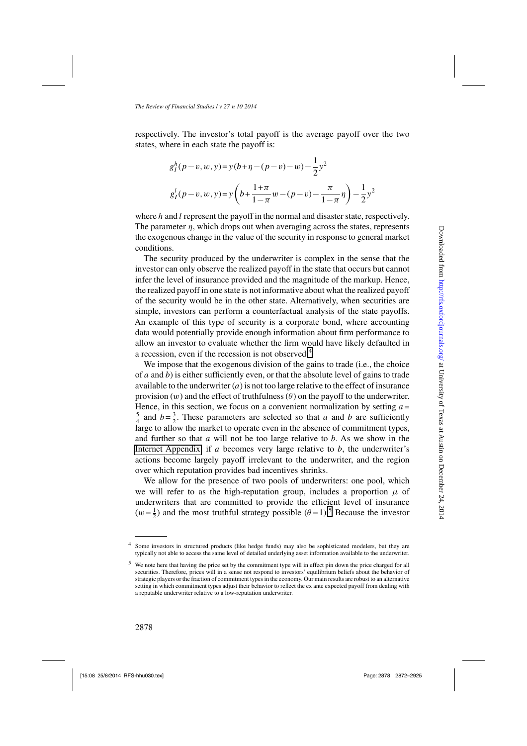respectively. The investor's total payoff is the average payoff over the two states, where in each state the payoff is:

$$g_I^h(p-v,w,y) = y(b+\eta-(p-v)-w) - \frac{1}{2}y^2$$

$$g_I^l(p-v,w,y) = y\left(b + \frac{1+\pi}{1-\pi}w - (p-v) - \frac{\pi}{1-\pi}\eta\right) - \frac{1}{2}y^2$$

where $h$ and $l$ represent the payoff in the normal and disaster state, respectively. The parameter $\eta$, which drops out when averaging across the states, represents the exogenous change in the value of the security in response to general market conditions.

The security produced by the underwriter is complex in the sense that the investor can only observe the realized payoff in the state that occurs but cannot infer the level of insurance provided and the magnitude of the markup. Hence, the realized payoff in one state is not informative about what the realized payoff of the security would be in the other state. Alternatively, when securities are simple, investors can perform a counterfactual analysis of the state payoffs. An example of this type of security is a corporate bond, where accounting data would potentially provide enough information about firm performance to allow an investor to evaluate whether the firm would have likely defaulted in a recession, even if the recession is not observed.[4]

We impose that the exogenous division of the gains to trade (i.e., the choice of $a$ and $b$) is either sufficiently even, or that the absolute level of gains to trade available to the underwriter ($a$) is not too large relative to the effect of insurance provision ($w$) and the effect of truthfulness ($\theta$) on the payoff to the underwriter. Hence, in this section, we focus on a convenient normalization by setting $a = \frac{5}{4}$ and $b = \frac{3}{2}$. These parameters are selected so that $a$ and $b$ are sufficiently large to allow the market to operate even in the absence of commitment types, and further so that $a$ will not be too large relative to $b$. As we show in the Internet Appendix, if $a$ becomes very large relative to $b$, the underwriter's actions become largely payoff irrelevant to the underwriter, and the region over which reputation provides bad incentives shrinks.

We allow for the presence of two pools of underwriters: one pool, which we will refer to as the high-reputation group, includes a proportion $\mu$ of underwriters that are committed to provide the efficient level of insurance ($w = \frac{1}{2}$) and the most truthful strategy possible ($\theta = 1$).[5] Because the investor

[4] Some investors in structured products (like hedge funds) may also be sophisticated modelers, but they are typically not able to access the same level of detailed underlying asset information available to the underwriter.

[5] We note here that having the price set by the commitment type will in effect pin down the price charged for all securities. Therefore, prices will in a sense not respond to investors' equilibrium beliefs about the behavior of strategic players or the fraction of commitment types in the economy. Our main results are robust to an alternative setting in which commitment types adjust their behavior to reflect the ex ante expected payoff from dealing with a reputable underwriter relative to a low-reputation underwriter.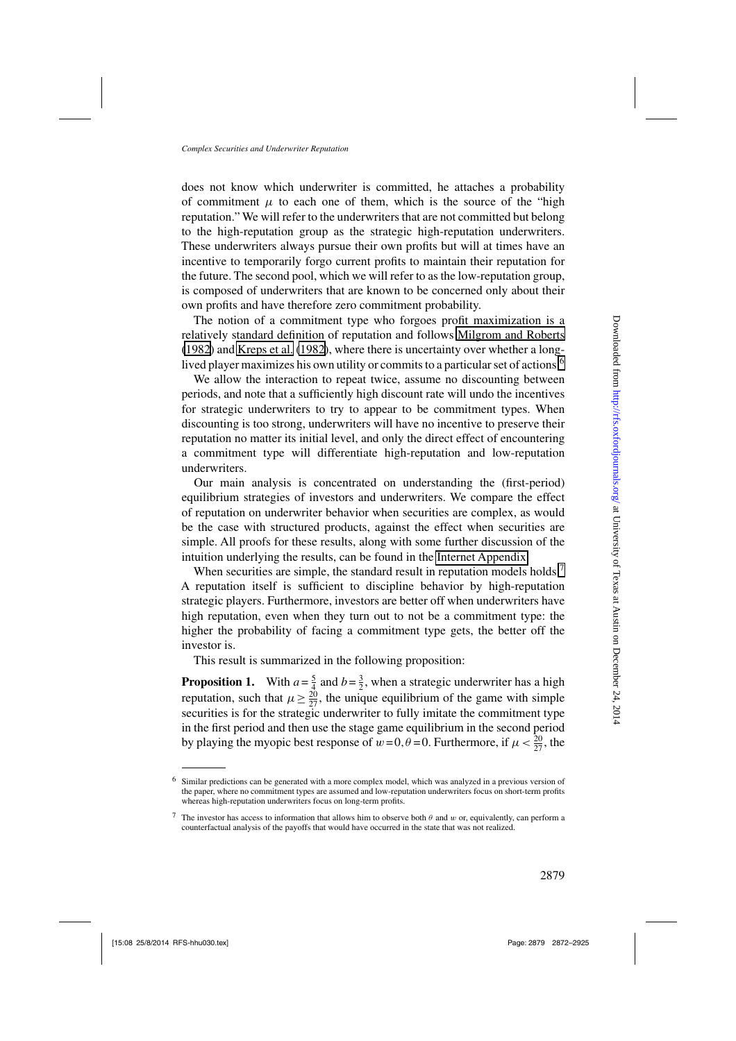does not know which underwriter is committed, he attaches a probability of commitment $\mu$ to each one of them, which is the source of the "high reputation." We will refer to the underwriters that are not committed but belong to the high-reputation group as the strategic high-reputation underwriters. These underwriters always pursue their own profits but will at times have an incentive to temporarily forgo current profits to maintain their reputation for the future. The second pool, which we will refer to as the low-reputation group, is composed of underwriters that are known to be concerned only about their own profits and have therefore zero commitment probability.

The notion of a commitment type who forgoes profit maximization is a relatively standard definition of reputation and follows Milgrom and Roberts (1982) and Kreps et al. (1982), where there is uncertainty over whether a long-lived player maximizes his own utility or commits to a particular set of actions.[6]

We allow the interaction to repeat twice, assume no discounting between periods, and note that a sufficiently high discount rate will undo the incentives for strategic underwriters to try to appear to be commitment types. When discounting is too strong, underwriters will have no incentive to preserve their reputation no matter its initial level, and only the direct effect of encountering a commitment type will differentiate high-reputation and low-reputation underwriters.

Our main analysis is concentrated on understanding the (first-period) equilibrium strategies of investors and underwriters. We compare the effect of reputation on underwriter behavior when securities are complex, as would be the case with structured products, against the effect when securities are simple. All proofs for these results, along with some further discussion of the intuition underlying the results, can be found in the Internet Appendix.

When securities are simple, the standard result in reputation models holds.[7] A reputation itself is sufficient to discipline behavior by high-reputation strategic players. Furthermore, investors are better off when underwriters have high reputation, even when they turn out to not be a commitment type: the higher the probability of facing a commitment type gets, the better off the investor is.

This result is summarized in the following proposition:

**Proposition 1.** With $a = \frac{5}{4}$ and $b = \frac{3}{2}$, when a strategic underwriter has a high reputation, such that $\mu \geq \frac{20}{27}$, the unique equilibrium of the game with simple securities is for the strategic underwriter to fully imitate the commitment type in the first period and then use the stage game equilibrium in the second period by playing the myopic best response of $w = 0, \theta = 0$. Furthermore, if $\mu < \frac{20}{27}$, the

[6] Similar predictions can be generated with a more complex model, which was analyzed in a previous version of the paper, where no commitment types are assumed and low-reputation underwriters focus on short-term profits whereas high-reputation underwriters focus on long-term profits.

[7] The investor has access to information that allows him to observe both $\theta$ and $w$ or, equivalently, can perform a counterfactual analysis of the payoffs that would have occurred in the state that was not realized.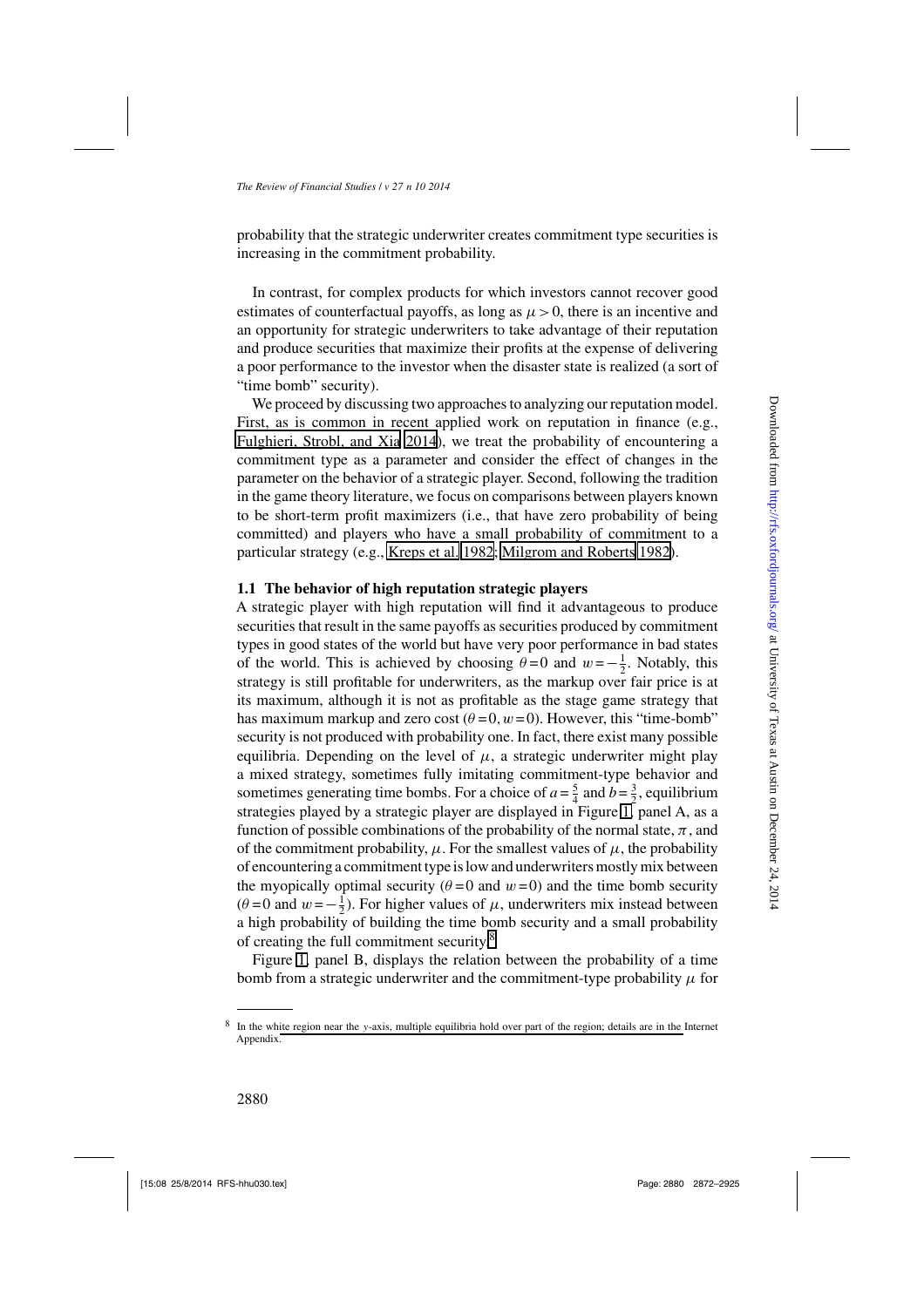probability that the strategic underwriter creates commitment type securities is increasing in the commitment probability.

In contrast, for complex products for which investors cannot recover good estimates of counterfactual payoffs, as long as $\mu > 0$, there is an incentive and an opportunity for strategic underwriters to take advantage of their reputation and produce securities that maximize their profits at the expense of delivering a poor performance to the investor when the disaster state is realized (a sort of "time bomb" security).

We proceed by discussing two approaches to analyzing our reputation model. First, as is common in recent applied work on reputation in finance (e.g., Fulghieri, Strobl, and Xia 2014), we treat the probability of encountering a commitment type as a parameter and consider the effect of changes in the parameter on the behavior of a strategic player. Second, following the tradition in the game theory literature, we focus on comparisons between players known to be short-term profit maximizers (i.e., that have zero probability of being committed) and players who have a small probability of commitment to a particular strategy (e.g., Kreps et al. 1982; Milgrom and Roberts 1982).

### 1.1 The behavior of high reputation strategic players

A strategic player with high reputation will find it advantageous to produce securities that result in the same payoffs as securities produced by commitment types in good states of the world but have very poor performance in bad states of the world. This is achieved by choosing $\theta = 0$ and $w = -\frac{1}{2}$. Notably, this strategy is still profitable for underwriters, as the markup over fair price is at its maximum, although it is not as profitable as the stage game strategy that has maximum markup and zero cost ($\theta = 0, w = 0$). However, this "time-bomb" security is not produced with probability one. In fact, there exist many possible equilibria. Depending on the level of $\mu$, a strategic underwriter might play a mixed strategy, sometimes fully imitating commitment-type behavior and sometimes generating time bombs. For a choice of $a = \frac{5}{4}$ and $b = \frac{3}{2}$, equilibrium strategies played by a strategic player are displayed in Figure 1, panel A, as a function of possible combinations of the probability of the normal state, $\pi$, and of the commitment probability, $\mu$. For the smallest values of $\mu$, the probability of encountering a commitment type is low and underwriters mostly mix between the myopically optimal security ($\theta = 0$ and $w = 0$) and the time bomb security ($\theta = 0$ and $w = -\frac{1}{2}$). For higher values of $\mu$, underwriters mix instead between a high probability of building the time bomb security and a small probability of creating the full commitment security.[8]

Figure 1, panel B, displays the relation between the probability of a time bomb from a strategic underwriter and the commitment-type probability $\mu$ for

[8] In the white region near the $y$-axis, multiple equilibria hold over part of the region; details are in the Internet Appendix.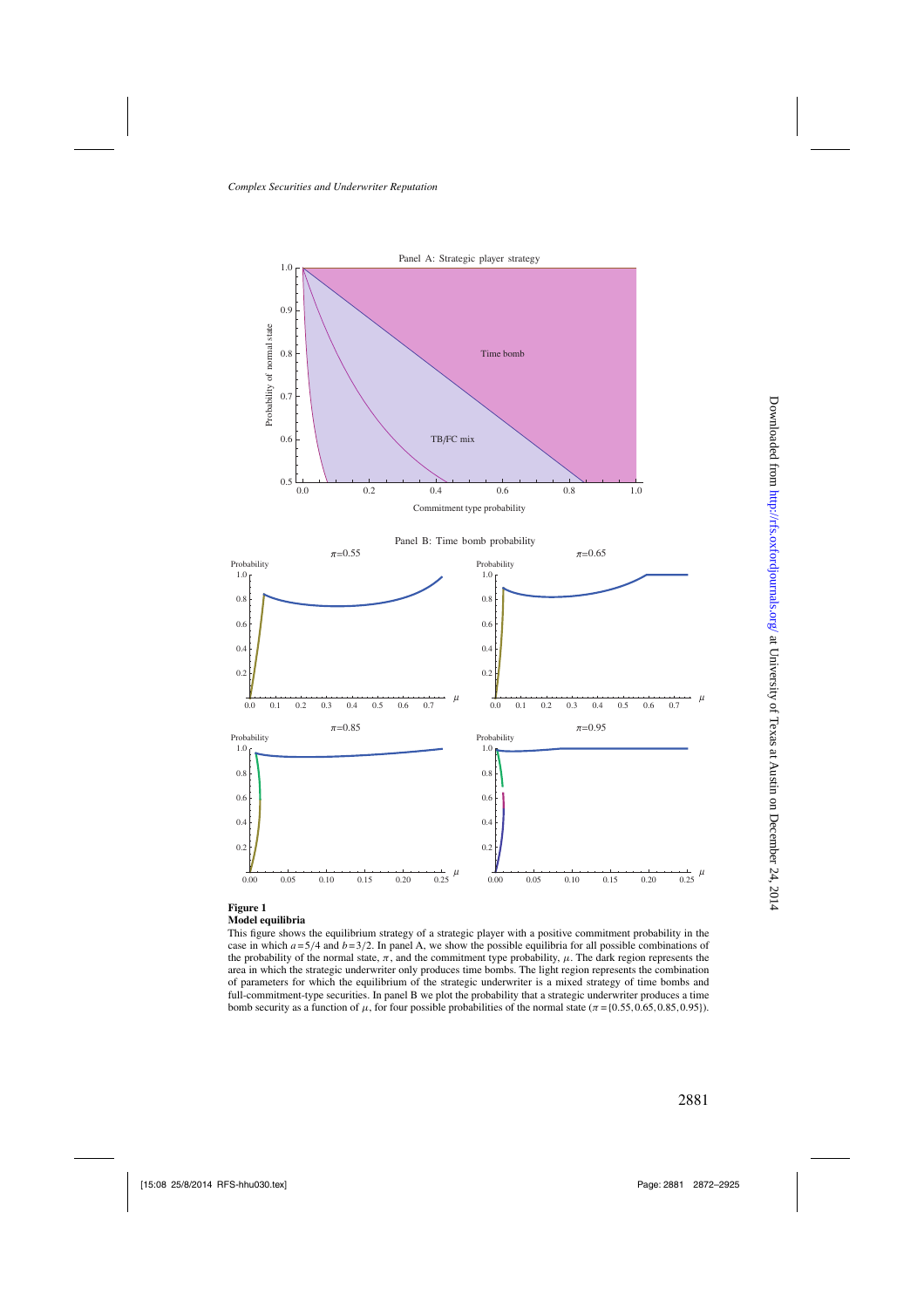**Figure 1**
**Model equilibria**

This figure shows the equilibrium strategy of a strategic player with a positive commitment probability in the case in which $a=5/4$ and $b=3/2$. In panel A, we show the possible equilibria for all possible combinations of the probability of the normal state, $\pi$, and the commitment type probability, $\mu$. The dark region represents the area in which the strategic underwriter only produces time bombs. The light region represents the combination of parameters for which the equilibrium of the strategic underwriter is a mixed strategy of time bombs and full-commitment-type securities. In panel B we plot the probability that a strategic underwriter produces a time bomb security as a function of $\mu$, for four possible probabilities of the normal state ($\pi=\{0.55, 0.65, 0.85, 0.95\}$).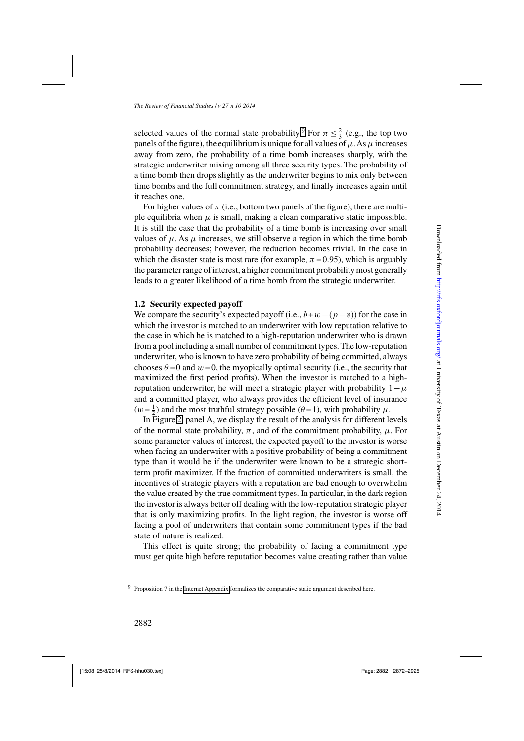selected values of the normal state probability.[9] For $\pi \leq \frac{2}{3}$ (e.g., the top two panels of the figure), the equilibrium is unique for all values of $\mu$. As $\mu$ increases away from zero, the probability of a time bomb increases sharply, with the strategic underwriter mixing among all three security types. The probability of a time bomb then drops slightly as the underwriter begins to mix only between time bombs and the full commitment strategy, and finally increases again until it reaches one.

For higher values of $\pi$ (i.e., bottom two panels of the figure), there are multiple equilibria when $\mu$ is small, making a clean comparative static impossible. It is still the case that the probability of a time bomb is increasing over small values of $\mu$. As $\mu$ increases, we still observe a region in which the time bomb probability decreases; however, the reduction becomes trivial. In the case in which the disaster state is most rare (for example, $\pi = 0.95$), which is arguably the parameter range of interest, a higher commitment probability most generally leads to a greater likelihood of a time bomb from the strategic underwriter.

### 1.2 Security expected payoff

We compare the security's expected payoff (i.e., $b + w - (p - v)$) for the case in which the investor is matched to an underwriter with low reputation relative to the case in which he is matched to a high-reputation underwriter who is drawn from a pool including a small number of commitment types. The low-reputation underwriter, who is known to have zero probability of being committed, always chooses $\theta = 0$ and $w = 0$, the myopically optimal security (i.e., the security that maximized the first period profits). When the investor is matched to a high-reputation underwriter, he will meet a strategic player with probability $1 - \mu$ and a committed player, who always provides the efficient level of insurance ($w = \frac{1}{2}$) and the most truthful strategy possible ($\theta = 1$), with probability $\mu$.

In Figure 2, panel A, we display the result of the analysis for different levels of the normal state probability, $\pi$, and of the commitment probability, $\mu$. For some parameter values of interest, the expected payoff to the investor is worse when facing an underwriter with a positive probability of being a commitment type than it would be if the underwriter were known to be a strategic short-term profit maximizer. If the fraction of committed underwriters is small, the incentives of strategic players with a reputation are bad enough to overwhelm the value created by the true commitment types. In particular, in the dark region the investor is always better off dealing with the low-reputation strategic player that is only maximizing profits. In the light region, the investor is worse off facing a pool of underwriters that contain some commitment types if the bad state of nature is realized.

This effect is quite strong; the probability of facing a commitment type must get quite high before reputation becomes value creating rather than value

[9] Proposition 7 in the Internet Appendix formalizes the comparative static argument described here.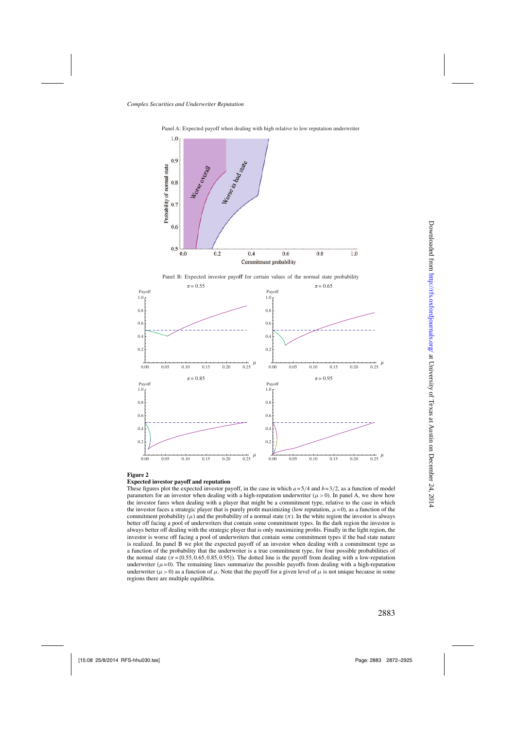Panel A: Expected payoff when dealing with high relative to low reputation underwriter

Panel B: Expected investor payoff for certain values of the normal state probability

**Figure 2**
**Expected investor payoff and reputation**
These figures plot the expected investor payoff, in the case in which $a=5/4$ and $b=3/2$, as a function of model parameters for an investor when dealing with a high-reputation underwriter ($\mu>0$). In panel A, we show how the investor fares when dealing with a player that might be a commitment type, relative to the case in which the investor faces a strategic player that is purely profit maximizing (low reputation, $\mu=0$), as a function of the commitment probability ($\mu$) and the probability of a normal state ($\pi$). In the white region the investor is always better off facing a pool of underwriters that contain some commitment types. In the dark region the investor is always better off dealing with the strategic player that is only maximizing profits. Finally in the light region, the investor is worse off facing a pool of underwriters that contain some commitment types if the bad state nature is realized. In panel B we plot the expected payoff of an investor when dealing with a commitment type as a function of the probability that the underwriter is a true commitment type, for four possible probabilities of the normal state ($\pi=\{0.55, 0.65, 0.85, 0.95\}$). The dotted line is the payoff from dealing with a low-reputation underwriter ($\mu=0$). The remaining lines summarize the possible payoffs from dealing with a high-reputation underwriter ($\mu>0$) as a function of $\mu$. Note that the payoff for a given level of $\mu$ is not unique because in some regions there are multiple equilibria.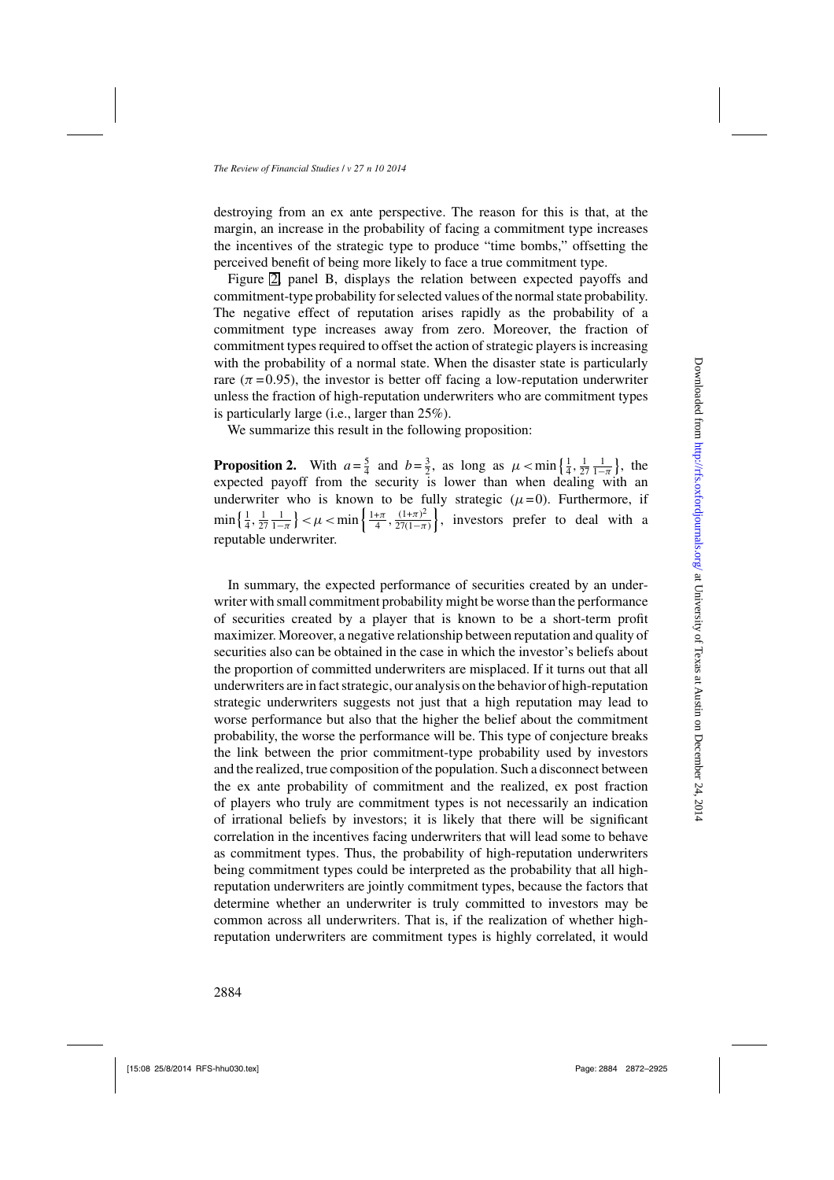destroying from an ex ante perspective. The reason for this is that, at the margin, an increase in the probability of facing a commitment type increases the incentives of the strategic type to produce "time bombs," offsetting the perceived benefit of being more likely to face a true commitment type.

Figure 2, panel B, displays the relation between expected payoffs and commitment-type probability for selected values of the normal state probability. The negative effect of reputation arises rapidly as the probability of a commitment type increases away from zero. Moreover, the fraction of commitment types required to offset the action of strategic players is increasing with the probability of a normal state. When the disaster state is particularly rare ($\pi = 0.95$), the investor is better off facing a low-reputation underwriter unless the fraction of high-reputation underwriters who are commitment types is particularly large (i.e., larger than 25%).

We summarize this result in the following proposition:

**Proposition 2.** With $a = \frac{5}{4}$ and $b = \frac{3}{2}$, as long as $\mu < \min\left\{\frac{1}{4}, \frac{1}{27}\frac{1}{1-\pi}\right\}$, the expected payoff from the security is lower than when dealing with an underwriter who is known to be fully strategic ($\mu = 0$). Furthermore, if $\min\left\{\frac{1}{4}, \frac{1}{27}\frac{1}{1-\pi}\right\} < \mu < \min\left\{\frac{1+\pi}{4}, \frac{(1+\pi)^2}{27(1-\pi)}\right\}$, investors prefer to deal with a reputable underwriter.

In summary, the expected performance of securities created by an underwriter with small commitment probability might be worse than the performance of securities created by a player that is known to be a short-term profit maximizer. Moreover, a negative relationship between reputation and quality of securities also can be obtained in the case in which the investor's beliefs about the proportion of committed underwriters are misplaced. If it turns out that all underwriters are in fact strategic, our analysis on the behavior of high-reputation strategic underwriters suggests not just that a high reputation may lead to worse performance but also that the higher the belief about the commitment probability, the worse the performance will be. This type of conjecture breaks the link between the prior commitment-type probability used by investors and the realized, true composition of the population. Such a disconnect between the ex ante probability of commitment and the realized, ex post fraction of players who truly are commitment types is not necessarily an indication of irrational beliefs by investors; it is likely that there will be significant correlation in the incentives facing underwriters that will lead some to behave as commitment types. Thus, the probability of high-reputation underwriters being commitment types could be interpreted as the probability that all high-reputation underwriters are jointly commitment types, because the factors that determine whether an underwriter is truly committed to investors may be common across all underwriters. That is, if the realization of whether high-reputation underwriters are commitment types is highly correlated, it would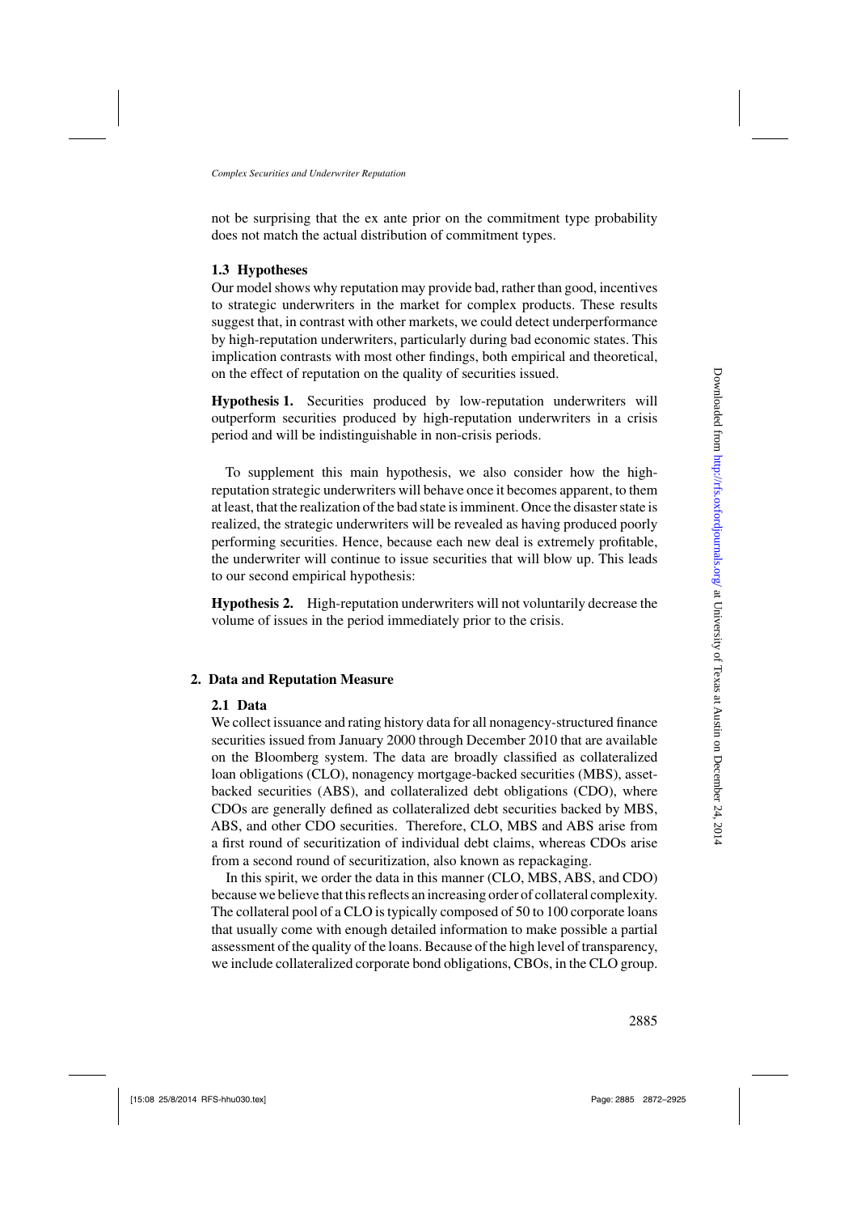not be surprising that the ex ante prior on the commitment type probability does not match the actual distribution of commitment types.

### 1.3 Hypotheses

Our model shows why reputation may provide bad, rather than good, incentives to strategic underwriters in the market for complex products. These results suggest that, in contrast with other markets, we could detect underperformance by high-reputation underwriters, particularly during bad economic states. This implication contrasts with most other findings, both empirical and theoretical, on the effect of reputation on the quality of securities issued.

**Hypothesis 1.** Securities produced by low-reputation underwriters will outperform securities produced by high-reputation underwriters in a crisis period and will be indistinguishable in non-crisis periods.

To supplement this main hypothesis, we also consider how the high-reputation strategic underwriters will behave once it becomes apparent, to them at least, that the realization of the bad state is imminent. Once the disaster state is realized, the strategic underwriters will be revealed as having produced poorly performing securities. Hence, because each new deal is extremely profitable, the underwriter will continue to issue securities that will blow up. This leads to our second empirical hypothesis:

**Hypothesis 2.** High-reputation underwriters will not voluntarily decrease the volume of issues in the period immediately prior to the crisis.

## 2. Data and Reputation Measure

### 2.1 Data

We collect issuance and rating history data for all nonagency-structured finance securities issued from January 2000 through December 2010 that are available on the Bloomberg system. The data are broadly classified as collateralized loan obligations (CLO), nonagency mortgage-backed securities (MBS), asset-backed securities (ABS), and collateralized debt obligations (CDO), where CDOs are generally defined as collateralized debt securities backed by MBS, ABS, and other CDO securities. Therefore, CLO, MBS and ABS arise from a first round of securitization of individual debt claims, whereas CDOs arise from a second round of securitization, also known as repackaging.

In this spirit, we order the data in this manner (CLO, MBS, ABS, and CDO) because we believe that this reflects an increasing order of collateral complexity. The collateral pool of a CLO is typically composed of 50 to 100 corporate loans that usually come with enough detailed information to make possible a partial assessment of the quality of the loans. Because of the high level of transparency, we include collateralized corporate bond obligations, CBOs, in the CLO group.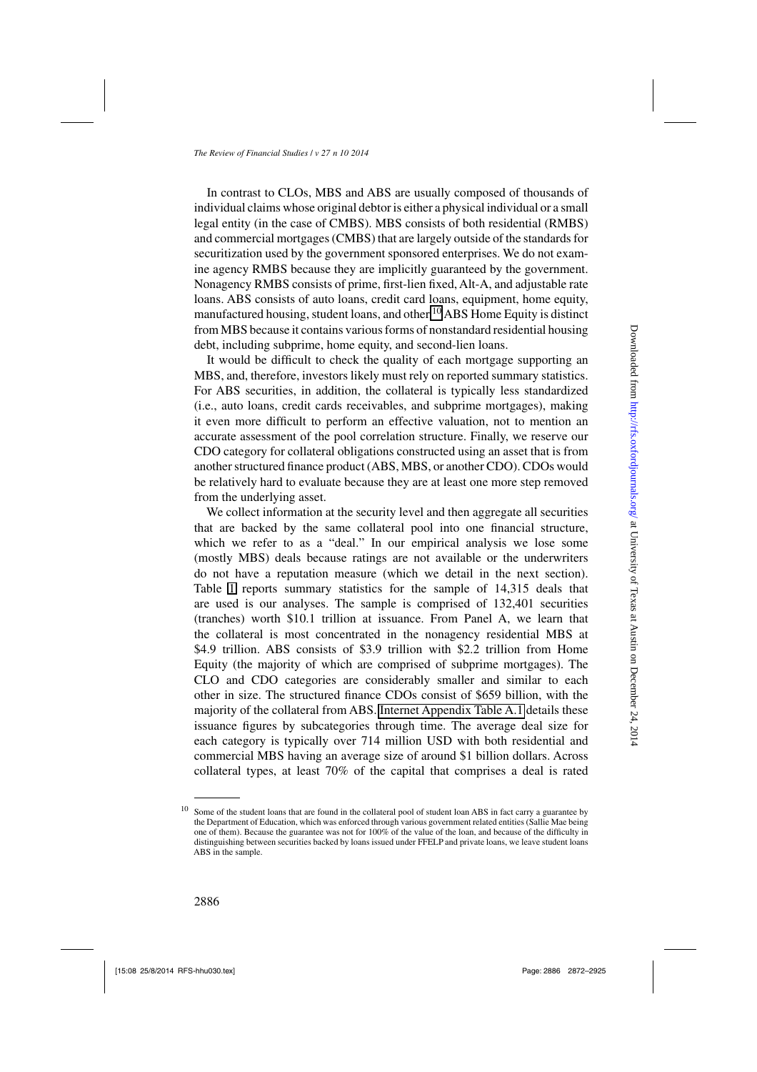In contrast to CLOs, MBS and ABS are usually composed of thousands of individual claims whose original debtor is either a physical individual or a small legal entity (in the case of CMBS). MBS consists of both residential (RMBS) and commercial mortgages (CMBS) that are largely outside of the standards for securitization used by the government sponsored enterprises. We do not examine agency RMBS because they are implicitly guaranteed by the government. Nonagency RMBS consists of prime, first-lien fixed, Alt-A, and adjustable rate loans. ABS consists of auto loans, credit card loans, equipment, home equity, manufactured housing, student loans, and other.[10] ABS Home Equity is distinct from MBS because it contains various forms of nonstandard residential housing debt, including subprime, home equity, and second-lien loans.

It would be difficult to check the quality of each mortgage supporting an MBS, and, therefore, investors likely must rely on reported summary statistics. For ABS securities, in addition, the collateral is typically less standardized (i.e., auto loans, credit cards receivables, and subprime mortgages), making it even more difficult to perform an effective valuation, not to mention an accurate assessment of the pool correlation structure. Finally, we reserve our CDO category for collateral obligations constructed using an asset that is from another structured finance product (ABS, MBS, or another CDO). CDOs would be relatively hard to evaluate because they are at least one more step removed from the underlying asset.

We collect information at the security level and then aggregate all securities that are backed by the same collateral pool into one financial structure, which we refer to as a "deal." In our empirical analysis we lose some (mostly MBS) deals because ratings are not available or the underwriters do not have a reputation measure (which we detail in the next section). Table 1 reports summary statistics for the sample of 14,315 deals that are used is our analyses. The sample is comprised of 132,401 securities (tranches) worth \$10.1 trillion at issuance. From Panel A, we learn that the collateral is most concentrated in the nonagency residential MBS at \$4.9 trillion. ABS consists of \$3.9 trillion with \$2.2 trillion from Home Equity (the majority of which are comprised of subprime mortgages). The CLO and CDO categories are considerably smaller and similar to each other in size. The structured finance CDOs consist of \$659 billion, with the majority of the collateral from ABS. Internet Appendix Table A.1 details these issuance figures by subcategories through time. The average deal size for each category is typically over 714 million USD with both residential and commercial MBS having an average size of around \$1 billion dollars. Across collateral types, at least 70% of the capital that comprises a deal is rated

---

[10] Some of the student loans that are found in the collateral pool of student loan ABS in fact carry a guarantee by the Department of Education, which was enforced through various government related entities (Sallie Mae being one of them). Because the guarantee was not for 100% of the value of the loan, and because of the difficulty in distinguishing between securities backed by loans issued under FFELP and private loans, we leave student loans ABS in the sample.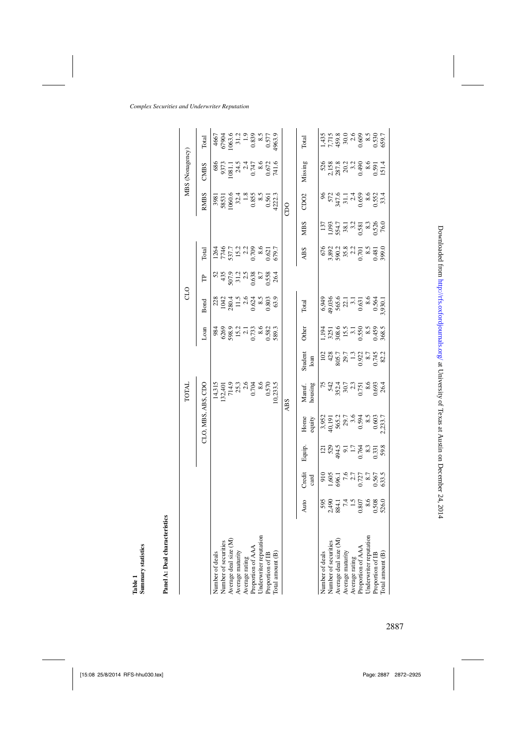**Table 1**
**Summary statistics**

**Panel A: Deal characteristics**

| | TOTAL | CLO | | | | MBS (Nonagency) | | |
|---|---|---|---|---|---|---|---|---|
| | CLO, MBS, ABS, CDO | Loan | Bond | TP | Total | RMBS | CMBS | Total |
| Number of deals | 14,315 | 984 | 228 | 52 | 1264 | 3981 | 686 | 4667 |
| Number of securities | 132,401 | 6269 | 1042 | 435 | 7746 | 58531 | 9373 | 67904 |
| Average deal size (M) | 714.9 | 598.9 | 280.4 | 507.9 | 537.7 | 1060.6 | 1081.1 | 1063.6 |
| Average maturity | 25.3 | 15.2 | 11.5 | 31.2 | 15.2 | 32.4 | 24.5 | 31.2 |
| Average rating | 2.6 | 2.1 | 2.6 | 2.5 | 2.2 | 1.8 | 2.4 | 1.9 |
| Proportion of AAA | 0.704 | 0.733 | 0.624 | 0.638 | 0.709 | 0.855 | 0.747 | 0.839 |
| Underwriter reputation | 8.6 | 8.6 | 8.5 | 8.7 | 8.6 | 8.5 | 8.6 | 8.5 |
| Proportion of IB | 0.570 | 0.582 | 0.803 | 0.558 | 0.621 | 0.561 | 0.672 | 0.577 |
| Total amount (B) | 10,233.5 | 589.3 | 63.9 | 26.4 | 679.7 | 4222.3 | 741.6 | 4963.9 |

| | ABS | | | | | | | | CDO | | | |
|---|---|---|---|---|---|---|---|---|---|---|---|---|
| | Auto | Credit card | Equip. | Home equity | Manuf. housing | Student loan | Other | Total | ABS | MBS | CDO2 | Missing | Total |
| Number of deals | 595 | 910 | 121 | 3,952 | 75 | 102 | 1,194 | 6,949 | 676 | 137 | 96 | 526 | 1,435 |
| Number of securities | 2,490 | 1,605 | 529 | 40,191 | 542 | 428 | 3251 | 49,036 | 3,892 | 1,093 | 572 | 2,158 | 7,715 |
| Average deal size (M) | 884.1 | 696.1 | 494.5 | 565.2 | 352.4 | 805.7 | 308.6 | 565.6 | 590.2 | 554.7 | 347.6 | 287.8 | 459.8 |
| Average maturity | 7.4 | 7.6 | 9.1 | 29.7 | 30.7 | 29.7 | 15.5 | 22.1 | 35.8 | 38.1 | 31.1 | 20.2 | 30.0 |
| Average rating | 1.5 | 2.7 | 1.7 | 3.6 | 2.3 | 1.3 | 3.1 | 3.1 | 2.2 | 3.2 | 2.4 | 3.2 | 2.6 |
| Proportion of AAA | 0.807 | 0.727 | 0.764 | 0.594 | 0.751 | 0.922 | 0.550 | 0.631 | 0.701 | 0.581 | 0.659 | 0.490 | 0.609 |
| Underwriter reputation | 8.6 | 8.7 | 8.3 | 8.5 | 8.6 | 8.7 | 8.5 | 8.6 | 8.5 | 8.3 | 8.6 | 8.6 | 8.5 |
| Proportion of IB | 0.508 | 0.567 | 0.331 | 0.603 | 0.693 | 0.745 | 0.459 | 0.564 | 0.481 | 0.526 | 0.552 | 0.591 | 0.530 |
| Total amount (B) | 526.0 | 633.5 | 59.8 | 2,233.7 | 26.4 | 82.2 | 368.5 | 3,930.1 | 399.0 | 76.0 | 33.4 | 151.4 | 659.7 |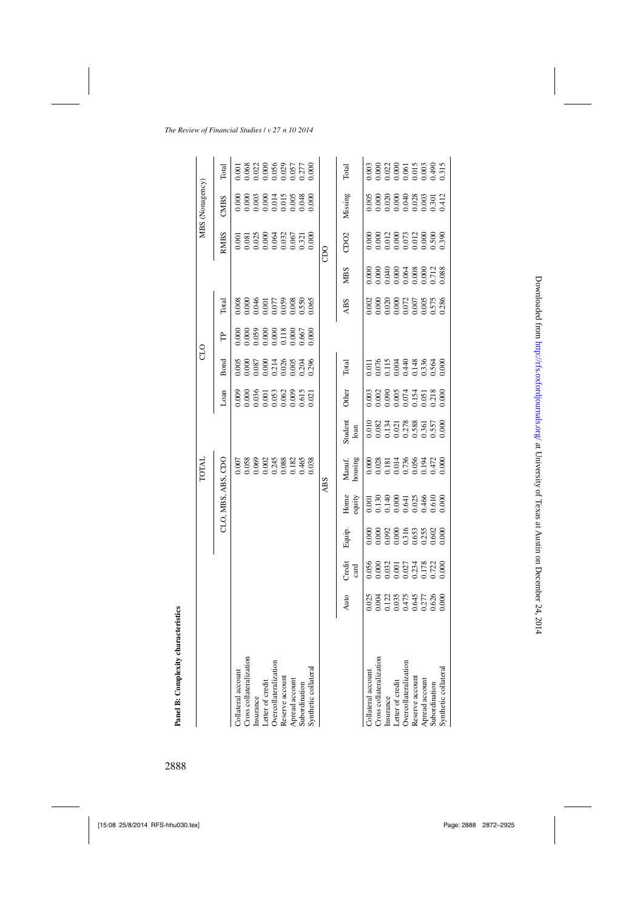**Panel B: Complexity characteristics**

| | TOTAL | CLO | | | | MBS (Nonagency) | | |
|---|---|---|---|---|---|---|---|---|
| | CLO, MBS, ABS, CDO | Loan | Bond | TP | Total | RMBS | CMBS | Total |
| Collateral account | 0.007 | 0.009 | 0.005 | 0.000 | 0.008 | 0.001 | 0.000 | 0.001 |
| Cross collateralization | 0.058 | 0.000 | 0.000 | 0.000 | 0.000 | 0.081 | 0.000 | 0.068 |
| Insurance | 0.069 | 0.036 | 0.087 | 0.059 | 0.046 | 0.025 | 0.003 | 0.022 |
| Letter of credit | 0.002 | 0.001 | 0.000 | 0.000 | 0.001 | 0.000 | 0.000 | 0.000 |
| Overcollateralization | 0.245 | 0.053 | 0.214 | 0.000 | 0.077 | 0.064 | 0.014 | 0.056 |
| Reserve account | 0.088 | 0.062 | 0.026 | 0.118 | 0.059 | 0.032 | 0.015 | 0.029 |
| Apread account | 0.182 | 0.009 | 0.005 | 0.000 | 0.008 | 0.067 | 0.005 | 0.057 |
| Subordination | 0.465 | 0.615 | 0.204 | 0.667 | 0.550 | 0.321 | 0.048 | 0.277 |
| Synthetic collateral | 0.038 | 0.021 | 0.296 | 0.000 | 0.065 | 0.000 | 0.000 | 0.000 |

| | ABS | | | | | | | | CDO | | | | |
|---|---|---|---|---|---|---|---|---|---|---|---|---|---|
| | Auto | Credit card | Equip. | Home equity | Manuf. housing | Student loan | Other | Total | ABS | MBS | CDO2 | Missing | Total |
| Collateral account | 0.025 | 0.056 | 0.000 | 0.001 | 0.000 | 0.010 | 0.003 | 0.011 | 0.002 | 0.000 | 0.000 | 0.005 | 0.003 |
| Cross collateralization | 0.004 | 0.000 | 0.000 | 0.130 | 0.028 | 0.082 | 0.002 | 0.076 | 0.000 | 0.000 | 0.000 | 0.000 | 0.000 |
| Insurance | 0.122 | 0.032 | 0.092 | 0.140 | 0.181 | 0.134 | 0.090 | 0.115 | 0.020 | 0.040 | 0.012 | 0.020 | 0.022 |
| Letter of credit | 0.035 | 0.001 | 0.000 | 0.000 | 0.014 | 0.021 | 0.005 | 0.004 | 0.000 | 0.000 | 0.000 | 0.000 | 0.000 |
| Overcollateralization | 0.475 | 0.027 | 0.316 | 0.641 | 0.736 | 0.278 | 0.074 | 0.440 | 0.072 | 0.064 | 0.073 | 0.040 | 0.061 |
| Reserve account | 0.645 | 0.234 | 0.653 | 0.025 | 0.056 | 0.588 | 0.154 | 0.148 | 0.007 | 0.008 | 0.012 | 0.028 | 0.015 |
| Apread account | 0.277 | 0.178 | 0.255 | 0.466 | 0.194 | 0.361 | 0.051 | 0.336 | 0.005 | 0.000 | 0.000 | 0.003 | 0.003 |
| Subordination | 0.626 | 0.722 | 0.602 | 0.610 | 0.472 | 0.557 | 0.218 | 0.564 | 0.575 | 0.712 | 0.500 | 0.301 | 0.490 |
| Synthetic collateral | 0.000 | 0.000 | 0.000 | 0.000 | 0.000 | 0.000 | 0.000 | 0.000 | 0.286 | 0.088 | 0.390 | 0.412 | 0.315 |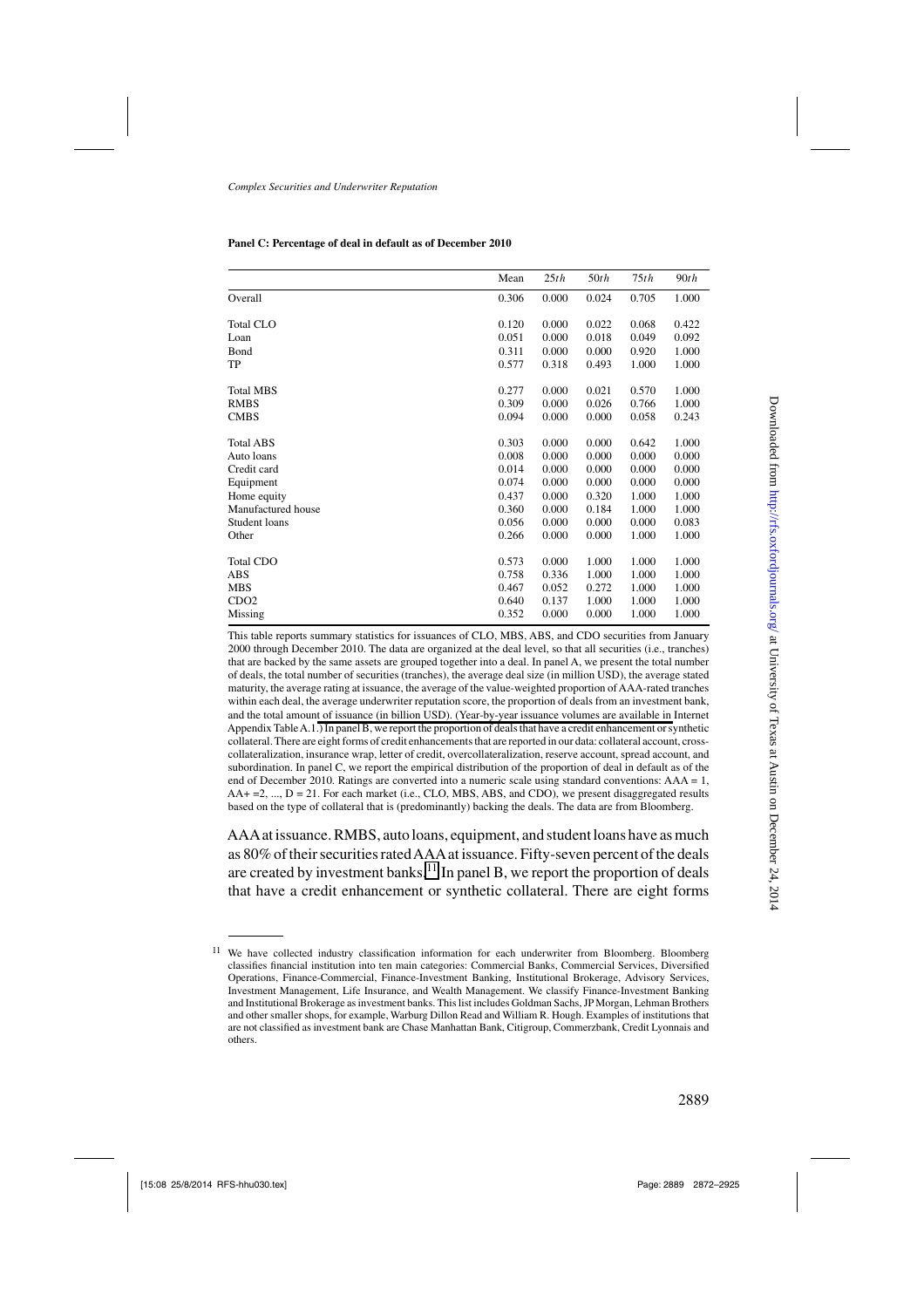**Panel C: Percentage of deal in default as of December 2010**

| | Mean | 25*th* | 50*th* | 75*th* | 90*th* |
|---|---|---|---|---|---|
| Overall | 0.306 | 0.000 | 0.024 | 0.705 | 1.000 |
| Total CLO | 0.120 | 0.000 | 0.022 | 0.068 | 0.422 |
| Loan | 0.051 | 0.000 | 0.018 | 0.049 | 0.092 |
| Bond | 0.311 | 0.000 | 0.000 | 0.920 | 1.000 |
| TP | 0.577 | 0.318 | 0.493 | 1.000 | 1.000 |
| Total MBS | 0.277 | 0.000 | 0.021 | 0.570 | 1.000 |
| RMBS | 0.309 | 0.000 | 0.026 | 0.766 | 1.000 |
| CMBS | 0.094 | 0.000 | 0.000 | 0.058 | 0.243 |
| Total ABS | 0.303 | 0.000 | 0.000 | 0.642 | 1.000 |
| Auto loans | 0.008 | 0.000 | 0.000 | 0.000 | 0.000 |
| Credit card | 0.014 | 0.000 | 0.000 | 0.000 | 0.000 |
| Equipment | 0.074 | 0.000 | 0.000 | 0.000 | 0.000 |
| Home equity | 0.437 | 0.000 | 0.320 | 1.000 | 1.000 |
| Manufactured house | 0.360 | 0.000 | 0.184 | 1.000 | 1.000 |
| Student loans | 0.056 | 0.000 | 0.000 | 0.000 | 0.083 |
| Other | 0.266 | 0.000 | 0.000 | 1.000 | 1.000 |
| Total CDO | 0.573 | 0.000 | 1.000 | 1.000 | 1.000 |
| ABS | 0.758 | 0.336 | 1.000 | 1.000 | 1.000 |
| MBS | 0.467 | 0.052 | 0.272 | 1.000 | 1.000 |
| CDO2 | 0.640 | 0.137 | 1.000 | 1.000 | 1.000 |
| Missing | 0.352 | 0.000 | 1.000 | 1.000 | 1.000 |

This table reports summary statistics for issuances of CLO, MBS, ABS, and CDO securities from January 2000 through December 2010. The data are organized at the deal level, so that all securities (i.e., tranches) that are backed by the same assets are grouped together into a deal. In panel A, we present the total number of deals, the total number of securities (tranches), the average deal size (in million USD), the average stated maturity, the average rating at issuance, the average of the value-weighted proportion of AAA-rated tranches within each deal, the average underwriter reputation score, the proportion of deals from an investment bank, and the total amount of issuance (in billion USD). (Year-by-year issuance volumes are available in Internet Appendix Table A.1.) In panel B, we report the proportion of deals that have a credit enhancement or synthetic collateral. There are eight forms of credit enhancements that are reported in our data: collateral account, cross-collateralization, insurance wrap, letter of credit, overcollateralization, reserve account, spread account, and subordination. In panel C, we report the empirical distribution of the proportion of deal in default as of the end of December 2010. Ratings are converted into a numeric scale using standard conventions: AAA = 1, AA+ =2, ..., D = 21. For each market (i.e., CLO, MBS, ABS, and CDO), we present disaggregated results based on the type of collateral that is (predominantly) backing the deals. The data are from Bloomberg.

AAA at issuance. RMBS, auto loans, equipment, and student loans have as much as 80% of their securities rated AAA at issuance. Fifty-seven percent of the deals are created by investment banks.[11] In panel B, we report the proportion of deals that have a credit enhancement or synthetic collateral. There are eight forms

[11] We have collected industry classification information for each underwriter from Bloomberg. Bloomberg classifies financial institution into ten main categories: Commercial Banks, Commercial Services, Diversified Operations, Finance-Commercial, Finance-Investment Banking, Institutional Brokerage, Advisory Services, Investment Management, Life Insurance, and Wealth Management. We classify Finance-Investment Banking and Institutional Brokerage as investment banks. This list includes Goldman Sachs, JP Morgan, Lehman Brothers and other smaller shops, for example, Warburg Dillon Read and William R. Hough. Examples of institutions that are not classified as investment bank are Chase Manhattan Bank, Citigroup, Commerzbank, Credit Lyonnais and others.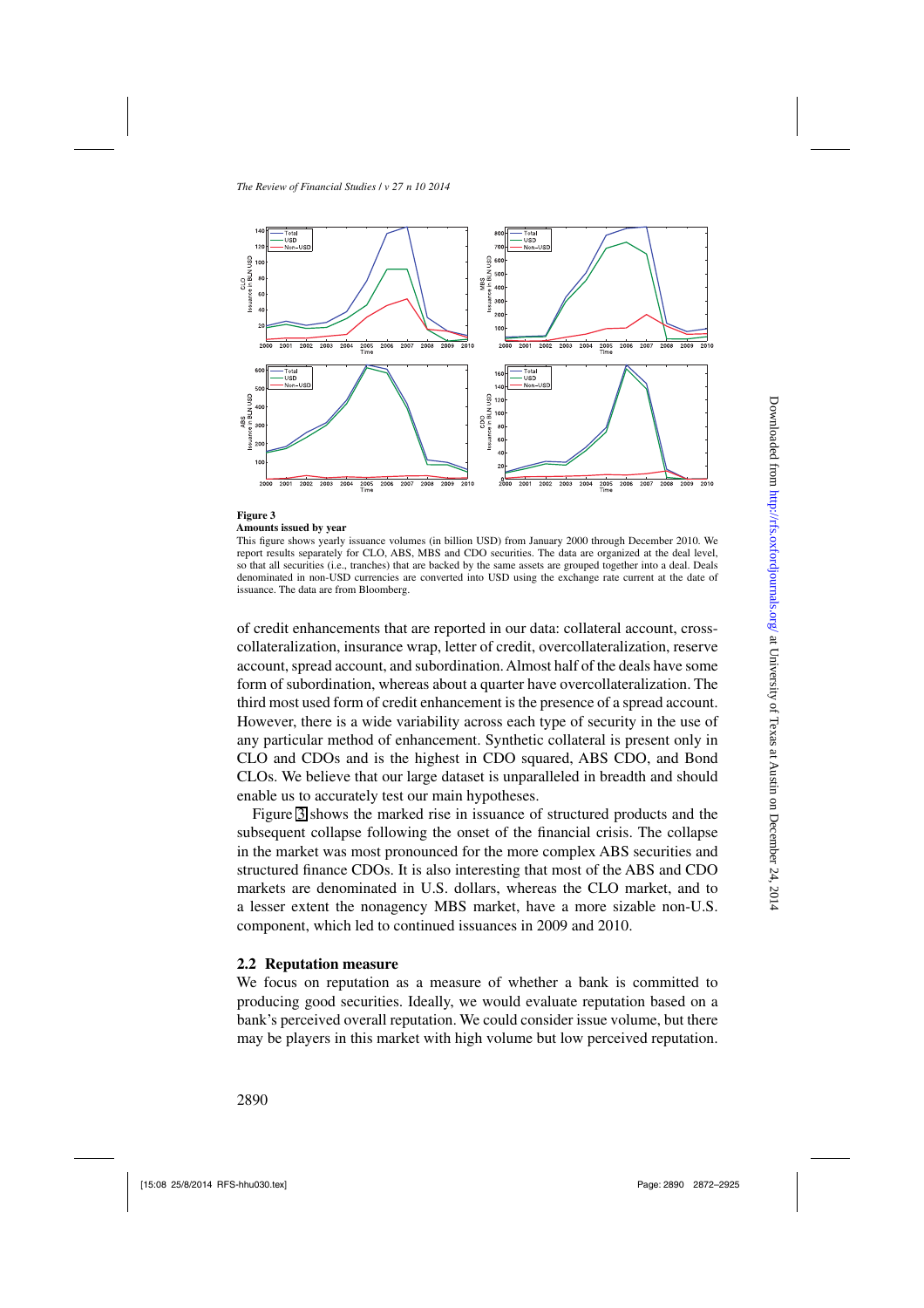**Figure 3**

**Amounts issued by year**

This figure shows yearly issuance volumes (in billion USD) from January 2000 through December 2010. We report results separately for CLO, ABS, MBS and CDO securities. The data are organized at the deal level, so that all securities (i.e., tranches) that are backed by the same assets are grouped together into a deal. Deals denominated in non-USD currencies are converted into USD using the exchange rate current at the date of issuance. The data are from Bloomberg.

of credit enhancements that are reported in our data: collateral account, cross-collateralization, insurance wrap, letter of credit, overcollateralization, reserve account, spread account, and subordination. Almost half of the deals have some form of subordination, whereas about a quarter have overcollateralization. The third most used form of credit enhancement is the presence of a spread account. However, there is a wide variability across each type of security in the use of any particular method of enhancement. Synthetic collateral is present only in CLO and CDOs and is the highest in CDO squared, ABS CDO, and Bond CLOs. We believe that our large dataset is unparalleled in breadth and should enable us to accurately test our main hypotheses.

Figure 3 shows the marked rise in issuance of structured products and the subsequent collapse following the onset of the financial crisis. The collapse in the market was most pronounced for the more complex ABS securities and structured finance CDOs. It is also interesting that most of the ABS and CDO markets are denominated in U.S. dollars, whereas the CLO market, and to a lesser extent the nonagency MBS market, have a more sizable non-U.S. component, which led to continued issuances in 2009 and 2010.

## 2.2 Reputation measure

We focus on reputation as a measure of whether a bank is committed to producing good securities. Ideally, we would evaluate reputation based on a bank's perceived overall reputation. We could consider issue volume, but there may be players in this market with high volume but low perceived reputation.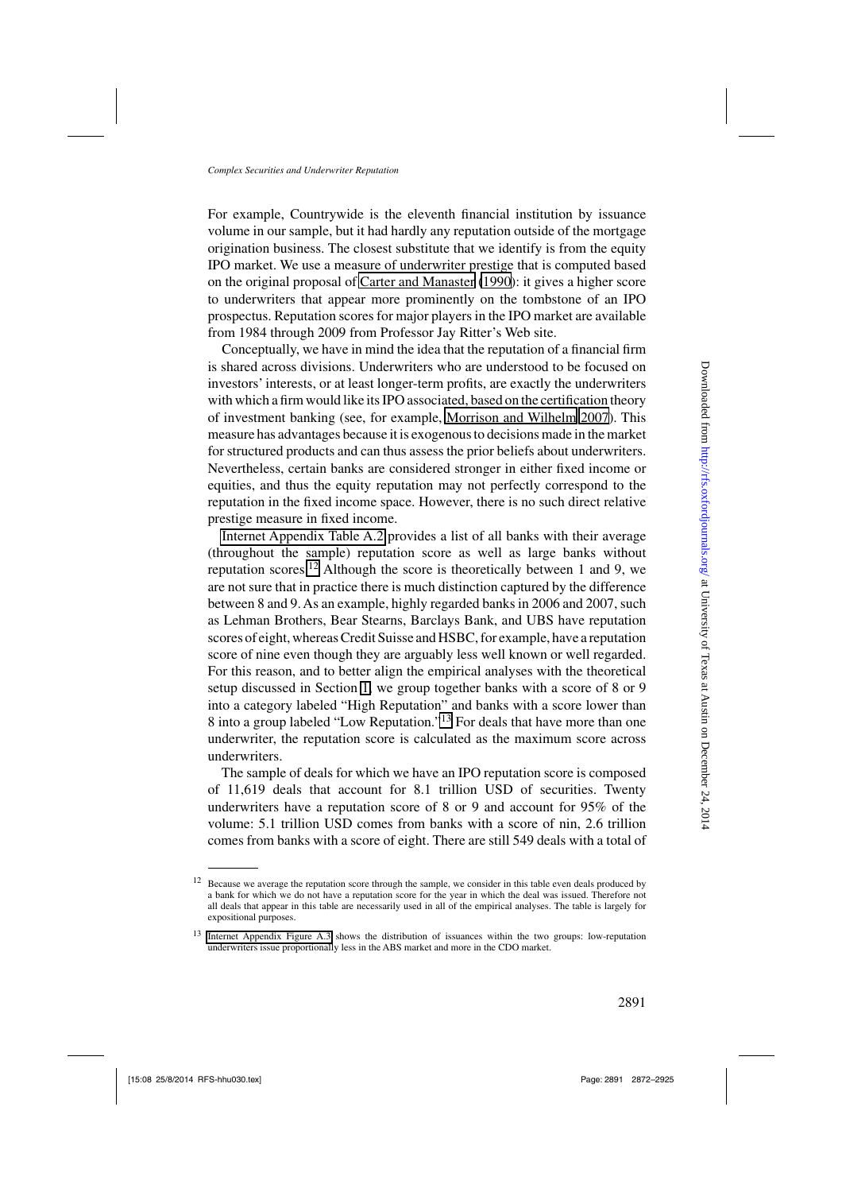For example, Countrywide is the eleventh financial institution by issuance volume in our sample, but it had hardly any reputation outside of the mortgage origination business. The closest substitute that we identify is from the equity IPO market. We use a measure of underwriter prestige that is computed based on the original proposal of Carter and Manaster (1990): it gives a higher score to underwriters that appear more prominently on the tombstone of an IPO prospectus. Reputation scores for major players in the IPO market are available from 1984 through 2009 from Professor Jay Ritter's Web site.

Conceptually, we have in mind the idea that the reputation of a financial firm is shared across divisions. Underwriters who are understood to be focused on investors' interests, or at least longer-term profits, are exactly the underwriters with which a firm would like its IPO associated, based on the certification theory of investment banking (see, for example, Morrison and Wilhelm 2007). This measure has advantages because it is exogenous to decisions made in the market for structured products and can thus assess the prior beliefs about underwriters. Nevertheless, certain banks are considered stronger in either fixed income or equities, and thus the equity reputation may not perfectly correspond to the reputation in the fixed income space. However, there is no such direct relative prestige measure in fixed income.

Internet Appendix Table A.2 provides a list of all banks with their average (throughout the sample) reputation score as well as large banks without reputation scores.[12] Although the score is theoretically between 1 and 9, we are not sure that in practice there is much distinction captured by the difference between 8 and 9. As an example, highly regarded banks in 2006 and 2007, such as Lehman Brothers, Bear Stearns, Barclays Bank, and UBS have reputation scores of eight, whereas Credit Suisse and HSBC, for example, have a reputation score of nine even though they are arguably less well known or well regarded. For this reason, and to better align the empirical analyses with the theoretical setup discussed in Section 1, we group together banks with a score of 8 or 9 into a category labeled "High Reputation" and banks with a score lower than 8 into a group labeled "Low Reputation."[13] For deals that have more than one underwriter, the reputation score is calculated as the maximum score across underwriters.

The sample of deals for which we have an IPO reputation score is composed of 11,619 deals that account for 8.1 trillion USD of securities. Twenty underwriters have a reputation score of 8 or 9 and account for 95% of the volume: 5.1 trillion USD comes from banks with a score of nin, 2.6 trillion comes from banks with a score of eight. There are still 549 deals with a total of

---

[12] Because we average the reputation score through the sample, we consider in this table even deals produced by a bank for which we do not have a reputation score for the year in which the deal was issued. Therefore not all deals that appear in this table are necessarily used in all of the empirical analyses. The table is largely for expositional purposes.

[13] Internet Appendix Figure A.3 shows the distribution of issuances within the two groups: low-reputation underwriters issue proportionally less in the ABS market and more in the CDO market.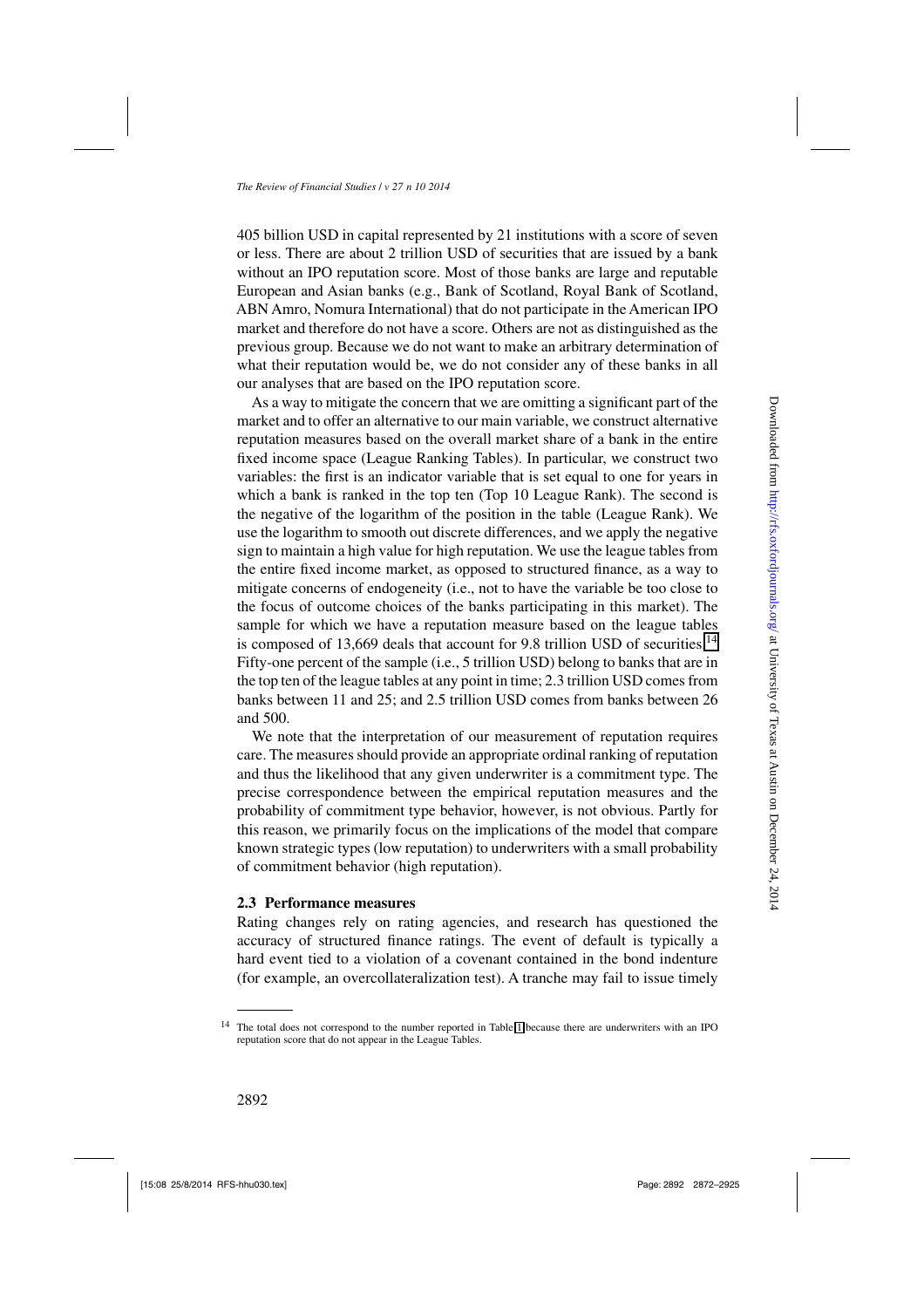405 billion USD in capital represented by 21 institutions with a score of seven or less. There are about 2 trillion USD of securities that are issued by a bank without an IPO reputation score. Most of those banks are large and reputable European and Asian banks (e.g., Bank of Scotland, Royal Bank of Scotland, ABN Amro, Nomura International) that do not participate in the American IPO market and therefore do not have a score. Others are not as distinguished as the previous group. Because we do not want to make an arbitrary determination of what their reputation would be, we do not consider any of these banks in all our analyses that are based on the IPO reputation score.

As a way to mitigate the concern that we are omitting a significant part of the market and to offer an alternative to our main variable, we construct alternative reputation measures based on the overall market share of a bank in the entire fixed income space (League Ranking Tables). In particular, we construct two variables: the first is an indicator variable that is set equal to one for years in which a bank is ranked in the top ten (Top 10 League Rank). The second is the negative of the logarithm of the position in the table (League Rank). We use the logarithm to smooth out discrete differences, and we apply the negative sign to maintain a high value for high reputation. We use the league tables from the entire fixed income market, as opposed to structured finance, as a way to mitigate concerns of endogeneity (i.e., not to have the variable be too close to the focus of outcome choices of the banks participating in this market). The sample for which we have a reputation measure based on the league tables is composed of 13,669 deals that account for 9.8 trillion USD of securities.[14] Fifty-one percent of the sample (i.e., 5 trillion USD) belong to banks that are in the top ten of the league tables at any point in time; 2.3 trillion USD comes from banks between 11 and 25; and 2.5 trillion USD comes from banks between 26 and 500.

We note that the interpretation of our measurement of reputation requires care. The measures should provide an appropriate ordinal ranking of reputation and thus the likelihood that any given underwriter is a commitment type. The precise correspondence between the empirical reputation measures and the probability of commitment type behavior, however, is not obvious. Partly for this reason, we primarily focus on the implications of the model that compare known strategic types (low reputation) to underwriters with a small probability of commitment behavior (high reputation).

### 2.3 Performance measures

Rating changes rely on rating agencies, and research has questioned the accuracy of structured finance ratings. The event of default is typically a hard event tied to a violation of a covenant contained in the bond indenture (for example, an overcollateralization test). A tranche may fail to issue timely

---

[14] The total does not correspond to the number reported in Table 1 because there are underwriters with an IPO reputation score that do not appear in the League Tables.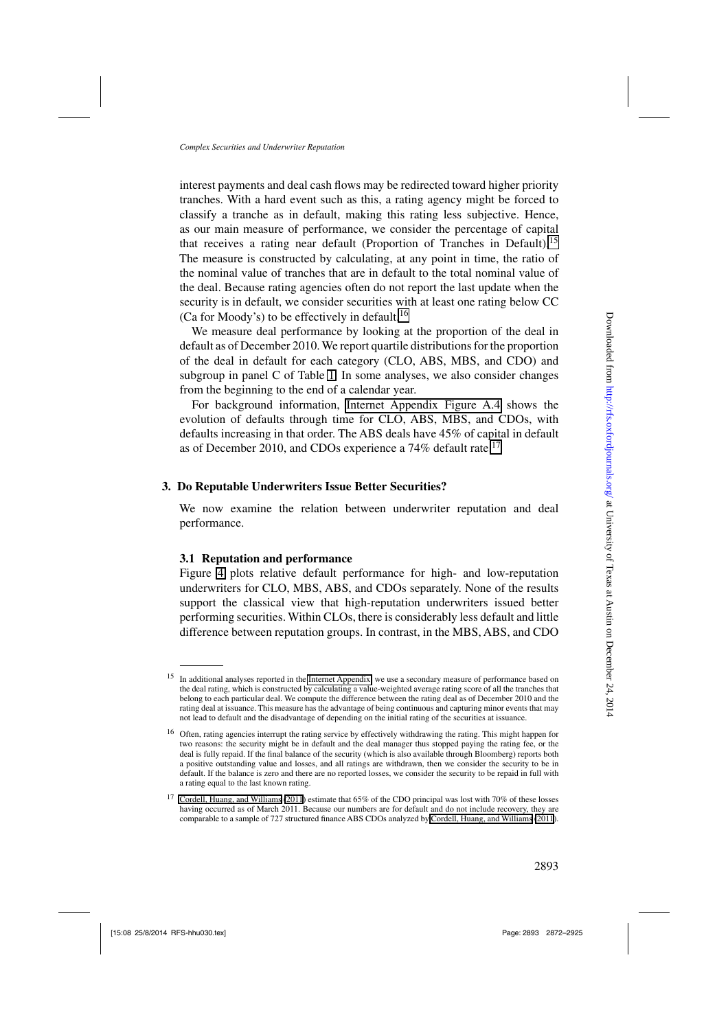interest payments and deal cash flows may be redirected toward higher priority tranches. With a hard event such as this, a rating agency might be forced to classify a tranche as in default, making this rating less subjective. Hence, as our main measure of performance, we consider the percentage of capital that receives a rating near default (Proportion of Tranches in Default).[15] The measure is constructed by calculating, at any point in time, the ratio of the nominal value of tranches that are in default to the total nominal value of the deal. Because rating agencies often do not report the last update when the security is in default, we consider securities with at least one rating below CC (Ca for Moody's) to be effectively in default.[16]

We measure deal performance by looking at the proportion of the deal in default as of December 2010. We report quartile distributions for the proportion of the deal in default for each category (CLO, ABS, MBS, and CDO) and subgroup in panel C of Table 1. In some analyses, we also consider changes from the beginning to the end of a calendar year.

For background information, Internet Appendix Figure A.4 shows the evolution of defaults through time for CLO, ABS, MBS, and CDOs, with defaults increasing in that order. The ABS deals have 45% of capital in default as of December 2010, and CDOs experience a 74% default rate.[17]

## 3. Do Reputable Underwriters Issue Better Securities?

We now examine the relation between underwriter reputation and deal performance.

### 3.1 Reputation and performance

Figure 4 plots relative default performance for high- and low-reputation underwriters for CLO, MBS, ABS, and CDOs separately. None of the results support the classical view that high-reputation underwriters issued better performing securities. Within CLOs, there is considerably less default and little difference between reputation groups. In contrast, in the MBS, ABS, and CDO

---

[15] In additional analyses reported in the Internet Appendix, we use a secondary measure of performance based on the deal rating, which is constructed by calculating a value-weighted average rating score of all the tranches that belong to each particular deal. We compute the difference between the rating deal as of December 2010 and the rating deal at issuance. This measure has the advantage of being continuous and capturing minor events that may not lead to default and the disadvantage of depending on the initial rating of the securities at issuance.

[16] Often, rating agencies interrupt the rating service by effectively withdrawing the rating. This might happen for two reasons: the security might be in default and the deal manager thus stopped paying the rating fee, or the deal is fully repaid. If the final balance of the security (which is also available through Bloomberg) reports both a positive outstanding value and losses, and all ratings are withdrawn, then we consider the security to be in default. If the balance is zero and there are no reported losses, we consider the security to be repaid in full with a rating equal to the last known rating.

[17] Cordell, Huang, and Williams (2011) estimate that 65% of the CDO principal was lost with 70% of these losses having occurred as of March 2011. Because our numbers are for default and do not include recovery, they are comparable to a sample of 727 structured finance ABS CDOs analyzed by Cordell, Huang, and Williams (2011).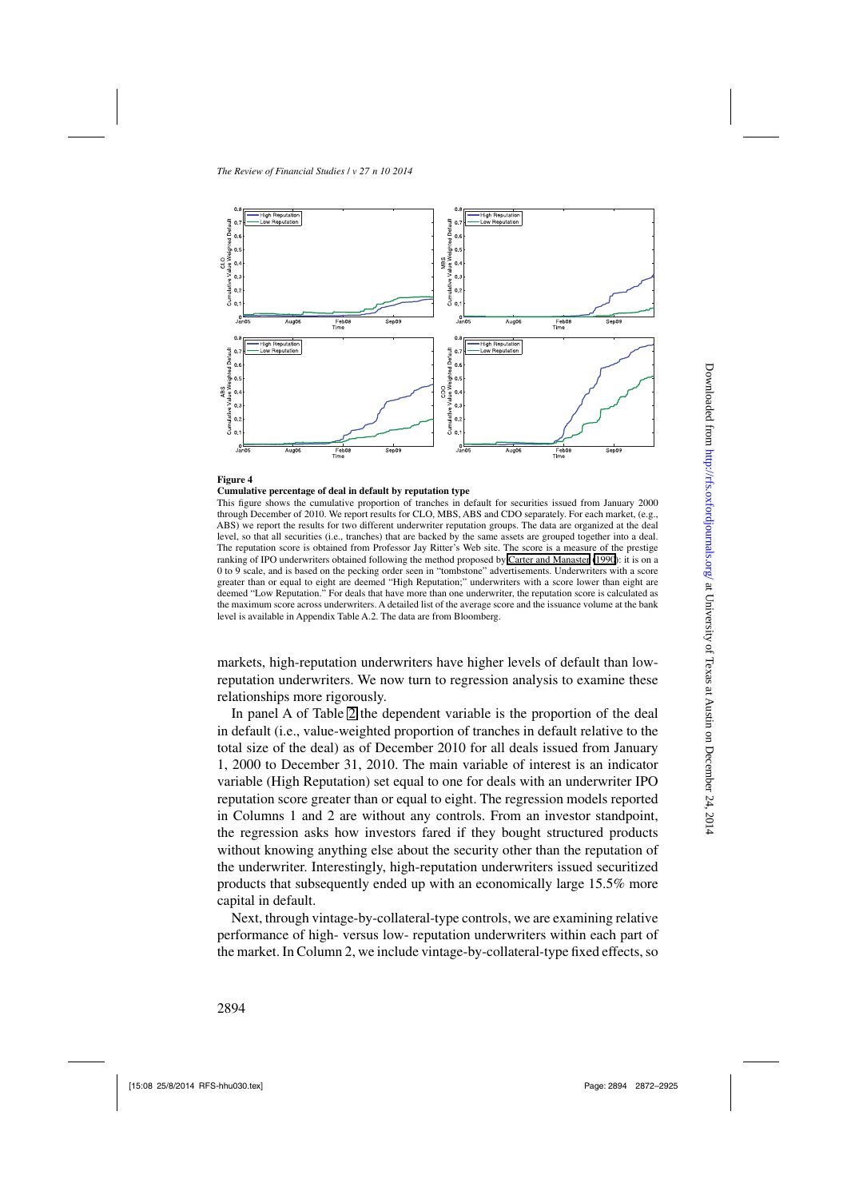**Figure 4**

**Cumulative percentage of deal in default by reputation type**

This figure shows the cumulative proportion of tranches in default for securities issued from January 2000 through December of 2010. We report results for CLO, MBS, ABS and CDO separately. For each market, (e.g., ABS) we report the results for two different underwriter reputation groups. The data are organized at the deal level, so that all securities (i.e., tranches) that are backed by the same assets are grouped together into a deal. The reputation score is obtained from Professor Jay Ritter's Web site. The score is a measure of the prestige ranking of IPO underwriters obtained following the method proposed by Carter and Manaster (1990): it is on a 0 to 9 scale, and is based on the pecking order seen in "tombstone" advertisements. Underwriters with a score greater than or equal to eight are deemed "High Reputation;" underwriters with a score lower than eight are deemed "Low Reputation." For deals that have more than one underwriter, the reputation score is calculated as the maximum score across underwriters. A detailed list of the average score and the issuance volume at the bank level is available in Appendix Table A.2. The data are from Bloomberg.

markets, high-reputation underwriters have higher levels of default than low-reputation underwriters. We now turn to regression analysis to examine these relationships more rigorously.

In panel A of Table 2 the dependent variable is the proportion of the deal in default (i.e., value-weighted proportion of tranches in default relative to the total size of the deal) as of December 2010 for all deals issued from January 1, 2000 to December 31, 2010. The main variable of interest is an indicator variable (High Reputation) set equal to one for deals with an underwriter IPO reputation score greater than or equal to eight. The regression models reported in Columns 1 and 2 are without any controls. From an investor standpoint, the regression asks how investors fared if they bought structured products without knowing anything else about the security other than the reputation of the underwriter. Interestingly, high-reputation underwriters issued securitized products that subsequently ended up with an economically large 15.5% more capital in default.

Next, through vintage-by-collateral-type controls, we are examining relative performance of high- versus low- reputation underwriters within each part of the market. In Column 2, we include vintage-by-collateral-type fixed effects, so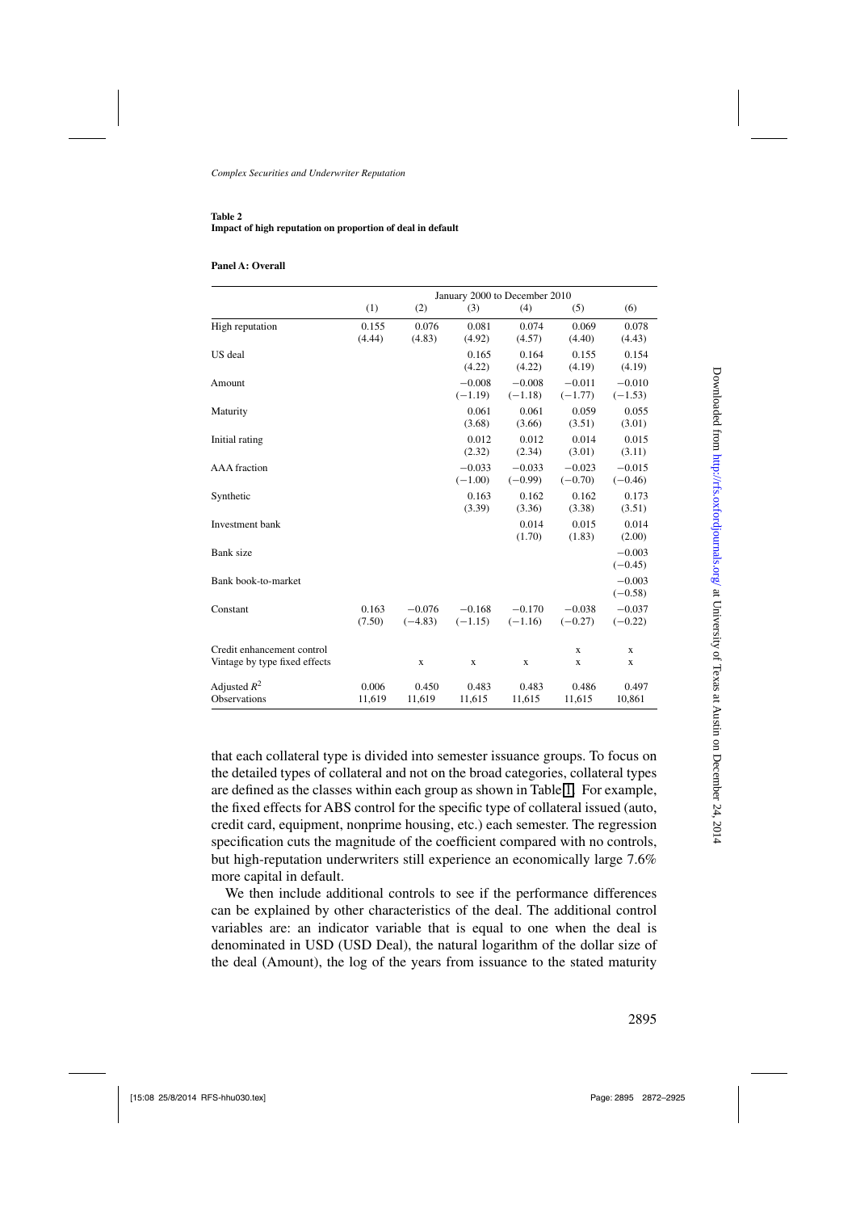**Table 2**
**Impact of high reputation on proportion of deal in default**

**Panel A: Overall**

| | January 2000 to December 2010 | | | | | |
|---|---|---|---|---|---|---|
| | (1) | (2) | (3) | (4) | (5) | (6) |
| High reputation | 0.155 | 0.076 | 0.081 | 0.074 | 0.069 | 0.078 |
| | (4.44) | (4.83) | (4.92) | (4.57) | (4.40) | (4.43) |
| US deal | | | 0.165 | 0.164 | 0.155 | 0.154 |
| | | | (4.22) | (4.22) | (4.19) | (4.19) |
| Amount | | | −0.008 | −0.008 | −0.011 | −0.010 |
| | | | (−1.19) | (−1.18) | (−1.77) | (−1.53) |
| Maturity | | | 0.061 | 0.061 | 0.059 | 0.055 |
| | | | (3.68) | (3.66) | (3.51) | (3.01) |
| Initial rating | | | 0.012 | 0.012 | 0.014 | 0.015 |
| | | | (2.32) | (2.34) | (3.01) | (3.11) |
| AAA fraction | | | −0.033 | −0.033 | −0.023 | −0.015 |
| | | | (−1.00) | (−0.99) | (−0.70) | (−0.46) |
| Synthetic | | | 0.163 | 0.162 | 0.162 | 0.173 |
| | | | (3.39) | (3.36) | (3.38) | (3.51) |
| Investment bank | | | | 0.014 | 0.015 | 0.014 |
| | | | | (1.70) | (1.83) | (2.00) |
| Bank size | | | | | | −0.003 |
| | | | | | | (−0.45) |
| Bank book-to-market | | | | | | −0.003 |
| | | | | | | (−0.58) |
| Constant | 0.163 | −0.076 | −0.168 | −0.170 | −0.038 | −0.037 |
| | (7.50) | (−4.83) | (−1.15) | (−1.16) | (−0.27) | (−0.22) |
| Credit enhancement control | | | | | x | x |
| Vintage by type fixed effects | | x | x | x | x | x |
| Adjusted $R^2$ | 0.006 | 0.450 | 0.483 | 0.483 | 0.486 | 0.497 |
| Observations | 11,619 | 11,619 | 11,615 | 11,615 | 11,615 | 10,861 |

that each collateral type is divided into semester issuance groups. To focus on the detailed types of collateral and not on the broad categories, collateral types are defined as the classes within each group as shown in Table 1. For example, the fixed effects for ABS control for the specific type of collateral issued (auto, credit card, equipment, nonprime housing, etc.) each semester. The regression specification cuts the magnitude of the coefficient compared with no controls, but high-reputation underwriters still experience an economically large 7.6% more capital in default.

We then include additional controls to see if the performance differences can be explained by other characteristics of the deal. The additional control variables are: an indicator variable that is equal to one when the deal is denominated in USD (USD Deal), the natural logarithm of the dollar size of the deal (Amount), the log of the years from issuance to the stated maturity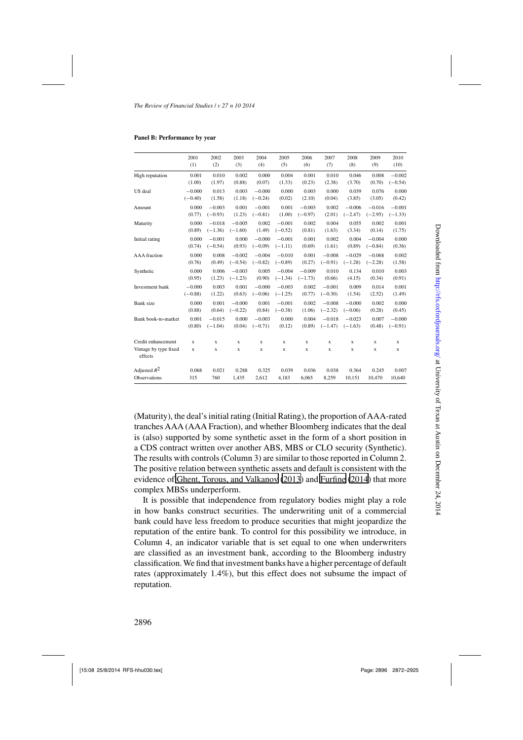**Panel B: Performance by year**

| | 2001 (1) | 2002 (2) | 2003 (3) | 2004 (4) | 2005 (5) | 2006 (6) | 2007 (7) | 2008 (8) | 2009 (9) | 2010 (10) |
|---|---|---|---|---|---|---|---|---|---|---|
| High reputation | 0.001 | 0.010 | 0.002 | 0.000 | 0.004 | 0.001 | 0.010 | 0.046 | 0.008 | −0.002 |
| | (1.00) | (1.97) | (0.88) | (0.07) | (1.33) | (0.23) | (2.38) | (3.70) | (0.70) | (−0.54) |
| US deal | −0.000 | 0.013 | 0.003 | −0.000 | 0.000 | 0.003 | 0.000 | 0.039 | 0.076 | 0.000 |
| | (−0.40) | (1.58) | (1.18) | (−0.24) | (0.02) | (2.10) | (0.04) | (3.85) | (3.05) | (0.42) |
| Amount | 0.000 | −0.003 | 0.001 | −0.001 | 0.001 | −0.003 | 0.002 | −0.006 | −0.016 | −0.001 |
| | (0.77) | (−0.93) | (1.23) | (−0.81) | (1.00) | (−0.97) | (2.01) | (−2.47) | (−2.95) | (−1.33) |
| Maturity | 0.000 | −0.018 | −0.005 | 0.002 | −0.001 | 0.002 | 0.004 | 0.055 | 0.002 | 0.001 |
| | (0.89) | (−1.36) | (−1.60) | (1.49) | (−0.52) | (0.81) | (1.63) | (3.34) | (0.14) | (1.75) |
| Initial rating | 0.000 | −0.001 | 0.000 | −0.000 | −0.001 | 0.001 | 0.002 | 0.004 | −0.004 | 0.000 |
| | (0.74) | (−0.54) | (0.93) | (−0.09) | (−1.11) | (0.69) | (1.61) | (0.89) | (−0.84) | (0.36) |
| AAA fraction | 0.000 | 0.008 | −0.002 | −0.004 | −0.010 | 0.001 | −0.008 | −0.029 | −0.068 | 0.002 |
| | (0.76) | (0.49) | (−0.54) | (−0.82) | (−0.89) | (0.27) | (−0.91) | (−1.28) | (−2.28) | (1.58) |
| Synthetic | 0.000 | 0.006 | −0.003 | 0.005 | −0.004 | −0.009 | 0.010 | 0.134 | 0.010 | 0.003 |
| | (0.95) | (1.23) | (−1.23) | (0.90) | (−1.34) | (−1.73) | (0.66) | (4.15) | (0.34) | (0.91) |
| Investment bank | −0.000 | 0.003 | 0.001 | −0.000 | −0.003 | 0.002 | −0.001 | 0.009 | 0.014 | 0.001 |
| | (−0.88) | (1.22) | (0.63) | (−0.06) | (−1.25) | (0.77) | (−0.30) | (1.54) | (2.52) | (1.49) |
| Bank size | 0.000 | 0.001 | −0.000 | 0.001 | −0.001 | 0.002 | −0.008 | −0.000 | 0.002 | 0.000 |
| | (0.88) | (0.64) | (−0.22) | (0.84) | (−0.38) | (1.06) | (−2.32) | (−0.06) | (0.28) | (0.45) |
| Bank book-to-market | 0.001 | −0.015 | 0.000 | −0.003 | 0.000 | 0.004 | −0.018 | −0.023 | 0.007 | −0.000 |
| | (0.80) | (−1.04) | (0.04) | (−0.71) | (0.12) | (0.89) | (−1.47) | (−1.63) | (0.48) | (−0.91) |
| Credit enhancement | x | x | x | x | x | x | x | x | x | x |
| Vintage by type fixed effects | x | x | x | x | x | x | x | x | x | x |
| Adjusted $R^2$ | 0.068 | 0.021 | 0.288 | 0.325 | 0.039 | 0.036 | 0.038 | 0.364 | 0.245 | 0.007 |
| Observations | 315 | 760 | 1,435 | 2,612 | 4,183 | 6,065 | 8,259 | 10,151 | 10,470 | 10,640 |

(Maturity), the deal's initial rating (Initial Rating), the proportion of AAA-rated tranches AAA (AAA Fraction), and whether Bloomberg indicates that the deal is (also) supported by some synthetic asset in the form of a short position in a CDS contract written over another ABS, MBS or CLO security (Synthetic). The results with controls (Column 3) are similar to those reported in Column 2. The positive relation between synthetic assets and default is consistent with the evidence of Ghent, Torous, and Valkanov (2013) and Furfine (2014) that more complex MBSs underperform.

It is possible that independence from regulatory bodies might play a role in how banks construct securities. The underwriting unit of a commercial bank could have less freedom to produce securities that might jeopardize the reputation of the entire bank. To control for this possibility we introduce, in Column 4, an indicator variable that is set equal to one when underwriters are classified as an investment bank, according to the Bloomberg industry classification. We find that investment banks have a higher percentage of default rates (approximately 1.4%), but this effect does not subsume the impact of reputation.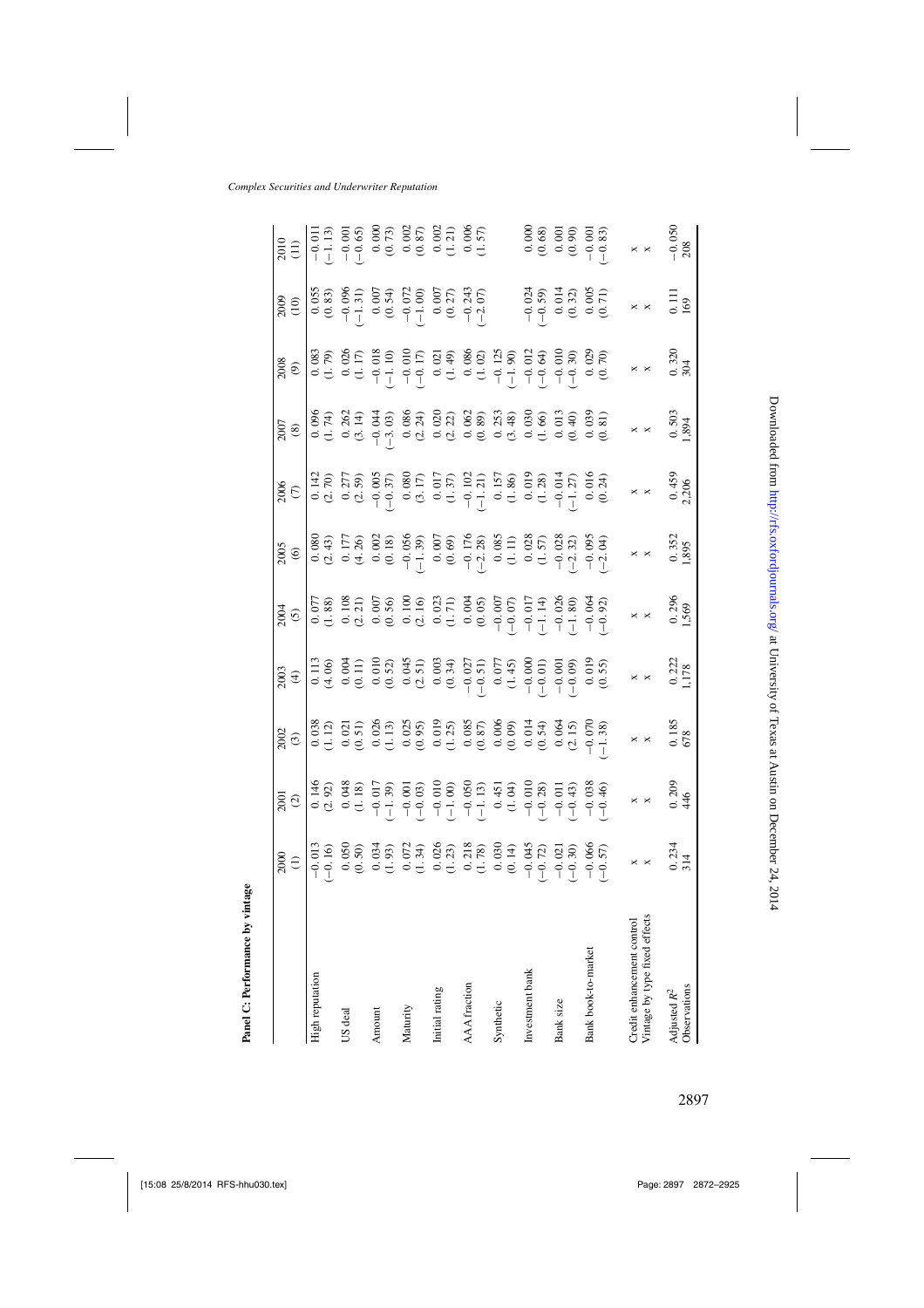**Panel C: Performance by vintage**

| | 2000 (1) | 2001 (2) | 2002 (3) | 2003 (4) | 2004 (5) | 2005 (6) | 2006 (7) | 2007 (8) | 2008 (9) | 2009 (10) | 2010 (11) |
|---|---|---|---|---|---|---|---|---|---|---|---|
| High reputation | −0.013 | 0.146 | 0.038 | 0.113 | 0.077 | 0.080 | 0.142 | 0.096 | 0.083 | 0.055 | −0.011 |
| | (−0.16) | (2.92) | (1.12) | (4.06) | (1.88) | (2.43) | (2.70) | (1.74) | (1.79) | (0.83) | (−1.13) |
| US deal | 0.050 | 0.048 | 0.021 | 0.004 | 0.108 | 0.177 | 0.277 | 0.262 | 0.026 | −0.096 | −0.001 |
| | (0.50) | (1.18) | (0.51) | (0.11) | (2.21) | (4.26) | (2.59) | (3.14) | (1.17) | (−1.31) | (−0.65) |
| Amount | 0.034 | −0.017 | 0.026 | 0.010 | 0.007 | 0.002 | −0.005 | −0.044 | −0.018 | 0.007 | 0.000 |
| | (1.93) | (−1.39) | (1.13) | (0.52) | (0.56) | (0.18) | (−0.37) | (−3.03) | (−1.10) | (0.54) | (0.73) |
| Maturity | 0.072 | −0.001 | 0.025 | 0.045 | 0.100 | −0.056 | 0.080 | 0.086 | −0.010 | −0.072 | 0.002 |
| | (1.34) | (−0.03) | (0.95) | (2.51) | (2.16) | (−1.39) | (3.17) | (2.24) | (−0.17) | (−1.00) | (0.87) |
| Initial rating | 0.026 | −0.010 | 0.019 | 0.003 | 0.023 | 0.007 | 0.017 | 0.020 | 0.021 | 0.007 | 0.002 |
| | (1.23) | (−1.00) | (1.25) | (0.34) | (1.71) | (0.69) | (1.37) | (2.22) | (1.49) | (0.27) | (1.21) |
| AAA fraction | 0.218 | −0.050 | 0.085 | −0.027 | 0.004 | −0.176 | −0.102 | 0.062 | 0.086 | −0.243 | 0.006 |
| | (1.78) | (−1.13) | (0.87) | (−0.51) | (0.05) | (−2.28) | (−1.21) | (0.89) | (1.02) | (−2.07) | (1.57) |
| Synthetic | 0.030 | 0.451 | 0.006 | 0.077 | −0.007 | 0.085 | 0.157 | 0.253 | −0.125 | | |
| | (0.14) | (1.04) | (0.09) | (1.45) | (−0.07) | (1.11) | (1.86) | (3.48) | (−1.90) | | |
| Investment bank | −0.045 | −0.010 | 0.014 | −0.000 | −0.017 | 0.028 | 0.019 | 0.030 | −0.012 | −0.024 | 0.000 |
| | (−0.72) | (−0.28) | (0.54) | (−0.01) | (−1.14) | (1.57) | (1.28) | (1.66) | (−0.64) | (−0.59) | (0.68) |
| Bank size | −0.021 | −0.011 | 0.064 | −0.001 | −0.026 | −0.028 | −0.014 | 0.013 | −0.010 | 0.014 | 0.001 |
| | (−0.30) | (−0.43) | (2.15) | (−0.09) | (−1.80) | (−2.32) | (−1.27) | (0.40) | (−0.30) | (0.32) | (0.90) |
| Bank book-to-market | −0.066 | −0.038 | −0.070 | 0.019 | −0.064 | −0.095 | 0.016 | 0.039 | 0.029 | 0.005 | −0.001 |
| | (−0.57) | (−0.46) | (−1.38) | (0.55) | (−0.92) | (−2.04) | (0.24) | (0.81) | (0.70) | (0.71) | (−0.83) |
| Credit enhancement control | x | x | x | x | x | x | x | x | x | x | x |
| Vintage by type fixed effects | x | x | x | x | x | x | x | x | x | x | x |
| Adjusted $R^2$ | 0.234 | 0.209 | 0.185 | 0.222 | 0.296 | 0.352 | 0.459 | 0.503 | 0.320 | 0.111 | −0.050 |
| Observations | 314 | 446 | 678 | 1,178 | 1,569 | 1,895 | 2,206 | 1,894 | 304 | 169 | 208 |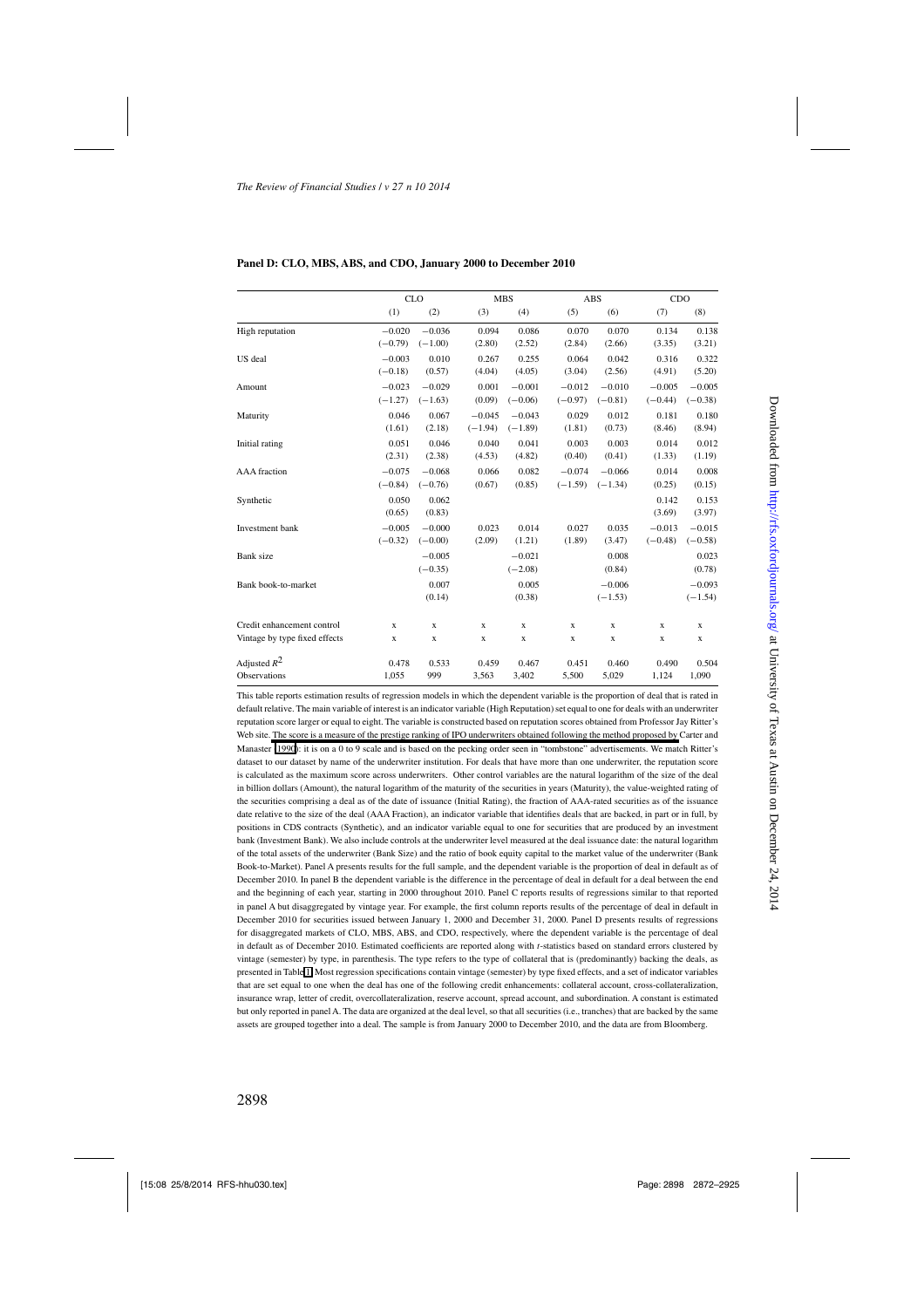**Panel D: CLO, MBS, ABS, and CDO, January 2000 to December 2010**

| | CLO | | MBS | | ABS | | CDO | |
|---|---|---|---|---|---|---|---|---|
| | (1) | (2) | (3) | (4) | (5) | (6) | (7) | (8) |
| High reputation | −0.020 | −0.036 | 0.094 | 0.086 | 0.070 | 0.070 | 0.134 | 0.138 |
| | (−0.79) | (−1.00) | (2.80) | (2.52) | (2.84) | (2.66) | (3.35) | (3.21) |
| US deal | −0.003 | 0.010 | 0.267 | 0.255 | 0.064 | 0.042 | 0.316 | 0.322 |
| | (−0.18) | (0.57) | (4.04) | (4.05) | (3.04) | (2.56) | (4.91) | (5.20) |
| Amount | −0.023 | −0.029 | 0.001 | −0.001 | −0.012 | −0.010 | −0.005 | −0.005 |
| | (−1.27) | (−1.63) | (0.09) | (−0.06) | (−0.97) | (−0.81) | (−0.44) | (−0.38) |
| Maturity | 0.046 | 0.067 | −0.045 | −0.043 | 0.029 | 0.012 | 0.181 | 0.180 |
| | (1.61) | (2.18) | (−1.94) | (−1.89) | (1.81) | (0.73) | (8.46) | (8.94) |
| Initial rating | 0.051 | 0.046 | 0.040 | 0.041 | 0.003 | 0.003 | 0.014 | 0.012 |
| | (2.31) | (2.38) | (4.53) | (4.82) | (0.40) | (0.41) | (1.33) | (1.19) |
| AAA fraction | −0.075 | −0.068 | 0.066 | 0.082 | −0.074 | −0.066 | 0.014 | 0.008 |
| | (−0.84) | (−0.76) | (0.67) | (0.85) | (−1.59) | (−1.34) | (0.25) | (0.15) |
| Synthetic | 0.050 | 0.062 | | | | | 0.142 | 0.153 |
| | (0.65) | (0.83) | | | | | (3.69) | (3.97) |
| Investment bank | −0.005 | −0.000 | 0.023 | 0.014 | 0.027 | 0.035 | −0.013 | −0.015 |
| | (−0.32) | (−0.00) | (2.09) | (1.21) | (1.89) | (3.47) | (−0.48) | (−0.58) |
| Bank size | | −0.005 | | −0.021 | | 0.008 | | 0.023 |
| | | (−0.35) | | (−2.08) | | (0.84) | | (0.78) |
| Bank book-to-market | | 0.007 | | 0.005 | | −0.006 | | −0.093 |
| | | (0.14) | | (0.38) | | (−1.53) | | (−1.54) |
| Credit enhancement control | x | x | x | x | x | x | x | x |
| Vintage by type fixed effects | x | x | x | x | x | x | x | x |
| Adjusted $R^2$ | 0.478 | 0.533 | 0.459 | 0.467 | 0.451 | 0.460 | 0.490 | 0.504 |
| Observations | 1,055 | 999 | 3,563 | 3,402 | 5,500 | 5,029 | 1,124 | 1,090 |

This table reports estimation results of regression models in which the dependent variable is the proportion of deal that is rated in default relative. The main variable of interest is an indicator variable (High Reputation) set equal to one for deals with an underwriter reputation score larger or equal to eight. The variable is constructed based on reputation scores obtained from Professor Jay Ritter's Web site. The score is a measure of the prestige ranking of IPO underwriters obtained following the method proposed by Carter and Manaster (1990): it is on a 0 to 9 scale and is based on the pecking order seen in "tombstone" advertisements. We match Ritter's dataset to our dataset by name of the underwriter institution. For deals that have more than one underwriter, the reputation score is calculated as the maximum score across underwriters. Other control variables are the natural logarithm of the size of the deal in billion dollars (Amount), the natural logarithm of the maturity of the securities in years (Maturity), the value-weighted rating of the securities comprising a deal as of the date of issuance (Initial Rating), the fraction of AAA-rated securities as of the issuance date relative to the size of the deal (AAA Fraction), an indicator variable that identifies deals that are backed, in part or in full, by positions in CDS contracts (Synthetic), and an indicator variable equal to one for securities that are produced by an investment bank (Investment Bank). We also include controls at the underwriter level measured at the deal issuance date: the natural logarithm of the total assets of the underwriter (Bank Size) and the ratio of book equity capital to the market value of the underwriter (Bank Book-to-Market). Panel A presents results for the full sample, and the dependent variable is the proportion of deal in default as of December 2010. In panel B the dependent variable is the difference in the percentage of deal in default for a deal between the end and the beginning of each year, starting in 2000 throughout 2010. Panel C reports results of regressions similar to that reported in panel A but disaggregated by vintage year. For example, the first column reports results of the percentage of deal in default in December 2010 for securities issued between January 1, 2000 and December 31, 2000. Panel D presents results of regressions for disaggregated markets of CLO, MBS, ABS, and CDO, respectively, where the dependent variable is the percentage of deal in default as of December 2010. Estimated coefficients are reported along with $t$-statistics based on standard errors clustered by vintage (semester) by type, in parenthesis. The type refers to the type of collateral that is (predominantly) backing the deals, as presented in Table 1. Most regression specifications contain vintage (semester) by type fixed effects, and a set of indicator variables that are set equal to one when the deal has one of the following credit enhancements: collateral account, cross-collateralization, insurance wrap, letter of credit, overcollateralization, reserve account, spread account, and subordination. A constant is estimated but only reported in panel A. The data are organized at the deal level, so that all securities (i.e., tranches) that are backed by the same assets are grouped together into a deal. The sample is from January 2000 to December 2010, and the data are from Bloomberg.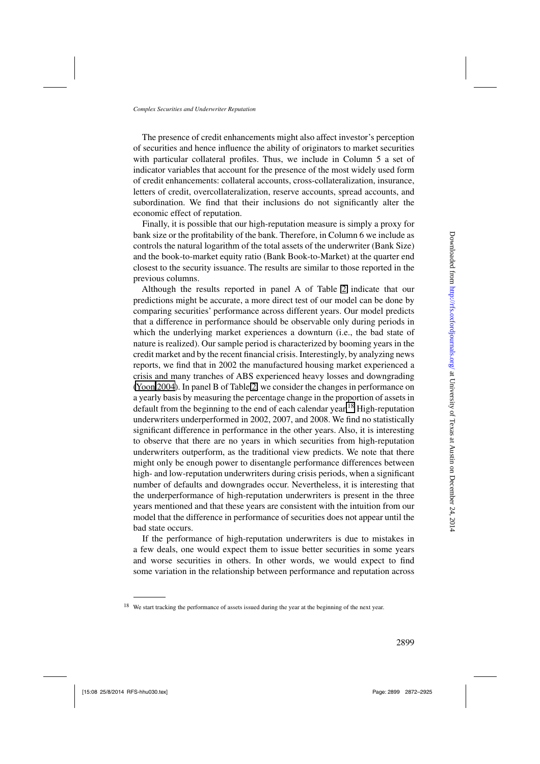The presence of credit enhancements might also affect investor's perception of securities and hence influence the ability of originators to market securities with particular collateral profiles. Thus, we include in Column 5 a set of indicator variables that account for the presence of the most widely used form of credit enhancements: collateral accounts, cross-collateralization, insurance, letters of credit, overcollateralization, reserve accounts, spread accounts, and subordination. We find that their inclusions do not significantly alter the economic effect of reputation.

Finally, it is possible that our high-reputation measure is simply a proxy for bank size or the profitability of the bank. Therefore, in Column 6 we include as controls the natural logarithm of the total assets of the underwriter (Bank Size) and the book-to-market equity ratio (Bank Book-to-Market) at the quarter end closest to the security issuance. The results are similar to those reported in the previous columns.

Although the results reported in panel A of Table 2 indicate that our predictions might be accurate, a more direct test of our model can be done by comparing securities' performance across different years. Our model predicts that a difference in performance should be observable only during periods in which the underlying market experiences a downturn (i.e., the bad state of nature is realized). Our sample period is characterized by booming years in the credit market and by the recent financial crisis. Interestingly, by analyzing news reports, we find that in 2002 the manufactured housing market experienced a crisis and many tranches of ABS experienced heavy losses and downgrading (Yoon 2004). In panel B of Table 2, we consider the changes in performance on a yearly basis by measuring the percentage change in the proportion of assets in default from the beginning to the end of each calendar year.[18] High-reputation underwriters underperformed in 2002, 2007, and 2008. We find no statistically significant difference in performance in the other years. Also, it is interesting to observe that there are no years in which securities from high-reputation underwriters outperform, as the traditional view predicts. We note that there might only be enough power to disentangle performance differences between high- and low-reputation underwriters during crisis periods, when a significant number of defaults and downgrades occur. Nevertheless, it is interesting that the underperformance of high-reputation underwriters is present in the three years mentioned and that these years are consistent with the intuition from our model that the difference in performance of securities does not appear until the bad state occurs.

If the performance of high-reputation underwriters is due to mistakes in a few deals, one would expect them to issue better securities in some years and worse securities in others. In other words, we would expect to find some variation in the relationship between performance and reputation across

---

[18] We start tracking the performance of assets issued during the year at the beginning of the next year.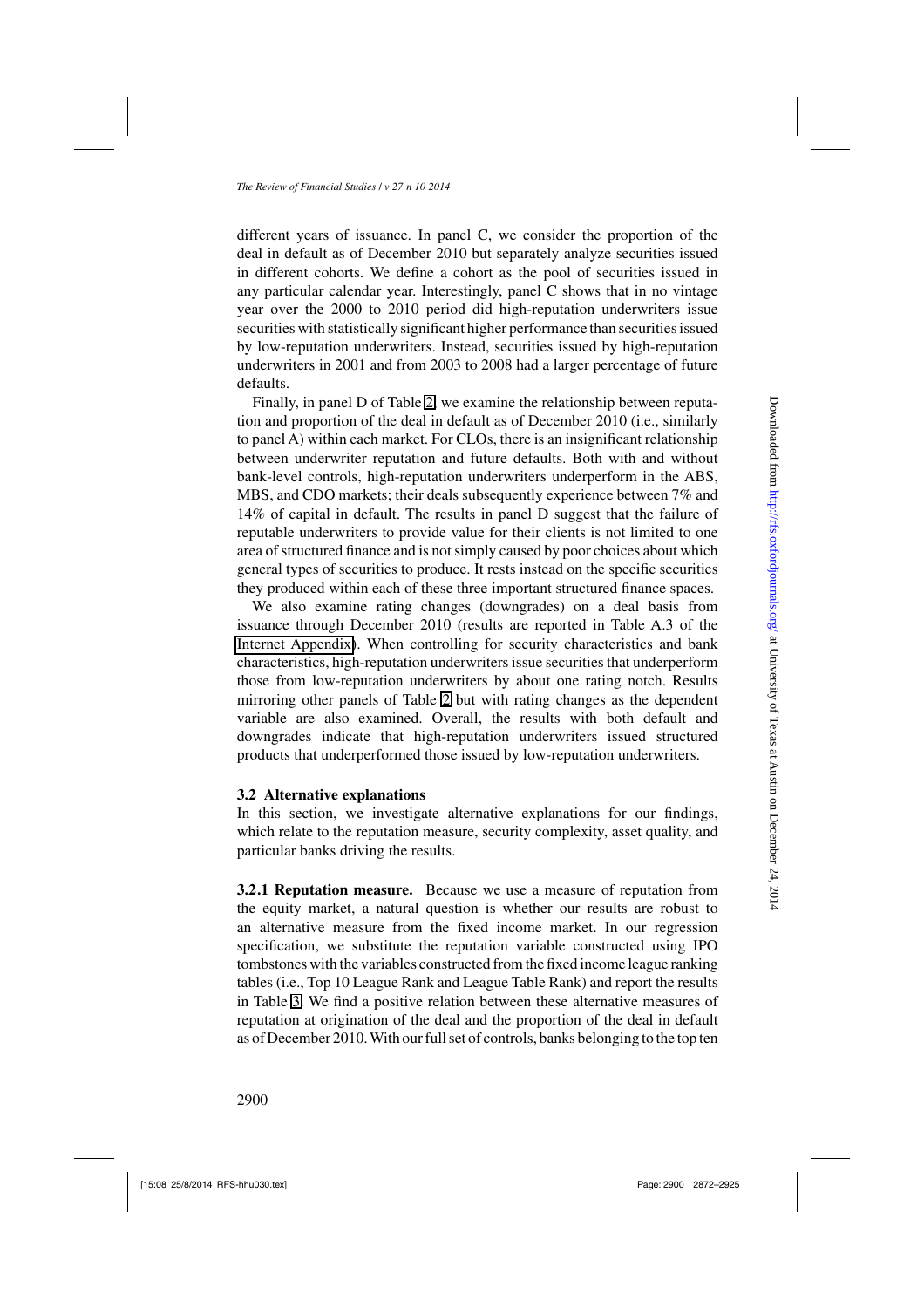different years of issuance. In panel C, we consider the proportion of the deal in default as of December 2010 but separately analyze securities issued in different cohorts. We define a cohort as the pool of securities issued in any particular calendar year. Interestingly, panel C shows that in no vintage year over the 2000 to 2010 period did high-reputation underwriters issue securities with statistically significant higher performance than securities issued by low-reputation underwriters. Instead, securities issued by high-reputation underwriters in 2001 and from 2003 to 2008 had a larger percentage of future defaults.

Finally, in panel D of Table 2, we examine the relationship between reputation and proportion of the deal in default as of December 2010 (i.e., similarly to panel A) within each market. For CLOs, there is an insignificant relationship between underwriter reputation and future defaults. Both with and without bank-level controls, high-reputation underwriters underperform in the ABS, MBS, and CDO markets; their deals subsequently experience between 7% and 14% of capital in default. The results in panel D suggest that the failure of reputable underwriters to provide value for their clients is not limited to one area of structured finance and is not simply caused by poor choices about which general types of securities to produce. It rests instead on the specific securities they produced within each of these three important structured finance spaces.

We also examine rating changes (downgrades) on a deal basis from issuance through December 2010 (results are reported in Table A.3 of the Internet Appendix). When controlling for security characteristics and bank characteristics, high-reputation underwriters issue securities that underperform those from low-reputation underwriters by about one rating notch. Results mirroring other panels of Table 2 but with rating changes as the dependent variable are also examined. Overall, the results with both default and downgrades indicate that high-reputation underwriters issued structured products that underperformed those issued by low-reputation underwriters.

### 3.2 Alternative explanations

In this section, we investigate alternative explanations for our findings, which relate to the reputation measure, security complexity, asset quality, and particular banks driving the results.

**3.2.1 Reputation measure.** Because we use a measure of reputation from the equity market, a natural question is whether our results are robust to an alternative measure from the fixed income market. In our regression specification, we substitute the reputation variable constructed using IPO tombstones with the variables constructed from the fixed income league ranking tables (i.e., Top 10 League Rank and League Table Rank) and report the results in Table 3. We find a positive relation between these alternative measures of reputation at origination of the deal and the proportion of the deal in default as of December 2010. With our full set of controls, banks belonging to the top ten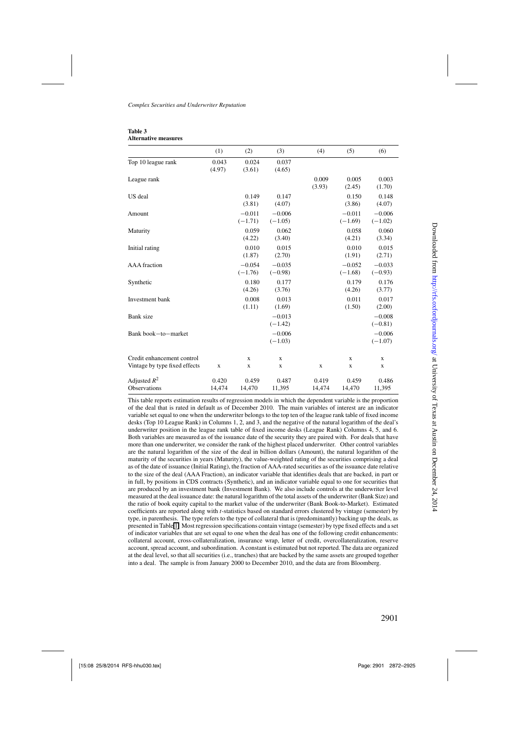**Table 3**
**Alternative measures**

| | (1) | (2) | (3) | (4) | (5) | (6) |
|---|---|---|---|---|---|---|
| Top 10 league rank | 0.043 | 0.024 | 0.037 | | | |
| | (4.97) | (3.61) | (4.65) | | | |
| League rank | | | | 0.009 | 0.005 | 0.003 |
| | | | | (3.93) | (2.45) | (1.70) |
| US deal | | 0.149 | 0.147 | | 0.150 | 0.148 |
| | | (3.81) | (4.07) | | (3.86) | (4.07) |
| Amount | | −0.011 | −0.006 | | −0.011 | −0.006 |
| | | (−1.71) | (−1.05) | | (−1.69) | (−1.02) |
| Maturity | | 0.059 | 0.062 | | 0.058 | 0.060 |
| | | (4.22) | (3.40) | | (4.21) | (3.34) |
| Initial rating | | 0.010 | 0.015 | | 0.010 | 0.015 |
| | | (1.87) | (2.70) | | (1.91) | (2.71) |
| AAA fraction | | −0.054 | −0.035 | | −0.052 | −0.033 |
| | | (−1.76) | (−0.98) | | (−1.68) | (−0.93) |
| Synthetic | | 0.180 | 0.177 | | 0.179 | 0.176 |
| | | (4.26) | (3.76) | | (4.26) | (3.77) |
| Investment bank | | 0.008 | 0.013 | | 0.011 | 0.017 |
| | | (1.11) | (1.69) | | (1.50) | (2.00) |
| Bank size | | | −0.013 | | | −0.008 |
| | | | (−1.42) | | | (−0.81) |
| Bank book−to−market | | | −0.006 | | | −0.006 |
| | | | (−1.03) | | | (−1.07) |
| Credit enhancement control | | x | x | | x | x |
| Vintage by type fixed effects | x | x | x | x | x | x |
| Adjusted $R^2$ | 0.420 | 0.459 | 0.487 | 0.419 | 0.459 | 0.486 |
| Observations | 14,474 | 14,470 | 11,395 | 14,474 | 14,470 | 11,395 |

This table reports estimation results of regression models in which the dependent variable is the proportion of the deal that is rated in default as of December 2010. The main variables of interest are an indicator variable set equal to one when the underwriter belongs to the top ten of the league rank table of fixed income desks (Top 10 League Rank) in Columns 1, 2, and 3, and the negative of the natural logarithm of the deal's underwriter position in the league rank table of fixed income desks (League Rank) Columns 4, 5, and 6. Both variables are measured as of the issuance date of the security they are paired with. For deals that have more than one underwriter, we consider the rank of the highest placed underwriter. Other control variables are the natural logarithm of the size of the deal in billion dollars (Amount), the natural logarithm of the maturity of the securities in years (Maturity), the value-weighted rating of the securities comprising a deal as of the date of issuance (Initial Rating), the fraction of AAA-rated securities as of the issuance date relative to the size of the deal (AAA Fraction), an indicator variable that identifies deals that are backed, in part or in full, by positions in CDS contracts (Synthetic), and an indicator variable equal to one for securities that are produced by an investment bank (Investment Bank). We also include controls at the underwriter level measured at the deal issuance date: the natural logarithm of the total assets of the underwriter (Bank Size) and the ratio of book equity capital to the market value of the underwriter (Bank Book-to-Market). Estimated coefficients are reported along with $t$-statistics based on standard errors clustered by vintage (semester) by type, in parenthesis. The type refers to the type of collateral that is (predominantly) backing up the deals, as presented in Table 1. Most regression specifications contain vintage (semester) by type fixed effects and a set of indicator variables that are set equal to one when the deal has one of the following credit enhancements: collateral account, cross-collateralization, insurance wrap, letter of credit, overcollateralization, reserve account, spread account, and subordination. A constant is estimated but not reported. The data are organized at the deal level, so that all securities (i.e., tranches) that are backed by the same assets are grouped together into a deal. The sample is from January 2000 to December 2010, and the data are from Bloomberg.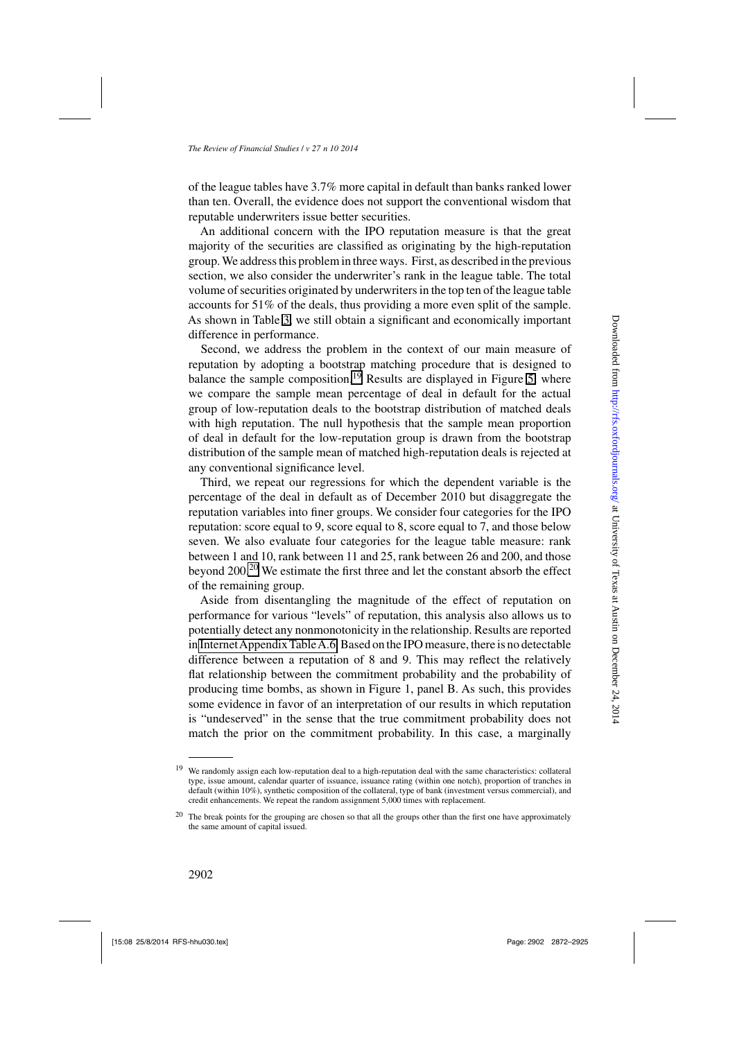of the league tables have 3.7% more capital in default than banks ranked lower than ten. Overall, the evidence does not support the conventional wisdom that reputable underwriters issue better securities.

An additional concern with the IPO reputation measure is that the great majority of the securities are classified as originating by the high-reputation group. We address this problem in three ways. First, as described in the previous section, we also consider the underwriter's rank in the league table. The total volume of securities originated by underwriters in the top ten of the league table accounts for 51% of the deals, thus providing a more even split of the sample. As shown in Table 3, we still obtain a significant and economically important difference in performance.

Second, we address the problem in the context of our main measure of reputation by adopting a bootstrap matching procedure that is designed to balance the sample composition.[19] Results are displayed in Figure 5, where we compare the sample mean percentage of deal in default for the actual group of low-reputation deals to the bootstrap distribution of matched deals with high reputation. The null hypothesis that the sample mean proportion of deal in default for the low-reputation group is drawn from the bootstrap distribution of the sample mean of matched high-reputation deals is rejected at any conventional significance level.

Third, we repeat our regressions for which the dependent variable is the percentage of the deal in default as of December 2010 but disaggregate the reputation variables into finer groups. We consider four categories for the IPO reputation: score equal to 9, score equal to 8, score equal to 7, and those below seven. We also evaluate four categories for the league table measure: rank between 1 and 10, rank between 11 and 25, rank between 26 and 200, and those beyond 200.[20] We estimate the first three and let the constant absorb the effect of the remaining group.

Aside from disentangling the magnitude of the effect of reputation on performance for various "levels" of reputation, this analysis also allows us to potentially detect any nonmonotonicity in the relationship. Results are reported in Internet Appendix Table A.6. Based on the IPO measure, there is no detectable difference between a reputation of 8 and 9. This may reflect the relatively flat relationship between the commitment probability and the probability of producing time bombs, as shown in Figure 1, panel B. As such, this provides some evidence in favor of an interpretation of our results in which reputation is "undeserved" in the sense that the true commitment probability does not match the prior on the commitment probability. In this case, a marginally

---

[19] We randomly assign each low-reputation deal to a high-reputation deal with the same characteristics: collateral type, issue amount, calendar quarter of issuance, issuance rating (within one notch), proportion of tranches in default (within 10%), synthetic composition of the collateral, type of bank (investment versus commercial), and credit enhancements. We repeat the random assignment 5,000 times with replacement.

[20] The break points for the grouping are chosen so that all the groups other than the first one have approximately the same amount of capital issued.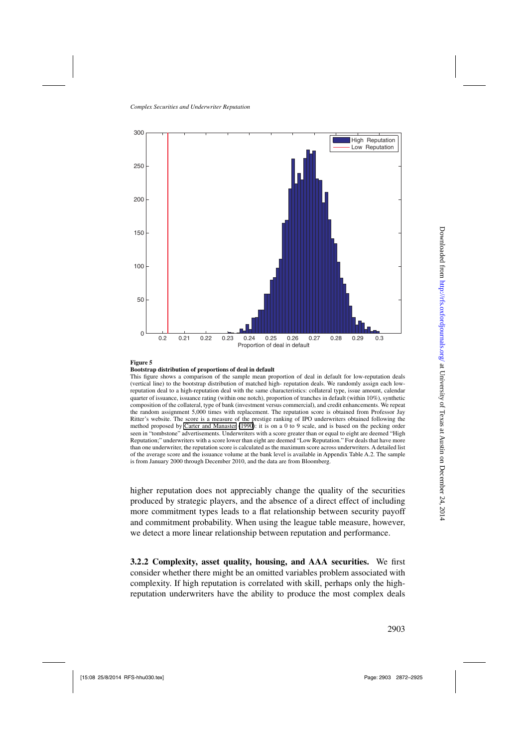**Figure 5**
**Bootstrap distribution of proportions of deal in default**
This figure shows a comparison of the sample mean proportion of deal in default for low-reputation deals (vertical line) to the bootstrap distribution of matched high- reputation deals. We randomly assign each low-reputation deal to a high-reputation deal with the same characteristics: collateral type, issue amount, calendar quarter of issuance, issuance rating (within one notch), proportion of tranches in default (within 10%), synthetic composition of the collateral, type of bank (investment versus commercial), and credit enhancements. We repeat the random assignment 5,000 times with replacement. The reputation score is obtained from Professor Jay Ritter's website. The score is a measure of the prestige ranking of IPO underwriters obtained following the method proposed by Carter and Manaster (1990): it is on a 0 to 9 scale, and is based on the pecking order seen in "tombstone" advertisements. Underwriters with a score greater than or equal to eight are deemed "High Reputation;" underwriters with a score lower than eight are deemed "Low Reputation." For deals that have more than one underwriter, the reputation score is calculated as the maximum score across underwriters. A detailed list of the average score and the issuance volume at the bank level is available in Appendix Table A.2. The sample is from January 2000 through December 2010, and the data are from Bloomberg.

higher reputation does not appreciably change the quality of the securities produced by strategic players, and the absence of a direct effect of including more commitment types leads to a flat relationship between security payoff and commitment probability. When using the league table measure, however, we detect a more linear relationship between reputation and performance.

**3.2.2 Complexity, asset quality, housing, and AAA securities.** We first consider whether there might be an omitted variables problem associated with complexity. If high reputation is correlated with skill, perhaps only the high-reputation underwriters have the ability to produce the most complex deals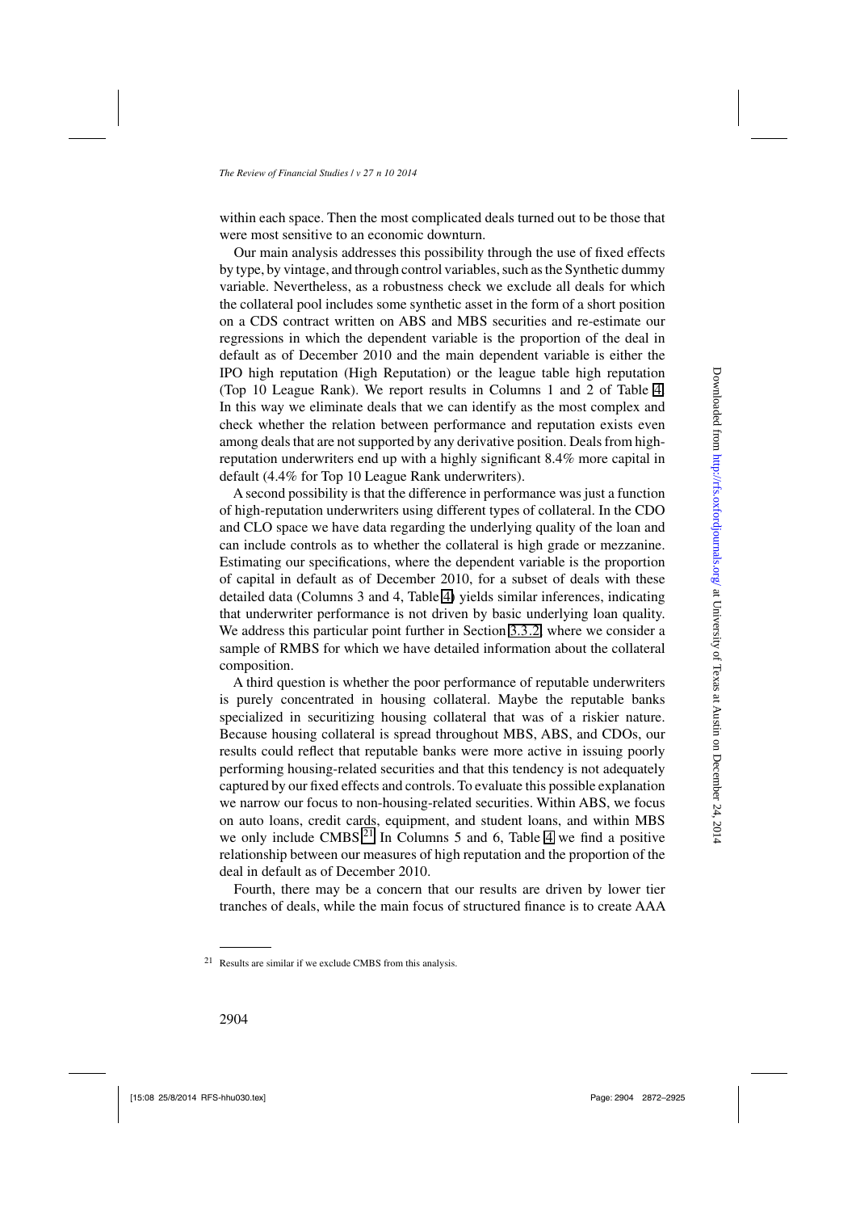within each space. Then the most complicated deals turned out to be those that were most sensitive to an economic downturn.

Our main analysis addresses this possibility through the use of fixed effects by type, by vintage, and through control variables, such as the Synthetic dummy variable. Nevertheless, as a robustness check we exclude all deals for which the collateral pool includes some synthetic asset in the form of a short position on a CDS contract written on ABS and MBS securities and re-estimate our regressions in which the dependent variable is the proportion of the deal in default as of December 2010 and the main dependent variable is either the IPO high reputation (High Reputation) or the league table high reputation (Top 10 League Rank). We report results in Columns 1 and 2 of Table 4. In this way we eliminate deals that we can identify as the most complex and check whether the relation between performance and reputation exists even among deals that are not supported by any derivative position. Deals from high-reputation underwriters end up with a highly significant 8.4% more capital in default (4.4% for Top 10 League Rank underwriters).

A second possibility is that the difference in performance was just a function of high-reputation underwriters using different types of collateral. In the CDO and CLO space we have data regarding the underlying quality of the loan and can include controls as to whether the collateral is high grade or mezzanine. Estimating our specifications, where the dependent variable is the proportion of capital in default as of December 2010, for a subset of deals with these detailed data (Columns 3 and 4, Table 4) yields similar inferences, indicating that underwriter performance is not driven by basic underlying loan quality. We address this particular point further in Section 3.3.2, where we consider a sample of RMBS for which we have detailed information about the collateral composition.

A third question is whether the poor performance of reputable underwriters is purely concentrated in housing collateral. Maybe the reputable banks specialized in securitizing housing collateral that was of a riskier nature. Because housing collateral is spread throughout MBS, ABS, and CDOs, our results could reflect that reputable banks were more active in issuing poorly performing housing-related securities and that this tendency is not adequately captured by our fixed effects and controls. To evaluate this possible explanation we narrow our focus to non-housing-related securities. Within ABS, we focus on auto loans, credit cards, equipment, and student loans, and within MBS we only include CMBS.[21] In Columns 5 and 6, Table 4 we find a positive relationship between our measures of high reputation and the proportion of the deal in default as of December 2010.

Fourth, there may be a concern that our results are driven by lower tier tranches of deals, while the main focus of structured finance is to create AAA

---

[21] Results are similar if we exclude CMBS from this analysis.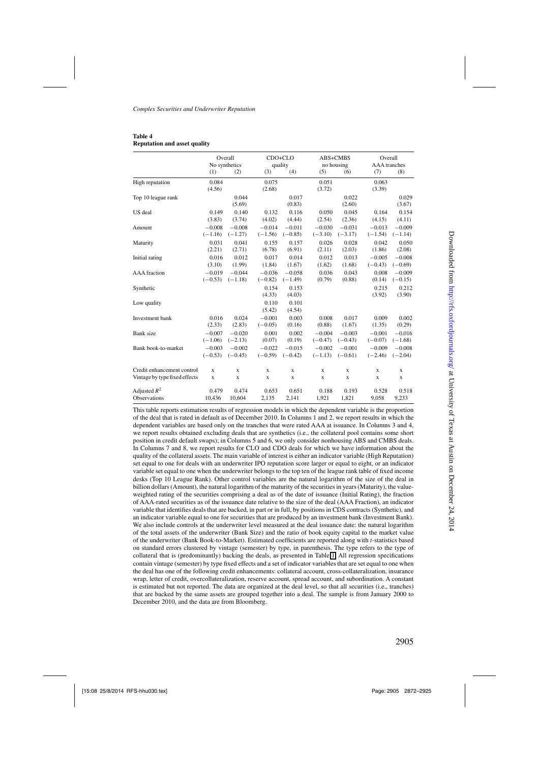**Table 4**
**Reputation and asset quality**

| | Overall No synthetics | | CDO+CLO quality | | ABS+CMBS no housing | | Overall AAA tranches | |
|---|---|---|---|---|---|---|---|---|
| | (1) | (2) | (3) | (4) | (5) | (6) | (7) | (8) |
| High reputation | 0.084 | | 0.075 | | 0.051 | | 0.063 | |
| | (4.56) | | (2.68) | | (3.72) | | (3.39) | |
| Top 10 league rank | | 0.044 | | 0.017 | | 0.022 | | 0.029 |
| | | (5.69) | | (0.83) | | (2.60) | | (3.67) |
| US deal | 0.149 | 0.140 | 0.132 | 0.116 | 0.050 | 0.045 | 0.164 | 0.154 |
| | (3.83) | (3.74) | (4.02) | (4.44) | (2.54) | (2.36) | (4.15) | (4.11) |
| Amount | −0.008 | −0.008 | −0.014 | −0.011 | −0.030 | −0.031 | −0.013 | −0.009 |
| | (−1.16) | (−1.27) | (−1.56) | (−0.85) | (−3.10) | (−3.17) | (−1.54) | (−1.14) |
| Maturity | 0.031 | 0.041 | 0.155 | 0.157 | 0.026 | 0.028 | 0.042 | 0.050 |
| | (2.21) | (2.71) | (6.78) | (6.91) | (2.11) | (2.03) | (1.86) | (2.08) |
| Initial rating | 0.016 | 0.012 | 0.017 | 0.014 | 0.012 | 0.013 | −0.005 | −0.008 |
| | (3.10) | (1.99) | (1.84) | (1.67) | (1.62) | (1.68) | (−0.43) | (−0.69) |
| AAA fraction | −0.019 | −0.044 | −0.036 | −0.058 | 0.036 | 0.043 | 0.008 | −0.009 |
| | (−0.53) | (−1.18) | (−0.82) | (−1.49) | (0.79) | (0.88) | (0.14) | (−0.15) |
| Synthetic | | | 0.154 | 0.153 | | | 0.215 | 0.212 |
| | | | (4.33) | (4.03) | | | (3.92) | (3.90) |
| Low quality | | | 0.110 | 0.101 | | | | |
| | | | (5.42) | (4.54) | | | | |
| Investment bank | 0.016 | 0.024 | −0.001 | 0.003 | 0.008 | 0.017 | 0.009 | 0.002 |
| | (2.33) | (2.83) | (−0.05) | (0.16) | (0.88) | (1.67) | (1.35) | (0.29) |
| Bank size | −0.007 | −0.020 | 0.001 | 0.002 | −0.004 | −0.003 | −0.001 | −0.016 |
| | (−1.06) | (−2.13) | (0.07) | (0.19) | (−0.47) | (−0.43) | (−0.07) | (−1.68) |
| Bank book-to-market | −0.003 | −0.002 | −0.022 | −0.015 | −0.002 | −0.001 | −0.009 | −0.008 |
| | (−0.53) | (−0.45) | (−0.59) | (−0.42) | (−1.13) | (−0.61) | (−2.46) | (−2.04) |
| Credit enhancement control | x | x | x | x | x | x | x | x |
| Vintage by type fixed effects | x | x | x | x | x | x | x | x |
| Adjusted $R^2$ | 0.479 | 0.474 | 0.653 | 0.651 | 0.188 | 0.193 | 0.528 | 0.518 |
| Observations | 10,436 | 10,604 | 2,135 | 2,141 | 1,921 | 1,821 | 9,058 | 9,233 |

This table reports estimation results of regression models in which the dependent variable is the proportion of the deal that is rated in default as of December 2010. In Columns 1 and 2, we report results in which the dependent variables are based only on the tranches that were rated AAA at issuance. In Columns 3 and 4, we report results obtained excluding deals that are synthetics (i.e., the collateral pool contains some short position in credit default swaps); in Columns 5 and 6, we only consider nonhousing ABS and CMBS deals. In Columns 7 and 8, we report results for CLO and CDO deals for which we have information about the quality of the collateral assets. The main variable of interest is either an indicator variable (High Reputation) set equal to one for deals with an underwriter IPO reputation score larger or equal to eight, or an indicator variable set equal to one when the underwriter belongs to the top ten of the league rank table of fixed income desks (Top 10 League Rank). Other control variables are the natural logarithm of the size of the deal in billion dollars (Amount), the natural logarithm of the maturity of the securities in years (Maturity), the value-weighted rating of the securities comprising a deal as of the date of issuance (Initial Rating), the fraction of AAA-rated securities as of the issuance date relative to the size of the deal (AAA Fraction), an indicator variable that identifies deals that are backed, in part or in full, by positions in CDS contracts (Synthetic), and an indicator variable equal to one for securities that are produced by an investment bank (Investment Bank). We also include controls at the underwriter level measured at the deal issuance date: the natural logarithm of the total assets of the underwriter (Bank Size) and the ratio of book equity capital to the market value of the underwriter (Bank Book-to-Market). Estimated coefficients are reported along with $t$-statistics based on standard errors clustered by vintage (semester) by type, in parenthesis. The type refers to the type of collateral that is (predominantly) backing the deals, as presented in Table 1. All regression specifications contain vintage (semester) by type fixed effects and a set of indicator variables that are set equal to one when the deal has one of the following credit enhancements: collateral account, cross-collateralization, insurance wrap, letter of credit, overcollateralization, reserve account, spread account, and subordination. A constant is estimated but not reported. The data are organized at the deal level, so that all securities (i.e., tranches) that are backed by the same assets are grouped together into a deal. The sample is from January 2000 to December 2010, and the data are from Bloomberg.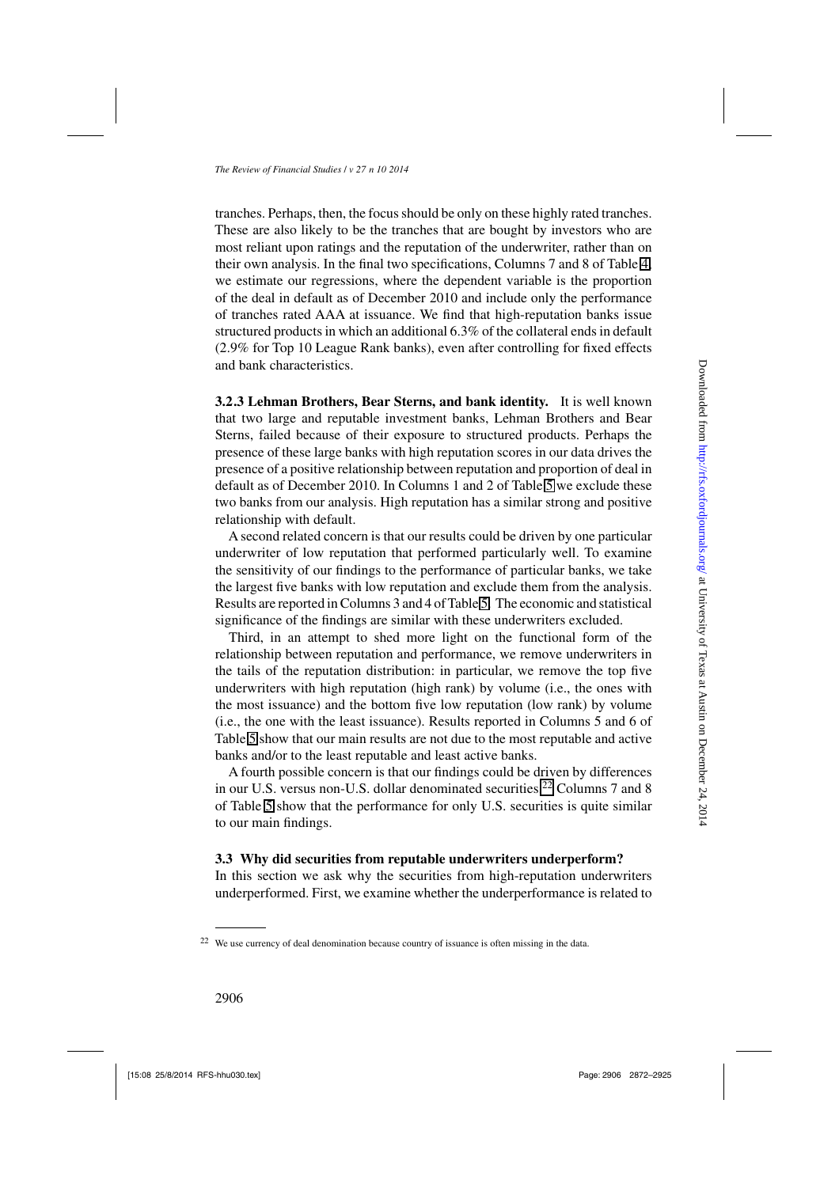tranches. Perhaps, then, the focus should be only on these highly rated tranches. These are also likely to be the tranches that are bought by investors who are most reliant upon ratings and the reputation of the underwriter, rather than on their own analysis. In the final two specifications, Columns 7 and 8 of Table 4, we estimate our regressions, where the dependent variable is the proportion of the deal in default as of December 2010 and include only the performance of tranches rated AAA at issuance. We find that high-reputation banks issue structured products in which an additional 6.3% of the collateral ends in default (2.9% for Top 10 League Rank banks), even after controlling for fixed effects and bank characteristics.

**3.2.3 Lehman Brothers, Bear Sterns, and bank identity.** It is well known that two large and reputable investment banks, Lehman Brothers and Bear Sterns, failed because of their exposure to structured products. Perhaps the presence of these large banks with high reputation scores in our data drives the presence of a positive relationship between reputation and proportion of deal in default as of December 2010. In Columns 1 and 2 of Table 5 we exclude these two banks from our analysis. High reputation has a similar strong and positive relationship with default.

A second related concern is that our results could be driven by one particular underwriter of low reputation that performed particularly well. To examine the sensitivity of our findings to the performance of particular banks, we take the largest five banks with low reputation and exclude them from the analysis. Results are reported in Columns 3 and 4 of Table 5. The economic and statistical significance of the findings are similar with these underwriters excluded.

Third, in an attempt to shed more light on the functional form of the relationship between reputation and performance, we remove underwriters in the tails of the reputation distribution: in particular, we remove the top five underwriters with high reputation (high rank) by volume (i.e., the ones with the most issuance) and the bottom five low reputation (low rank) by volume (i.e., the one with the least issuance). Results reported in Columns 5 and 6 of Table 5 show that our main results are not due to the most reputable and active banks and/or to the least reputable and least active banks.

A fourth possible concern is that our findings could be driven by differences in our U.S. versus non-U.S. dollar denominated securities.[22] Columns 7 and 8 of Table 5 show that the performance for only U.S. securities is quite similar to our main findings.

### 3.3 Why did securities from reputable underwriters underperform?

In this section we ask why the securities from high-reputation underwriters underperformed. First, we examine whether the underperformance is related to

[22] We use currency of deal denomination because country of issuance is often missing in the data.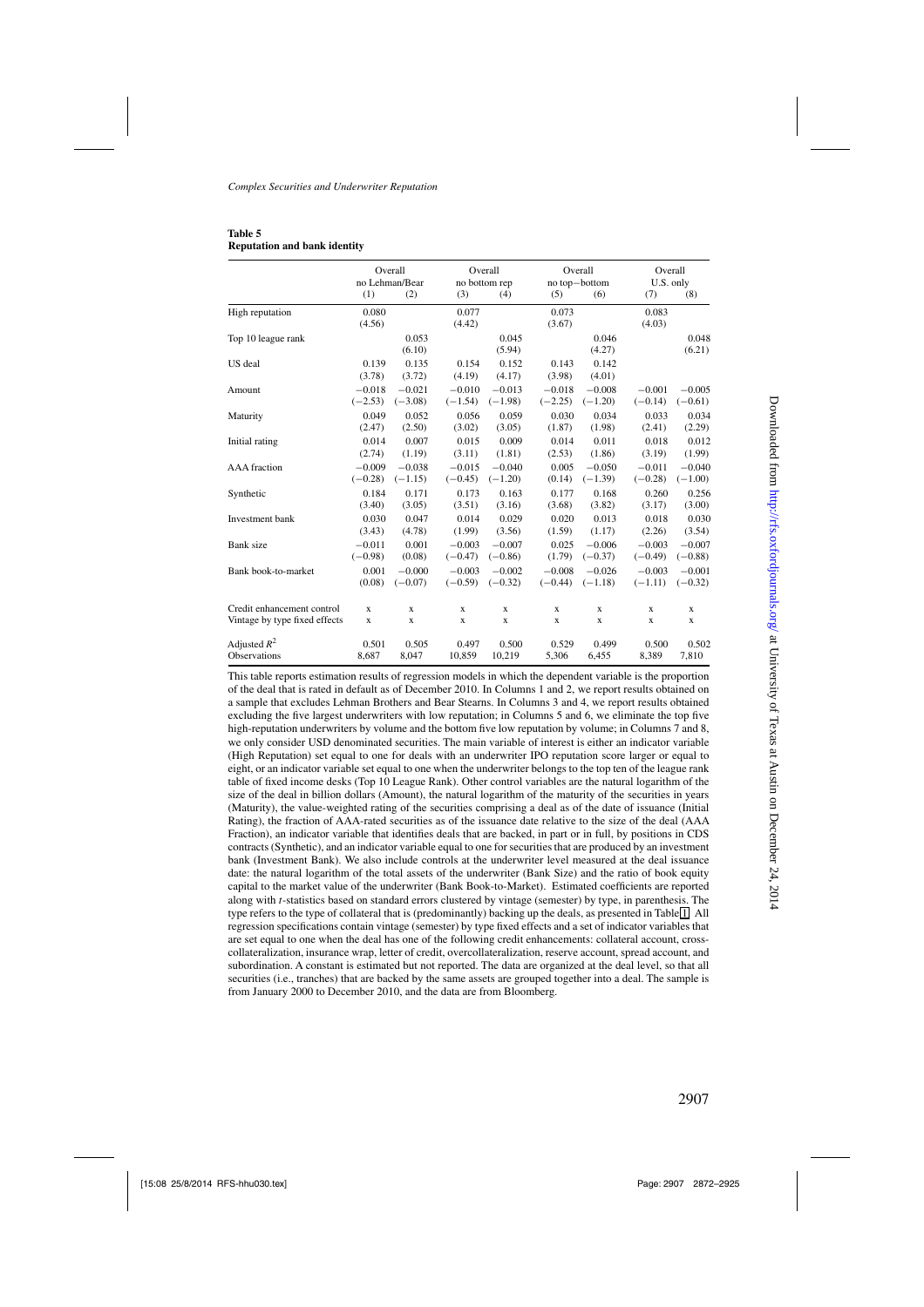**Table 5**
**Reputation and bank identity**

| | Overall no Lehman/Bear | | Overall no bottom rep | | Overall no top−bottom | | Overall U.S. only | |
|---|---|---|---|---|---|---|---|---|
| | (1) | (2) | (3) | (4) | (5) | (6) | (7) | (8) |
| High reputation | 0.080 | | 0.077 | | 0.073 | | 0.083 | |
| | (4.56) | | (4.42) | | (3.67) | | (4.03) | |
| Top 10 league rank | | 0.053 | | 0.045 | | 0.046 | | 0.048 |
| | | (6.10) | | (5.94) | | (4.27) | | (6.21) |
| US deal | 0.139 | 0.135 | 0.154 | 0.152 | 0.143 | 0.142 | | |
| | (3.78) | (3.72) | (4.19) | (4.17) | (3.98) | (4.01) | | |
| Amount | −0.018 | −0.021 | −0.010 | −0.013 | −0.018 | −0.008 | −0.001 | −0.005 |
| | (−2.53) | (−3.08) | (−1.54) | (−1.98) | (−2.25) | (−1.20) | (−0.14) | (−0.61) |
| Maturity | 0.049 | 0.052 | 0.056 | 0.059 | 0.030 | 0.034 | 0.033 | 0.034 |
| | (2.47) | (2.50) | (3.02) | (3.05) | (1.87) | (1.98) | (2.41) | (2.29) |
| Initial rating | 0.014 | 0.007 | 0.015 | 0.009 | 0.014 | 0.011 | 0.018 | 0.012 |
| | (2.74) | (1.19) | (3.11) | (1.81) | (2.53) | (1.86) | (3.19) | (1.99) |
| AAA fraction | −0.009 | −0.038 | −0.015 | −0.040 | 0.005 | −0.050 | −0.011 | −0.040 |
| | (−0.28) | (−1.15) | (−0.45) | (−1.20) | (0.14) | (−1.39) | (−0.28) | (−1.00) |
| Synthetic | 0.184 | 0.171 | 0.173 | 0.163 | 0.177 | 0.168 | 0.260 | 0.256 |
| | (3.40) | (3.05) | (3.51) | (3.16) | (3.68) | (3.82) | (3.17) | (3.00) |
| Investment bank | 0.030 | 0.047 | 0.014 | 0.029 | 0.020 | 0.013 | 0.018 | 0.030 |
| | (3.43) | (4.78) | (1.99) | (3.56) | (1.59) | (1.17) | (2.26) | (3.54) |
| Bank size | −0.011 | 0.001 | −0.003 | −0.007 | 0.025 | −0.006 | −0.003 | −0.007 |
| | (−0.98) | (0.08) | (−0.47) | (−0.86) | (1.79) | (−0.37) | (−0.49) | (−0.88) |
| Bank book-to-market | 0.001 | −0.000 | −0.003 | −0.002 | −0.008 | −0.026 | −0.003 | −0.001 |
| | (0.08) | (−0.07) | (−0.59) | (−0.32) | (−0.44) | (−1.18) | (−1.11) | (−0.32) |
| Credit enhancement control | x | x | x | x | x | x | x | x |
| Vintage by type fixed effects | x | x | x | x | x | x | x | x |
| Adjusted $R^2$ | 0.501 | 0.505 | 0.497 | 0.500 | 0.529 | 0.499 | 0.500 | 0.502 |
| Observations | 8,687 | 8,047 | 10,859 | 10,219 | 5,306 | 6,455 | 8,389 | 7,810 |

This table reports estimation results of regression models in which the dependent variable is the proportion of the deal that is rated in default as of December 2010. In Columns 1 and 2, we report results obtained on a sample that excludes Lehman Brothers and Bear Stearns. In Columns 3 and 4, we report results obtained excluding the five largest underwriters with low reputation; in Columns 5 and 6, we eliminate the top five high-reputation underwriters by volume and the bottom five low reputation by volume; in Columns 7 and 8, we only consider USD denominated securities. The main variable of interest is either an indicator variable (High Reputation) set equal to one for deals with an underwriter IPO reputation score larger or equal to eight, or an indicator variable set equal to one when the underwriter belongs to the top ten of the league rank table of fixed income desks (Top 10 League Rank). Other control variables are the natural logarithm of the size of the deal in billion dollars (Amount), the natural logarithm of the maturity of the securities in years (Maturity), the value-weighted rating of the securities comprising a deal as of the date of issuance (Initial Rating), the fraction of AAA-rated securities as of the issuance date relative to the size of the deal (AAA Fraction), an indicator variable that identifies deals that are backed, in part or in full, by positions in CDS contracts (Synthetic), and an indicator variable equal to one for securities that are produced by an investment bank (Investment Bank). We also include controls at the underwriter level measured at the deal issuance date: the natural logarithm of the total assets of the underwriter (Bank Size) and the ratio of book equity capital to the market value of the underwriter (Bank Book-to-Market). Estimated coefficients are reported along with *t*-statistics based on standard errors clustered by vintage (semester) by type, in parenthesis. The type refers to the type of collateral that is (predominantly) backing up the deals, as presented in Table 1. All regression specifications contain vintage (semester) by type fixed effects and a set of indicator variables that are set equal to one when the deal has one of the following credit enhancements: collateral account, cross-collateralization, insurance wrap, letter of credit, overcollateralization, reserve account, spread account, and subordination. A constant is estimated but not reported. The data are organized at the deal level, so that all securities (i.e., tranches) that are backed by the same assets are grouped together into a deal. The sample is from January 2000 to December 2010, and the data are from Bloomberg.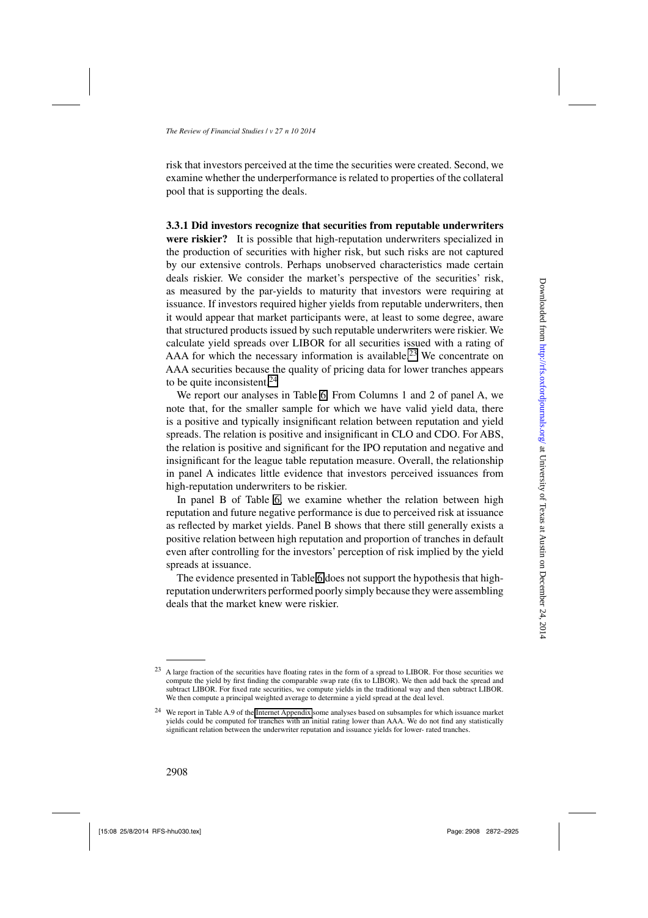risk that investors perceived at the time the securities were created. Second, we examine whether the underperformance is related to properties of the collateral pool that is supporting the deals.

**3.3.1 Did investors recognize that securities from reputable underwriters were riskier?** It is possible that high-reputation underwriters specialized in the production of securities with higher risk, but such risks are not captured by our extensive controls. Perhaps unobserved characteristics made certain deals riskier. We consider the market's perspective of the securities' risk, as measured by the par-yields to maturity that investors were requiring at issuance. If investors required higher yields from reputable underwriters, then it would appear that market participants were, at least to some degree, aware that structured products issued by such reputable underwriters were riskier. We calculate yield spreads over LIBOR for all securities issued with a rating of AAA for which the necessary information is available.[23] We concentrate on AAA securities because the quality of pricing data for lower tranches appears to be quite inconsistent.[24]

We report our analyses in Table 6. From Columns 1 and 2 of panel A, we note that, for the smaller sample for which we have valid yield data, there is a positive and typically insignificant relation between reputation and yield spreads. The relation is positive and insignificant in CLO and CDO. For ABS, the relation is positive and significant for the IPO reputation and negative and insignificant for the league table reputation measure. Overall, the relationship in panel A indicates little evidence that investors perceived issuances from high-reputation underwriters to be riskier.

In panel B of Table 6, we examine whether the relation between high reputation and future negative performance is due to perceived risk at issuance as reflected by market yields. Panel B shows that there still generally exists a positive relation between high reputation and proportion of tranches in default even after controlling for the investors' perception of risk implied by the yield spreads at issuance.

The evidence presented in Table 6 does not support the hypothesis that high-reputation underwriters performed poorly simply because they were assembling deals that the market knew were riskier.

---

[23] A large fraction of the securities have floating rates in the form of a spread to LIBOR. For those securities we compute the yield by first finding the comparable swap rate (fix to LIBOR). We then add back the spread and subtract LIBOR. For fixed rate securities, we compute yields in the traditional way and then subtract LIBOR. We then compute a principal weighted average to determine a yield spread at the deal level.

[24] We report in Table A.9 of the Internet Appendix some analyses based on subsamples for which issuance market yields could be computed for tranches with an initial rating lower than AAA. We do not find any statistically significant relation between the underwriter reputation and issuance yields for lower- rated tranches.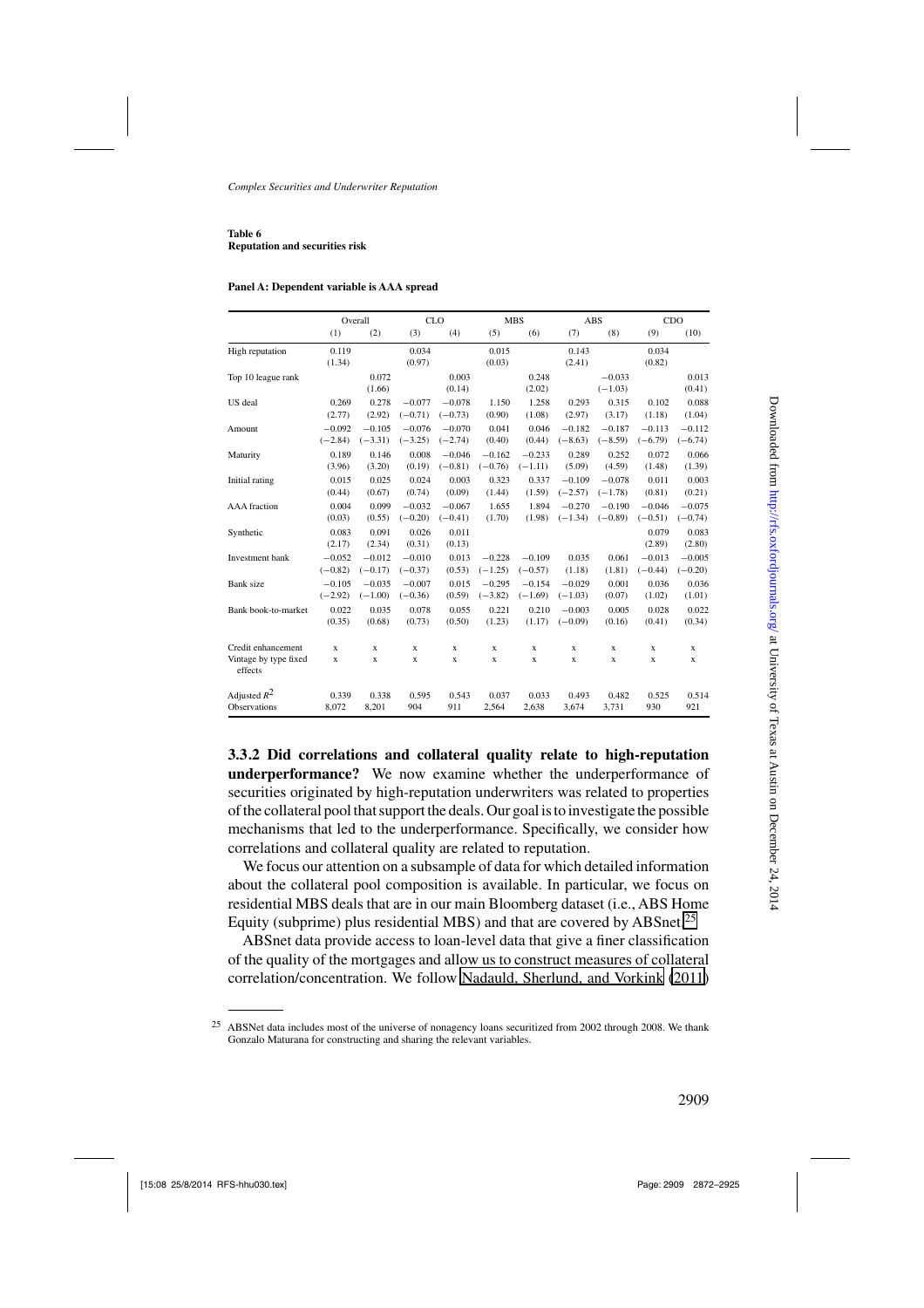**Table 6**
**Reputation and securities risk**

**Panel A: Dependent variable is AAA spread**

| | Overall | | CLO | | MBS | | ABS | | CDO | |
|---|---|---|---|---|---|---|---|---|---|---|
| | (1) | (2) | (3) | (4) | (5) | (6) | (7) | (8) | (9) | (10) |
| High reputation | 0.119 | | 0.034 | | 0.015 | | 0.143 | | 0.034 | |
| | (1.34) | | (0.97) | | (0.03) | | (2.41) | | (0.82) | |
| Top 10 league rank | | 0.072 | | 0.003 | | 0.248 | | −0.033 | | 0.013 |
| | | (1.66) | | (0.14) | | (2.02) | | (−1.03) | | (0.41) |
| US deal | 0.269 | 0.278 | −0.077 | −0.078 | 1.150 | 1.258 | 0.293 | 0.315 | 0.102 | 0.088 |
| | (2.77) | (2.92) | (−0.71) | (−0.73) | (0.90) | (1.08) | (2.97) | (3.17) | (1.18) | (1.04) |
| Amount | −0.092 | −0.105 | −0.076 | −0.070 | 0.041 | 0.046 | −0.182 | −0.187 | −0.113 | −0.112 |
| | (−2.84) | (−3.31) | (−3.25) | (−2.74) | (0.40) | (0.44) | (−8.63) | (−8.59) | (−6.79) | (−6.74) |
| Maturity | 0.189 | 0.146 | 0.008 | −0.046 | −0.162 | −0.233 | 0.289 | 0.252 | 0.072 | 0.066 |
| | (3.96) | (3.20) | (0.19) | (−0.81) | (−0.76) | (−1.11) | (5.09) | (4.59) | (1.48) | (1.39) |
| Initial rating | 0.015 | 0.025 | 0.024 | 0.003 | 0.323 | 0.337 | −0.109 | −0.078 | 0.011 | 0.003 |
| | (0.44) | (0.67) | (0.74) | (0.09) | (1.44) | (1.59) | (−2.57) | (−1.78) | (0.81) | (0.21) |
| AAA fraction | 0.004 | 0.099 | −0.032 | −0.067 | 1.655 | 1.894 | −0.270 | −0.190 | −0.046 | −0.075 |
| | (0.03) | (0.55) | (−0.20) | (−0.41) | (1.70) | (1.98) | (−1.34) | (−0.89) | (−0.51) | (−0.74) |
| Synthetic | 0.083 | 0.091 | 0.026 | 0.011 | | | | | 0.079 | 0.083 |
| | (2.17) | (2.34) | (0.31) | (0.13) | | | | | (2.89) | (2.80) |
| Investment bank | −0.052 | −0.012 | −0.010 | 0.013 | −0.228 | −0.109 | 0.035 | 0.061 | −0.013 | −0.005 |
| | (−0.82) | (−0.17) | (−0.37) | (0.53) | (−1.25) | (−0.57) | (1.18) | (1.81) | (−0.44) | (−0.20) |
| Bank size | −0.105 | −0.035 | −0.007 | 0.015 | −0.295 | −0.154 | −0.029 | 0.001 | 0.036 | 0.036 |
| | (−2.92) | (−1.00) | (−0.36) | (0.59) | (−3.82) | (−1.69) | (−1.03) | (0.07) | (1.02) | (1.01) |
| Bank book-to-market | 0.022 | 0.035 | 0.078 | 0.055 | 0.221 | 0.210 | −0.003 | 0.005 | 0.028 | 0.022 |
| | (0.35) | (0.68) | (0.73) | (0.50) | (1.23) | (1.17) | (−0.09) | (0.16) | (0.41) | (0.34) |
| Credit enhancement | x | x | x | x | x | x | x | x | x | x |
| Vintage by type fixed effects | x | x | x | x | x | x | x | x | x | x |
| Adjusted $R^2$ | 0.339 | 0.338 | 0.595 | 0.543 | 0.037 | 0.033 | 0.493 | 0.482 | 0.525 | 0.514 |
| Observations | 8,072 | 8,201 | 904 | 911 | 2,564 | 2,638 | 3,674 | 3,731 | 930 | 921 |

**3.3.2 Did correlations and collateral quality relate to high-reputation underperformance?** We now examine whether the underperformance of securities originated by high-reputation underwriters was related to properties of the collateral pool that support the deals. Our goal is to investigate the possible mechanisms that led to the underperformance. Specifically, we consider how correlations and collateral quality are related to reputation.

We focus our attention on a subsample of data for which detailed information about the collateral pool composition is available. In particular, we focus on residential MBS deals that are in our main Bloomberg dataset (i.e., ABS Home Equity (subprime) plus residential MBS) and that are covered by ABSnet.[25]

ABSnet data provide access to loan-level data that give a finer classification of the quality of the mortgages and allow us to construct measures of collateral correlation/concentration. We follow Nadauld, Sherlund, and Vorkink (2011)

[25] ABSNet data includes most of the universe of nonagency loans securitized from 2002 through 2008. We thank Gonzalo Maturana for constructing and sharing the relevant variables.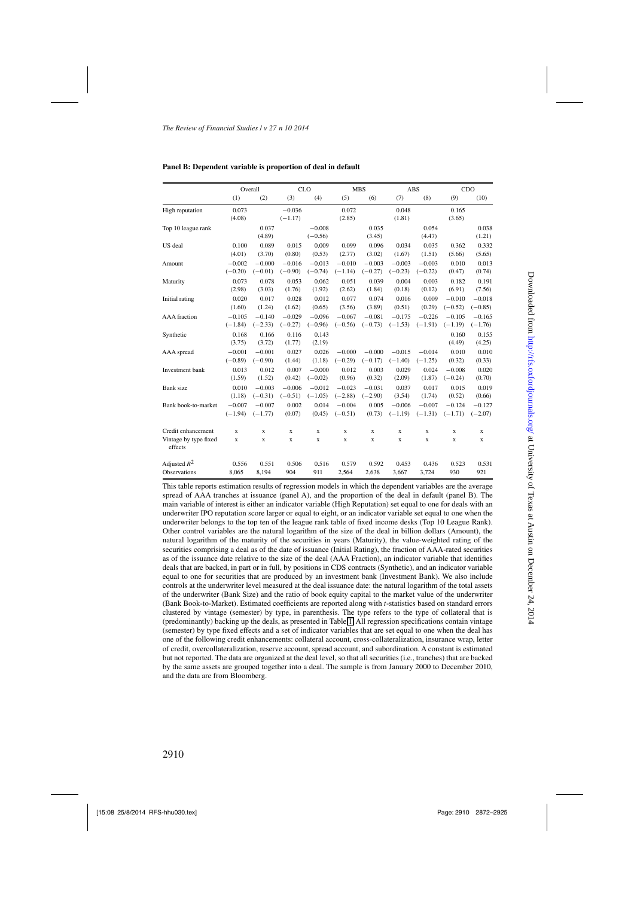**Panel B: Dependent variable is proportion of deal in default**

| | Overall | | CLO | | MBS | | ABS | | CDO | |
|---|---|---|---|---|---|---|---|---|---|---|
| | (1) | (2) | (3) | (4) | (5) | (6) | (7) | (8) | (9) | (10) |
| High reputation | 0.073 | | −0.036 | | 0.072 | | 0.048 | | 0.165 | |
| | (4.08) | | (−1.17) | | (2.85) | | (1.81) | | (3.65) | |
| Top 10 league rank | | 0.037 | | −0.008 | | 0.035 | | 0.054 | | 0.038 |
| | | (4.89) | | (−0.56) | | (3.45) | | (4.47) | | (1.21) |
| US deal | 0.100 | 0.089 | 0.015 | 0.009 | 0.099 | 0.096 | 0.034 | 0.035 | 0.362 | 0.332 |
| | (4.01) | (3.70) | (0.80) | (0.53) | (2.77) | (3.02) | (1.67) | (1.51) | (5.66) | (5.65) |
| Amount | −0.002 | −0.000 | −0.016 | −0.013 | −0.010 | −0.003 | −0.003 | −0.003 | 0.010 | 0.013 |
| | (−0.20) | (−0.01) | (−0.90) | (−0.74) | (−1.14) | (−0.27) | (−0.23) | (−0.22) | (0.47) | (0.74) |
| Maturity | 0.073 | 0.078 | 0.053 | 0.062 | 0.051 | 0.039 | 0.004 | 0.003 | 0.182 | 0.191 |
| | (2.98) | (3.03) | (1.76) | (1.92) | (2.62) | (1.84) | (0.18) | (0.12) | (6.91) | (7.56) |
| Initial rating | 0.020 | 0.017 | 0.028 | 0.012 | 0.077 | 0.074 | 0.016 | 0.009 | −0.010 | −0.018 |
| | (1.60) | (1.24) | (1.62) | (0.65) | (3.56) | (3.89) | (0.51) | (0.29) | (−0.52) | (−0.85) |
| AAA fraction | −0.105 | −0.140 | −0.029 | −0.096 | −0.067 | −0.081 | −0.175 | −0.226 | −0.105 | −0.165 |
| | (−1.84) | (−2.33) | (−0.27) | (−0.96) | (−0.56) | (−0.73) | (−1.53) | (−1.91) | (−1.19) | (−1.76) |
| Synthetic | 0.168 | 0.166 | 0.116 | 0.143 | | | | | 0.160 | 0.155 |
| | (3.75) | (3.72) | (1.77) | (2.19) | | | | | (4.49) | (4.25) |
| AAA spread | −0.001 | −0.001 | 0.027 | 0.026 | −0.000 | −0.000 | −0.015 | −0.014 | 0.010 | 0.010 |
| | (−0.89) | (−0.90) | (1.44) | (1.18) | (−0.29) | (−0.17) | (−1.40) | (−1.25) | (0.32) | (0.33) |
| Investment bank | 0.013 | 0.012 | 0.007 | −0.000 | 0.012 | 0.003 | 0.029 | 0.024 | −0.008 | 0.020 |
| | (1.59) | (1.52) | (0.42) | (−0.02) | (0.96) | (0.32) | (2.09) | (1.87) | (−0.24) | (0.70) |
| Bank size | 0.010 | −0.003 | −0.006 | −0.012 | −0.023 | −0.031 | 0.037 | 0.017 | 0.015 | 0.019 |
| | (1.18) | (−0.31) | (−0.51) | (−1.05) | (−2.88) | (−2.90) | (3.54) | (1.74) | (0.52) | (0.66) |
| Bank book-to-market | −0.007 | −0.007 | 0.002 | 0.014 | −0.004 | 0.005 | −0.006 | −0.007 | −0.124 | −0.127 |
| | (−1.94) | (−1.77) | (0.07) | (0.45) | (−0.51) | (0.73) | (−1.19) | (−1.31) | (−1.71) | (−2.07) |
| Credit enhancement | x | x | x | x | x | x | x | x | x | x |
| Vintage by type fixed effects | x | x | x | x | x | x | x | x | x | x |
| Adjusted $R^2$ | 0.556 | 0.551 | 0.506 | 0.516 | 0.579 | 0.592 | 0.453 | 0.436 | 0.523 | 0.531 |
| Observations | 8,065 | 8,194 | 904 | 911 | 2,564 | 2,638 | 3,667 | 3,724 | 930 | 921 |

This table reports estimation results of regression models in which the dependent variables are the average spread of AAA tranches at issuance (panel A), and the proportion of the deal in default (panel B). The main variable of interest is either an indicator variable (High Reputation) set equal to one for deals with an underwriter IPO reputation score larger or equal to eight, or an indicator variable set equal to one when the underwriter belongs to the top ten of the league rank table of fixed income desks (Top 10 League Rank). Other control variables are the natural logarithm of the size of the deal in billion dollars (Amount), the natural logarithm of the maturity of the securities in years (Maturity), the value-weighted rating of the securities comprising a deal as of the date of issuance (Initial Rating), the fraction of AAA-rated securities as of the issuance date relative to the size of the deal (AAA Fraction), an indicator variable that identifies deals that are backed, in part or in full, by positions in CDS contracts (Synthetic), and an indicator variable equal to one for securities that are produced by an investment bank (Investment Bank). We also include controls at the underwriter level measured at the deal issuance date: the natural logarithm of the total assets of the underwriter (Bank Size) and the ratio of book equity capital to the market value of the underwriter (Bank Book-to-Market). Estimated coefficients are reported along with $t$-statistics based on standard errors clustered by vintage (semester) by type, in parenthesis. The type refers to the type of collateral that is (predominantly) backing up the deals, as presented in Table 1. All regression specifications contain vintage (semester) by type fixed effects and a set of indicator variables that are set equal to one when the deal has one of the following credit enhancements: collateral account, cross-collateralization, insurance wrap, letter of credit, overcollateralization, reserve account, spread account, and subordination. A constant is estimated but not reported. The data are organized at the deal level, so that all securities (i.e., tranches) that are backed by the same assets are grouped together into a deal. The sample is from January 2000 to December 2010, and the data are from Bloomberg.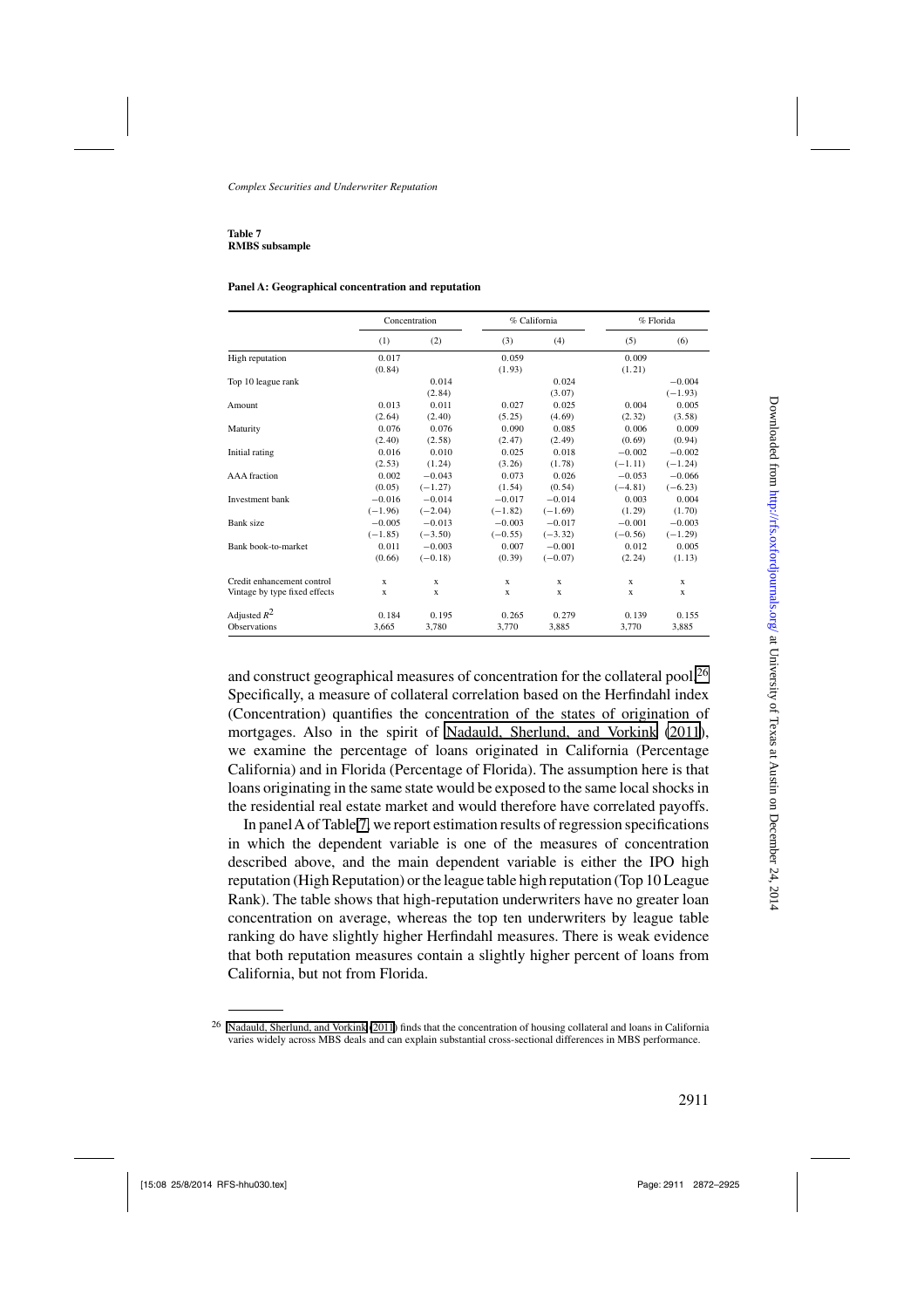**Table 7**
**RMBS subsample**

**Panel A: Geographical concentration and reputation**

| | Concentration | | % California | | % Florida | |
|---|---|---|---|---|---|---|
| | (1) | (2) | (3) | (4) | (5) | (6) |
| High reputation | 0.017 | | 0.059 | | 0.009 | |
| | (0.84) | | (1.93) | | (1.21) | |
| Top 10 league rank | | 0.014 | | 0.024 | | −0.004 |
| | | (2.84) | | (3.07) | | (−1.93) |
| Amount | 0.013 | 0.011 | 0.027 | 0.025 | 0.004 | 0.005 |
| | (2.64) | (2.40) | (5.25) | (4.69) | (2.32) | (3.58) |
| Maturity | 0.076 | 0.076 | 0.090 | 0.085 | 0.006 | 0.009 |
| | (2.40) | (2.58) | (2.47) | (2.49) | (0.69) | (0.94) |
| Initial rating | 0.016 | 0.010 | 0.025 | 0.018 | −0.002 | −0.002 |
| | (2.53) | (1.24) | (3.26) | (1.78) | (−1.11) | (−1.24) |
| AAA fraction | 0.002 | −0.043 | 0.073 | 0.026 | −0.053 | −0.066 |
| | (0.05) | (−1.27) | (1.54) | (0.54) | (−4.81) | (−6.23) |
| Investment bank | −0.016 | −0.014 | −0.017 | −0.014 | 0.003 | 0.004 |
| | (−1.96) | (−2.04) | (−1.82) | (−1.69) | (1.29) | (1.70) |
| Bank size | −0.005 | −0.013 | −0.003 | −0.017 | −0.001 | −0.003 |
| | (−1.85) | (−3.50) | (−0.55) | (−3.32) | (−0.56) | (−1.29) |
| Bank book-to-market | 0.011 | −0.003 | 0.007 | −0.001 | 0.012 | 0.005 |
| | (0.66) | (−0.18) | (0.39) | (−0.07) | (2.24) | (1.13) |
| Credit enhancement control | x | x | x | x | x | x |
| Vintage by type fixed effects | x | x | x | x | x | x |
| Adjusted $R^2$ | 0.184 | 0.195 | 0.265 | 0.279 | 0.139 | 0.155 |
| Observations | 3,665 | 3,780 | 3,770 | 3,885 | 3,770 | 3,885 |

and construct geographical measures of concentration for the collateral pool.[26] Specifically, a measure of collateral correlation based on the Herfindahl index (Concentration) quantifies the concentration of the states of origination of mortgages. Also in the spirit of Nadauld, Sherlund, and Vorkink (2011), we examine the percentage of loans originated in California (Percentage California) and in Florida (Percentage of Florida). The assumption here is that loans originating in the same state would be exposed to the same local shocks in the residential real estate market and would therefore have correlated payoffs.

In panel A of Table 7, we report estimation results of regression specifications in which the dependent variable is one of the measures of concentration described above, and the main dependent variable is either the IPO high reputation (High Reputation) or the league table high reputation (Top 10 League Rank). The table shows that high-reputation underwriters have no greater loan concentration on average, whereas the top ten underwriters by league table ranking do have slightly higher Herfindahl measures. There is weak evidence that both reputation measures contain a slightly higher percent of loans from California, but not from Florida.

[26] Nadauld, Sherlund, and Vorkink (2011) finds that the concentration of housing collateral and loans in California varies widely across MBS deals and can explain substantial cross-sectional differences in MBS performance.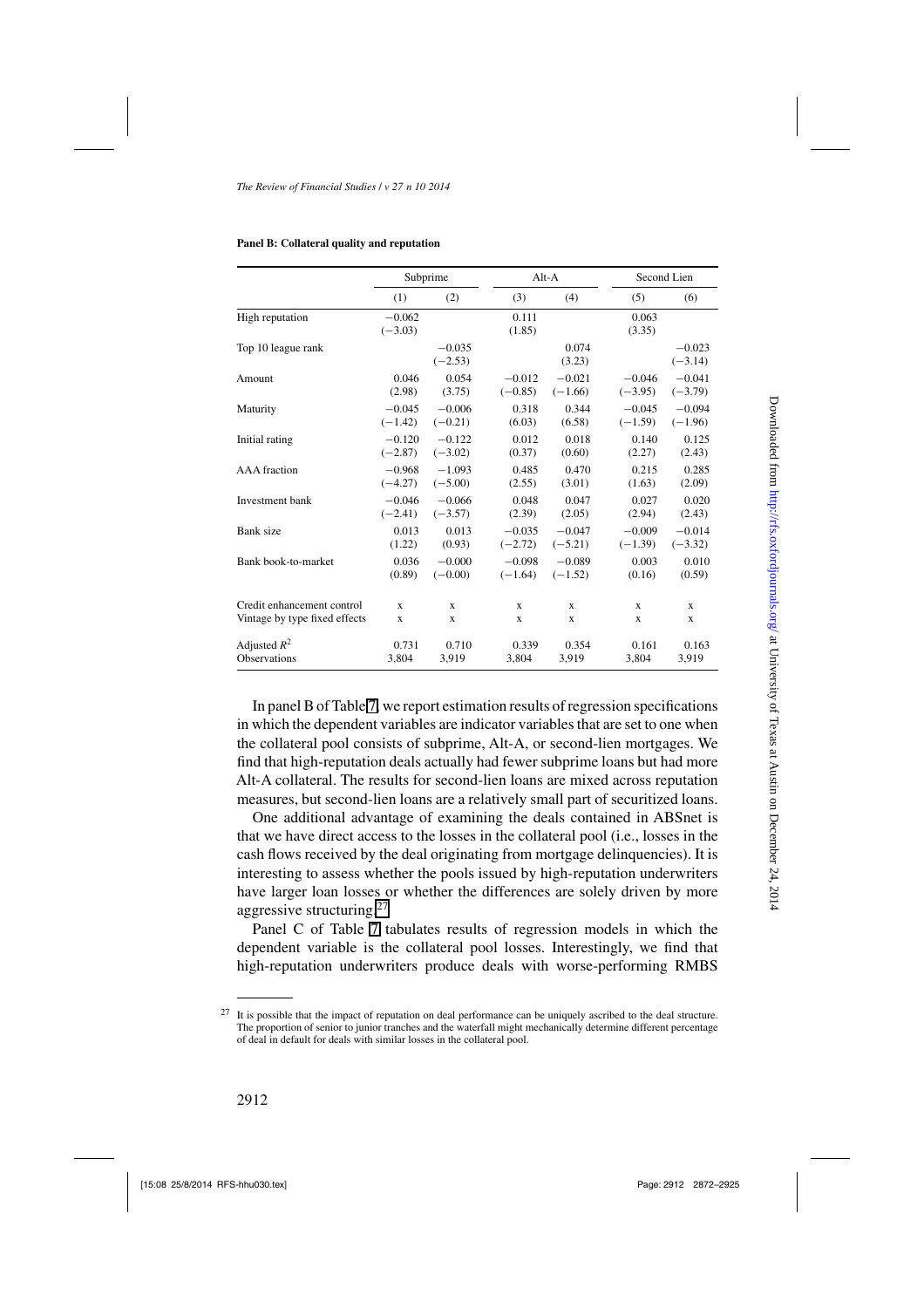**Panel B: Collateral quality and reputation**

| | Subprime | | Alt-A | | Second Lien | |
|---|---|---|---|---|---|---|
| | (1) | (2) | (3) | (4) | (5) | (6) |
| High reputation | −0.062 | | 0.111 | | 0.063 | |
| | (−3.03) | | (1.85) | | (3.35) | |
| Top 10 league rank | | −0.035 | | 0.074 | | −0.023 |
| | | (−2.53) | | (3.23) | | (−3.14) |
| Amount | 0.046 | 0.054 | −0.012 | −0.021 | −0.046 | −0.041 |
| | (2.98) | (3.75) | (−0.85) | (−1.66) | (−3.95) | (−3.79) |
| Maturity | −0.045 | −0.006 | 0.318 | 0.344 | −0.045 | −0.094 |
| | (−1.42) | (−0.21) | (6.03) | (6.58) | (−1.59) | (−1.96) |
| Initial rating | −0.120 | −0.122 | 0.012 | 0.018 | 0.140 | 0.125 |
| | (−2.87) | (−3.02) | (0.37) | (0.60) | (2.27) | (2.43) |
| AAA fraction | −0.968 | −1.093 | 0.485 | 0.470 | 0.215 | 0.285 |
| | (−4.27) | (−5.00) | (2.55) | (3.01) | (1.63) | (2.09) |
| Investment bank | −0.046 | −0.066 | 0.048 | 0.047 | 0.027 | 0.020 |
| | (−2.41) | (−3.57) | (2.39) | (2.05) | (2.94) | (2.43) |
| Bank size | 0.013 | 0.013 | −0.035 | −0.047 | −0.009 | −0.014 |
| | (1.22) | (0.93) | (−2.72) | (−5.21) | (−1.39) | (−3.32) |
| Bank book-to-market | 0.036 | −0.000 | −0.098 | −0.089 | 0.003 | 0.010 |
| | (0.89) | (−0.00) | (−1.64) | (−1.52) | (0.16) | (0.59) |
| Credit enhancement control | x | x | x | x | x | x |
| Vintage by type fixed effects | x | x | x | x | x | x |
| Adjusted $R^2$ | 0.731 | 0.710 | 0.339 | 0.354 | 0.161 | 0.163 |
| Observations | 3,804 | 3,919 | 3,804 | 3,919 | 3,804 | 3,919 |

In panel B of Table 7, we report estimation results of regression specifications in which the dependent variables are indicator variables that are set to one when the collateral pool consists of subprime, Alt-A, or second-lien mortgages. We find that high-reputation deals actually had fewer subprime loans but had more Alt-A collateral. The results for second-lien loans are mixed across reputation measures, but second-lien loans are a relatively small part of securitized loans.

One additional advantage of examining the deals contained in ABSnet is that we have direct access to the losses in the collateral pool (i.e., losses in the cash flows received by the deal originating from mortgage delinquencies). It is interesting to assess whether the pools issued by high-reputation underwriters have larger loan losses or whether the differences are solely driven by more aggressive structuring.[27]

Panel C of Table 7 tabulates results of regression models in which the dependent variable is the collateral pool losses. Interestingly, we find that high-reputation underwriters produce deals with worse-performing RMBS

[27] It is possible that the impact of reputation on deal performance can be uniquely ascribed to the deal structure. The proportion of senior to junior tranches and the waterfall might mechanically determine different percentage of deal in default for deals with similar losses in the collateral pool.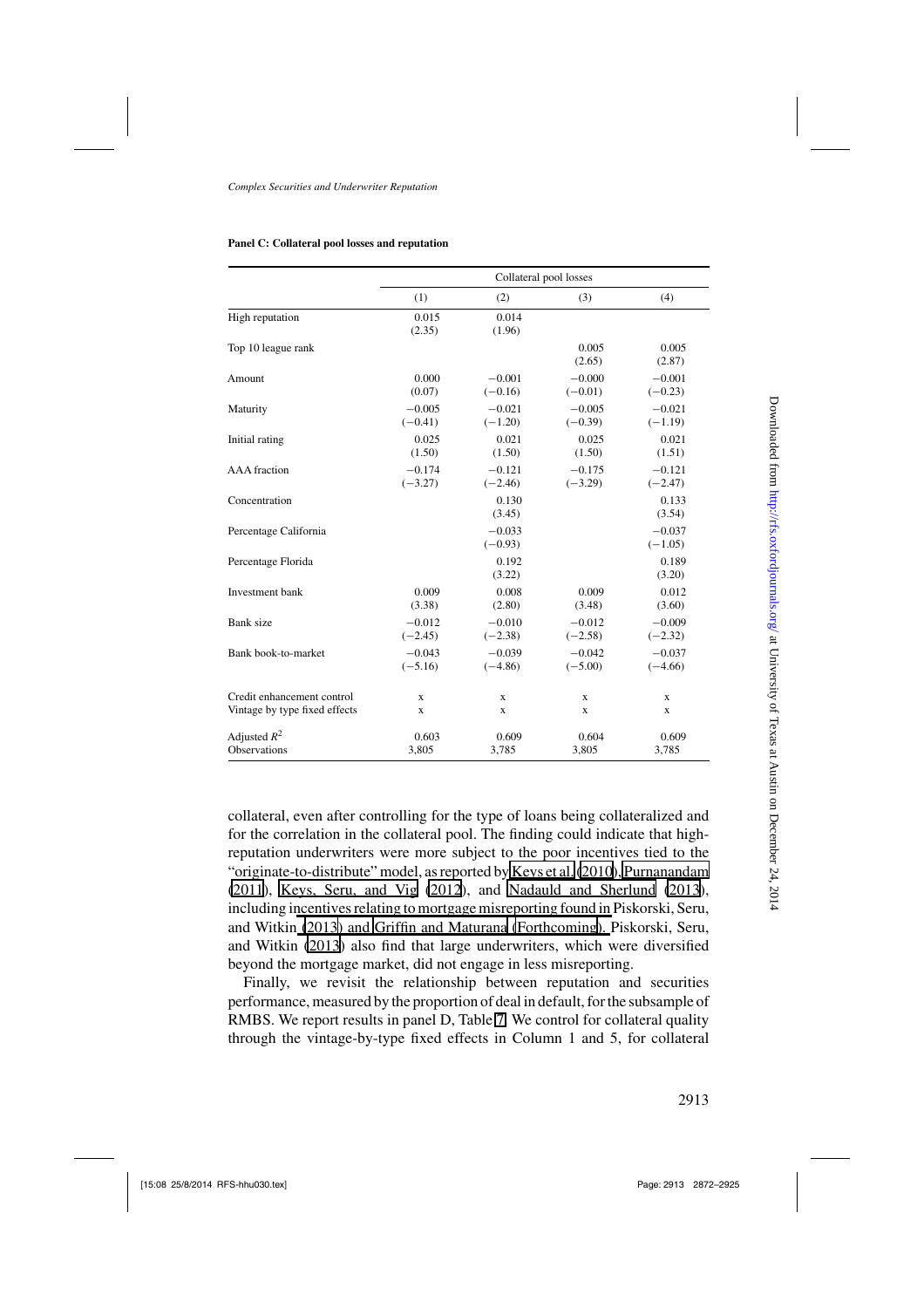**Panel C: Collateral pool losses and reputation**

| | Collateral pool losses | | | |
|---|---|---|---|---|
| | (1) | (2) | (3) | (4) |
| High reputation | 0.015 | 0.014 | | |
| | (2.35) | (1.96) | | |
| Top 10 league rank | | | 0.005 | 0.005 |
| | | | (2.65) | (2.87) |
| Amount | 0.000 | −0.001 | −0.000 | −0.001 |
| | (0.07) | (−0.16) | (−0.01) | (−0.23) |
| Maturity | −0.005 | −0.021 | −0.005 | −0.021 |
| | (−0.41) | (−1.20) | (−0.39) | (−1.19) |
| Initial rating | 0.025 | 0.021 | 0.025 | 0.021 |
| | (1.50) | (1.50) | (1.50) | (1.51) |
| AAA fraction | −0.174 | −0.121 | −0.175 | −0.121 |
| | (−3.27) | (−2.46) | (−3.29) | (−2.47) |
| Concentration | | 0.130 | | 0.133 |
| | | (3.45) | | (3.54) |
| Percentage California | | −0.033 | | −0.037 |
| | | (−0.93) | | (−1.05) |
| Percentage Florida | | 0.192 | | 0.189 |
| | | (3.22) | | (3.20) |
| Investment bank | 0.009 | 0.008 | 0.009 | 0.012 |
| | (3.38) | (2.80) | (3.48) | (3.60) |
| Bank size | −0.012 | −0.010 | −0.012 | −0.009 |
| | (−2.45) | (−2.38) | (−2.58) | (−2.32) |
| Bank book-to-market | −0.043 | −0.039 | −0.042 | −0.037 |
| | (−5.16) | (−4.86) | (−5.00) | (−4.66) |
| Credit enhancement control | x | x | x | x |
| Vintage by type fixed effects | x | x | x | x |
| Adjusted $R^2$ | 0.603 | 0.609 | 0.604 | 0.609 |
| Observations | 3,805 | 3,785 | 3,805 | 3,785 |

collateral, even after controlling for the type of loans being collateralized and for the correlation in the collateral pool. The finding could indicate that high-reputation underwriters were more subject to the poor incentives tied to the "originate-to-distribute" model, as reported by Keys et al. (2010), Purnanandam (2011), Keys, Seru, and Vig (2012), and Nadauld and Sherlund (2013), including incentives relating to mortgage misreporting found in Piskorski, Seru, and Witkin (2013) and Griffin and Maturana (Forthcoming). Piskorski, Seru, and Witkin (2013) also find that large underwriters, which were diversified beyond the mortgage market, did not engage in less misreporting.

Finally, we revisit the relationship between reputation and securities performance, measured by the proportion of deal in default, for the subsample of RMBS. We report results in panel D, Table 7. We control for collateral quality through the vintage-by-type fixed effects in Column 1 and 5, for collateral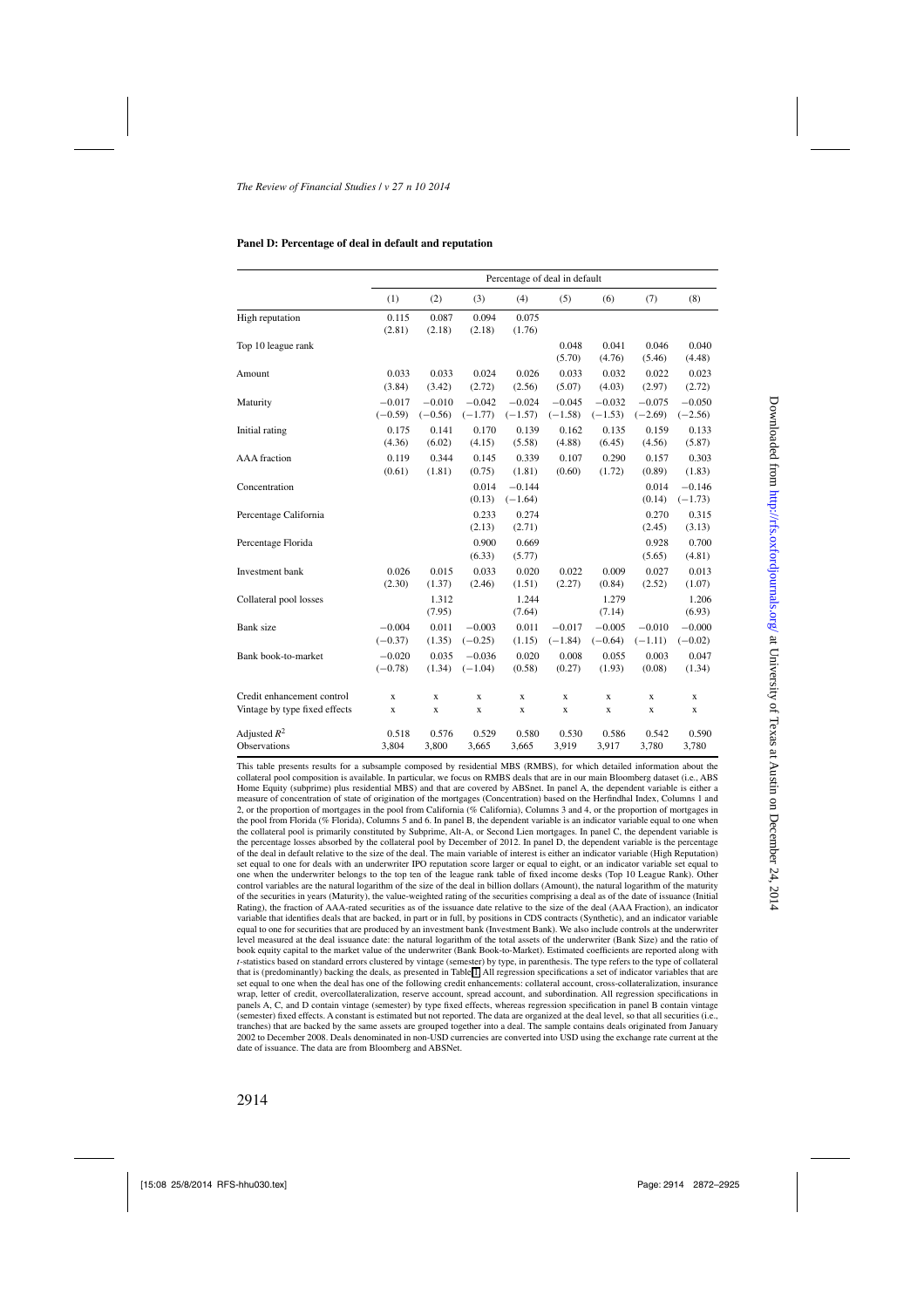**Panel D: Percentage of deal in default and reputation**

| | Percentage of deal in default | | | | | | | |
|---|---|---|---|---|---|---|---|---|
| | (1) | (2) | (3) | (4) | (5) | (6) | (7) | (8) |
| High reputation | 0.115 | 0.087 | 0.094 | 0.075 | | | | |
| | (2.81) | (2.18) | (2.18) | (1.76) | | | | |
| Top 10 league rank | | | | | 0.048 | 0.041 | 0.046 | 0.040 |
| | | | | | (5.70) | (4.76) | (5.46) | (4.48) |
| Amount | 0.033 | 0.033 | 0.024 | 0.026 | 0.033 | 0.032 | 0.022 | 0.023 |
| | (3.84) | (3.42) | (2.72) | (2.56) | (5.07) | (4.03) | (2.97) | (2.72) |
| Maturity | −0.017 | −0.010 | −0.042 | −0.024 | −0.045 | −0.032 | −0.075 | −0.050 |
| | (−0.59) | (−0.56) | (−1.77) | (−1.57) | (−1.58) | (−1.53) | (−2.69) | (−2.56) |
| Initial rating | 0.175 | 0.141 | 0.170 | 0.139 | 0.162 | 0.135 | 0.159 | 0.133 |
| | (4.36) | (6.02) | (4.15) | (5.58) | (4.88) | (6.45) | (4.56) | (5.87) |
| AAA fraction | 0.119 | 0.344 | 0.145 | 0.339 | 0.107 | 0.290 | 0.157 | 0.303 |
| | (0.61) | (1.81) | (0.75) | (1.81) | (0.60) | (1.72) | (0.89) | (1.83) |
| Concentration | | | 0.014 | −0.144 | | | 0.014 | −0.146 |
| | | | (0.13) | (−1.64) | | | (0.14) | (−1.73) |
| Percentage California | | | 0.233 | 0.274 | | | 0.270 | 0.315 |
| | | | (2.13) | (2.71) | | | (2.45) | (3.13) |
| Percentage Florida | | | 0.900 | 0.669 | | | 0.928 | 0.700 |
| | | | (6.33) | (5.77) | | | (5.65) | (4.81) |
| Investment bank | 0.026 | 0.015 | 0.033 | 0.020 | 0.022 | 0.009 | 0.027 | 0.013 |
| | (2.30) | (1.37) | (2.46) | (1.51) | (2.27) | (0.84) | (2.52) | (1.07) |
| Collateral pool losses | | 1.312 | | 1.244 | | 1.279 | | 1.206 |
| | | (7.95) | | (7.64) | | (7.14) | | (6.93) |
| Bank size | −0.004 | 0.011 | −0.003 | 0.011 | −0.017 | −0.005 | −0.010 | −0.000 |
| | (−0.37) | (1.35) | (−0.25) | (1.15) | (−1.84) | (−0.64) | (−1.11) | (−0.02) |
| Bank book-to-market | −0.020 | 0.035 | −0.036 | 0.020 | 0.008 | 0.055 | 0.003 | 0.047 |
| | (−0.78) | (1.34) | (−1.04) | (0.58) | (0.27) | (1.93) | (0.08) | (1.34) |
| Credit enhancement control | x | x | x | x | x | x | x | x |
| Vintage by type fixed effects | x | x | x | x | x | x | x | x |
| Adjusted $R^2$ | 0.518 | 0.576 | 0.529 | 0.580 | 0.530 | 0.586 | 0.542 | 0.590 |
| Observations | 3,804 | 3,800 | 3,665 | 3,665 | 3,919 | 3,917 | 3,780 | 3,780 |

This table presents results for a subsample composed by residential MBS (RMBS), for which detailed information about the collateral pool composition is available. In particular, we focus on RMBS deals that are in our main Bloomberg dataset (i.e., ABS Home Equity (subprime) plus residential MBS) and that are covered by ABSnet. In panel A, the dependent variable is either a measure of concentration of state of origination of the mortgages (Concentration) based on the Herfindhal Index, Columns 1 and 2, or the proportion of mortgages in the pool from California (% California), Columns 3 and 4, or the proportion of mortgages in the pool from Florida (% Florida), Columns 5 and 6. In panel B, the dependent variable is an indicator variable equal to one when the collateral pool is primarily constituted by Subprime, Alt-A, or Second Lien mortgages. In panel C, the dependent variable is the percentage losses absorbed by the collateral pool by December of 2012. In panel D, the dependent variable is the percentage of the deal in default relative to the size of the deal. The main variable of interest is either an indicator variable (High Reputation) set equal to one for deals with an underwriter IPO reputation score larger or equal to eight, or an indicator variable set equal to one when the underwriter belongs to the top ten of the league rank table of fixed income desks (Top 10 League Rank). Other control variables are the natural logarithm of the size of the deal in billion dollars (Amount), the natural logarithm of the maturity of the securities in years (Maturity), the value-weighted rating of the securities comprising a deal as of the date of issuance (Initial Rating), the fraction of AAA-rated securities as of the issuance date relative to the size of the deal (AAA Fraction), an indicator variable that identifies deals that are backed, in part or in full, by positions in CDS contracts (Synthetic), and an indicator variable equal to one for securities that are produced by an investment bank (Investment Bank). We also include controls at the underwriter level measured at the deal issuance date: the natural logarithm of the total assets of the underwriter (Bank Size) and the ratio of book equity capital to the market value of the underwriter (Bank Book-to-Market). Estimated coefficients are reported along with $t$-statistics based on standard errors clustered by vintage (semester) by type, in parenthesis. The type refers to the type of collateral that is (predominantly) backing the deals, as presented in Table 1. All regression specifications a set of indicator variables that are set equal to one when the deal has one of the following credit enhancements: collateral account, cross-collateralization, insurance wrap, letter of credit, overcollateralization, reserve account, spread account, and subordination. All regression specifications in panels A, C, and D contain vintage (semester) by type fixed effects, whereas regression specification in panel B contain vintage (semester) fixed effects. A constant is estimated but not reported. The data are organized at the deal level, so that all securities (i.e., tranches) that are backed by the same assets are grouped together into a deal. The sample contains deals originated from January 2002 to December 2008. Deals denominated in non-USD currencies are converted into USD using the exchange rate current at the date of issuance. The data are from Bloomberg and ABSNet.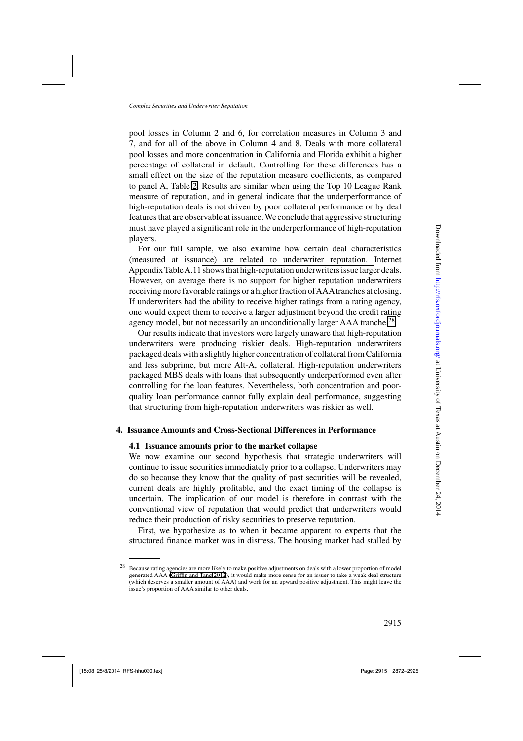pool losses in Column 2 and 6, for correlation measures in Column 3 and 7, and for all of the above in Column 4 and 8. Deals with more collateral pool losses and more concentration in California and Florida exhibit a higher percentage of collateral in default. Controlling for these differences has a small effect on the size of the reputation measure coefficients, as compared to panel A, Table 2. Results are similar when using the Top 10 League Rank measure of reputation, and in general indicate that the underperformance of high-reputation deals is not driven by poor collateral performance or by deal features that are observable at issuance. We conclude that aggressive structuring must have played a significant role in the underperformance of high-reputation players.

For our full sample, we also examine how certain deal characteristics (measured at issuance) are related to underwriter reputation. Internet Appendix Table A.11 shows that high-reputation underwriters issue larger deals. However, on average there is no support for higher reputation underwriters receiving more favorable ratings or a higher fraction of AAA tranches at closing. If underwriters had the ability to receive higher ratings from a rating agency, one would expect them to receive a larger adjustment beyond the credit rating agency model, but not necessarily an unconditionally larger AAA tranche.[28]

Our results indicate that investors were largely unaware that high-reputation underwriters were producing riskier deals. High-reputation underwriters packaged deals with a slightly higher concentration of collateral from California and less subprime, but more Alt-A, collateral. High-reputation underwriters packaged MBS deals with loans that subsequently underperformed even after controlling for the loan features. Nevertheless, both concentration and poor-quality loan performance cannot fully explain deal performance, suggesting that structuring from high-reputation underwriters was riskier as well.

## 4. Issuance Amounts and Cross-Sectional Differences in Performance

### 4.1 Issuance amounts prior to the market collapse

We now examine our second hypothesis that strategic underwriters will continue to issue securities immediately prior to a collapse. Underwriters may do so because they know that the quality of past securities will be revealed, current deals are highly profitable, and the exact timing of the collapse is uncertain. The implication of our model is therefore in contrast with the conventional view of reputation that would predict that underwriters would reduce their production of risky securities to preserve reputation.

First, we hypothesize as to when it became apparent to experts that the structured finance market was in distress. The housing market had stalled by

[28] Because rating agencies are more likely to make positive adjustments on deals with a lower proportion of model generated AAA (Griffin and Tang 2012), it would make more sense for an issuer to take a weak deal structure (which deserves a smaller amount of AAA) and work for an upward positive adjustment. This might leave the issue's proportion of AAA similar to other deals.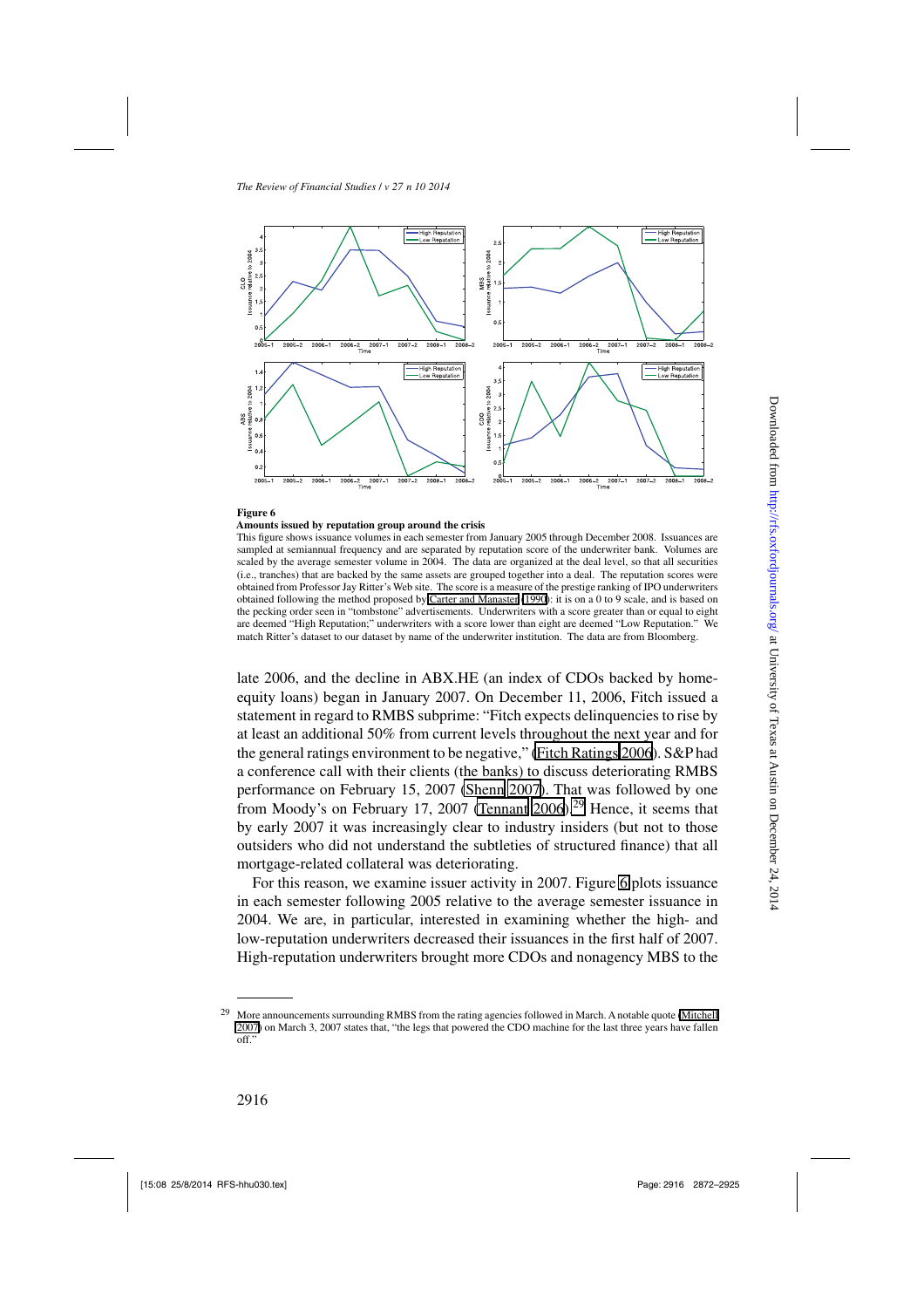**Figure 6**
**Amounts issued by reputation group around the crisis**
This figure shows issuance volumes in each semester from January 2005 through December 2008. Issuances are sampled at semiannual frequency and are separated by reputation score of the underwriter bank. Volumes are scaled by the average semester volume in 2004. The data are organized at the deal level, so that all securities (i.e., tranches) that are backed by the same assets are grouped together into a deal. The reputation scores were obtained from Professor Jay Ritter's Web site. The score is a measure of the prestige ranking of IPO underwriters obtained following the method proposed by Carter and Manaster (1990): it is on a 0 to 9 scale, and is based on the pecking order seen in "tombstone" advertisements. Underwriters with a score greater than or equal to eight are deemed "High Reputation;" underwriters with a score lower than eight are deemed "Low Reputation." We match Ritter's dataset to our dataset by name of the underwriter institution. The data are from Bloomberg.

late 2006, and the decline in ABX.HE (an index of CDOs backed by home-equity loans) began in January 2007. On December 11, 2006, Fitch issued a statement in regard to RMBS subprime: "Fitch expects delinquencies to rise by at least an additional 50% from current levels throughout the next year and for the general ratings environment to be negative," (Fitch Ratings 2006). S&P had a conference call with their clients (the banks) to discuss deteriorating RMBS performance on February 15, 2007 (Shenn 2007). That was followed by one from Moody's on February 17, 2007 (Tennant 2006).[29] Hence, it seems that by early 2007 it was increasingly clear to industry insiders (but not to those outsiders who did not understand the subtleties of structured finance) that all mortgage-related collateral was deteriorating.

For this reason, we examine issuer activity in 2007. Figure 6 plots issuance in each semester following 2005 relative to the average semester issuance in 2004. We are, in particular, interested in examining whether the high- and low-reputation underwriters decreased their issuances in the first half of 2007. High-reputation underwriters brought more CDOs and nonagency MBS to the

[29] More announcements surrounding RMBS from the rating agencies followed in March. A notable quote (Mitchell 2007) on March 3, 2007 states that, "the legs that powered the CDO machine for the last three years have fallen off."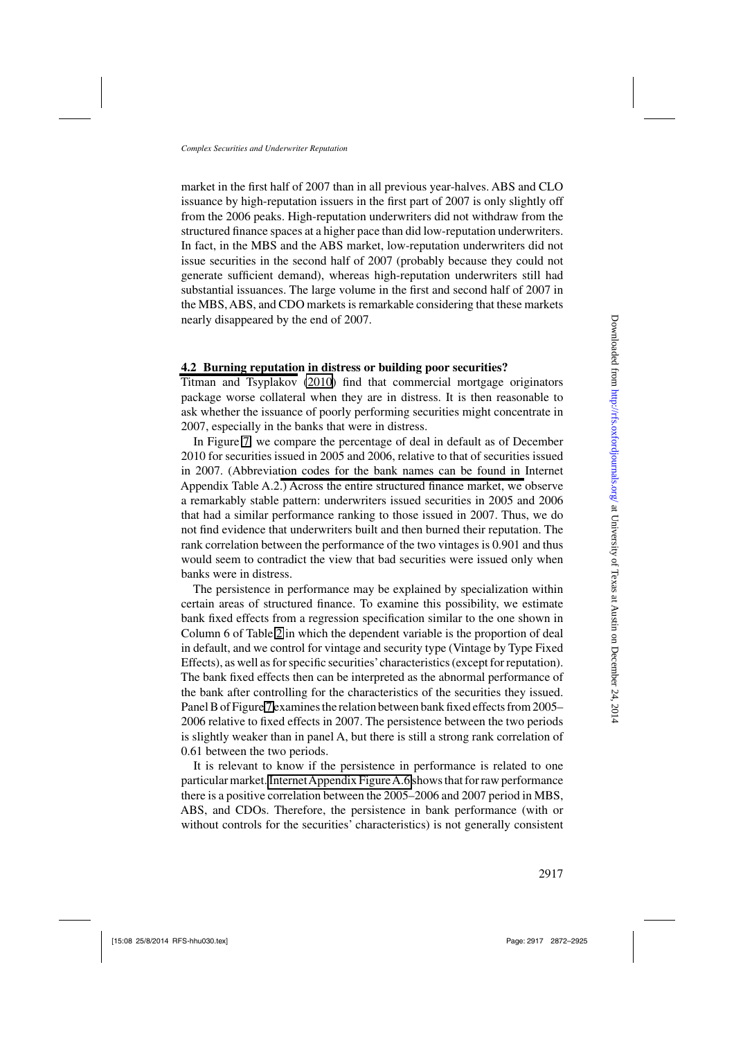market in the first half of 2007 than in all previous year-halves. ABS and CLO issuance by high-reputation issuers in the first part of 2007 is only slightly off from the 2006 peaks. High-reputation underwriters did not withdraw from the structured finance spaces at a higher pace than did low-reputation underwriters. In fact, in the MBS and the ABS market, low-reputation underwriters did not issue securities in the second half of 2007 (probably because they could not generate sufficient demand), whereas high-reputation underwriters still had substantial issuances. The large volume in the first and second half of 2007 in the MBS, ABS, and CDO markets is remarkable considering that these markets nearly disappeared by the end of 2007.

### 4.2 Burning reputation in distress or building poor securities?

Titman and Tsyplakov (2010) find that commercial mortgage originators package worse collateral when they are in distress. It is then reasonable to ask whether the issuance of poorly performing securities might concentrate in 2007, especially in the banks that were in distress.

In Figure 7, we compare the percentage of deal in default as of December 2010 for securities issued in 2005 and 2006, relative to that of securities issued in 2007. (Abbreviation codes for the bank names can be found in Internet Appendix Table A.2.) Across the entire structured finance market, we observe a remarkably stable pattern: underwriters issued securities in 2005 and 2006 that had a similar performance ranking to those issued in 2007. Thus, we do not find evidence that underwriters built and then burned their reputation. The rank correlation between the performance of the two vintages is 0.901 and thus would seem to contradict the view that bad securities were issued only when banks were in distress.

The persistence in performance may be explained by specialization within certain areas of structured finance. To examine this possibility, we estimate bank fixed effects from a regression specification similar to the one shown in Column 6 of Table 2 in which the dependent variable is the proportion of deal in default, and we control for vintage and security type (Vintage by Type Fixed Effects), as well as for specific securities' characteristics (except for reputation). The bank fixed effects then can be interpreted as the abnormal performance of the bank after controlling for the characteristics of the securities they issued. Panel B of Figure 7 examines the relation between bank fixed effects from 2005–2006 relative to fixed effects in 2007. The persistence between the two periods is slightly weaker than in panel A, but there is still a strong rank correlation of 0.61 between the two periods.

It is relevant to know if the persistence in performance is related to one particular market. Internet Appendix Figure A.6 shows that for raw performance there is a positive correlation between the 2005–2006 and 2007 period in MBS, ABS, and CDOs. Therefore, the persistence in bank performance (with or without controls for the securities' characteristics) is not generally consistent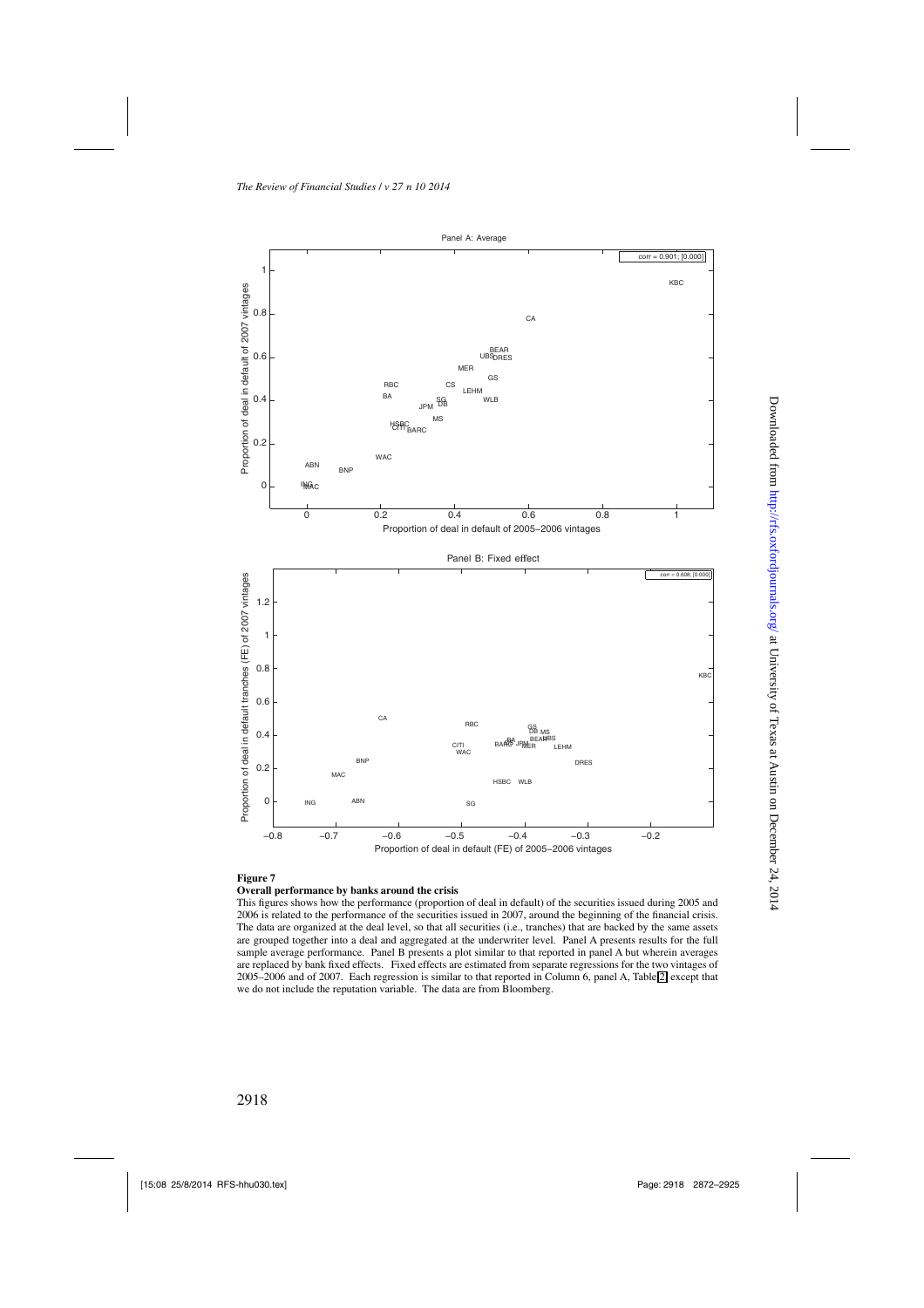**Figure 7**

**Overall performance by banks around the crisis**

This figures shows how the performance (proportion of deal in default) of the securities issued during 2005 and 2006 is related to the performance of the securities issued in 2007, around the beginning of the financial crisis. The data are organized at the deal level, so that all securities (i.e., tranches) that are backed by the same assets are grouped together into a deal and aggregated at the underwriter level. Panel A presents results for the full sample average performance. Panel B presents a plot similar to that reported in panel A but wherein averages are replaced by bank fixed effects. Fixed effects are estimated from separate regressions for the two vintages of 2005–2006 and of 2007. Each regression is similar to that reported in Column 6, panel A, Table 2, except that we do not include the reputation variable. The data are from Bloomberg.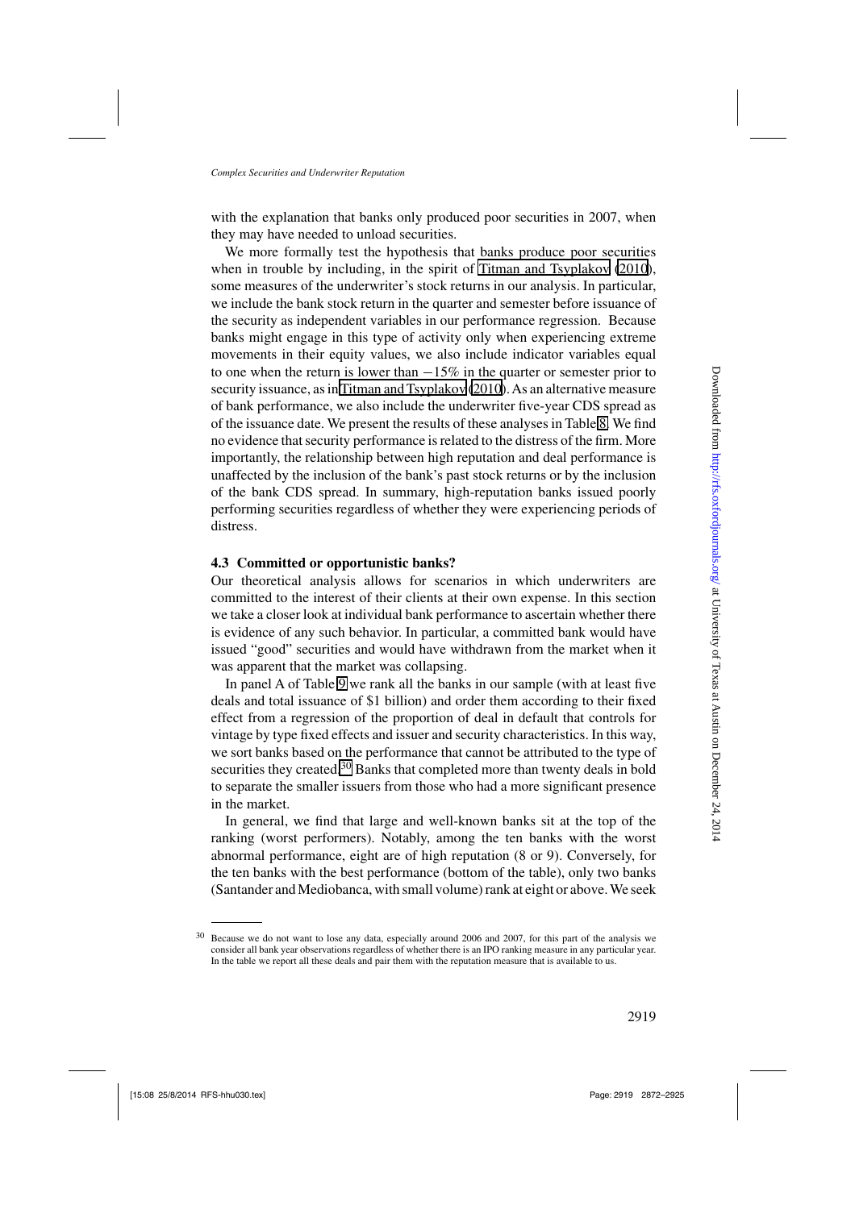with the explanation that banks only produced poor securities in 2007, when they may have needed to unload securities.

We more formally test the hypothesis that banks produce poor securities when in trouble by including, in the spirit of Titman and Tsyplakov (2010), some measures of the underwriter's stock returns in our analysis. In particular, we include the bank stock return in the quarter and semester before issuance of the security as independent variables in our performance regression. Because banks might engage in this type of activity only when experiencing extreme movements in their equity values, we also include indicator variables equal to one when the return is lower than $-15\%$ in the quarter or semester prior to security issuance, as in Titman and Tsyplakov (2010). As an alternative measure of bank performance, we also include the underwriter five-year CDS spread as of the issuance date. We present the results of these analyses in Table 8. We find no evidence that security performance is related to the distress of the firm. More importantly, the relationship between high reputation and deal performance is unaffected by the inclusion of the bank's past stock returns or by the inclusion of the bank CDS spread. In summary, high-reputation banks issued poorly performing securities regardless of whether they were experiencing periods of distress.

### 4.3 Committed or opportunistic banks?

Our theoretical analysis allows for scenarios in which underwriters are committed to the interest of their clients at their own expense. In this section we take a closer look at individual bank performance to ascertain whether there is evidence of any such behavior. In particular, a committed bank would have issued "good" securities and would have withdrawn from the market when it was apparent that the market was collapsing.

In panel A of Table 9 we rank all the banks in our sample (with at least five deals and total issuance of \$1 billion) and order them according to their fixed effect from a regression of the proportion of deal in default that controls for vintage by type fixed effects and issuer and security characteristics. In this way, we sort banks based on the performance that cannot be attributed to the type of securities they created.[30] Banks that completed more than twenty deals in bold to separate the smaller issuers from those who had a more significant presence in the market.

In general, we find that large and well-known banks sit at the top of the ranking (worst performers). Notably, among the ten banks with the worst abnormal performance, eight are of high reputation (8 or 9). Conversely, for the ten banks with the best performance (bottom of the table), only two banks (Santander and Mediobanca, with small volume) rank at eight or above. We seek

---

[30] Because we do not want to lose any data, especially around 2006 and 2007, for this part of the analysis we consider all bank year observations regardless of whether there is an IPO ranking measure in any particular year. In the table we report all these deals and pair them with the reputation measure that is available to us.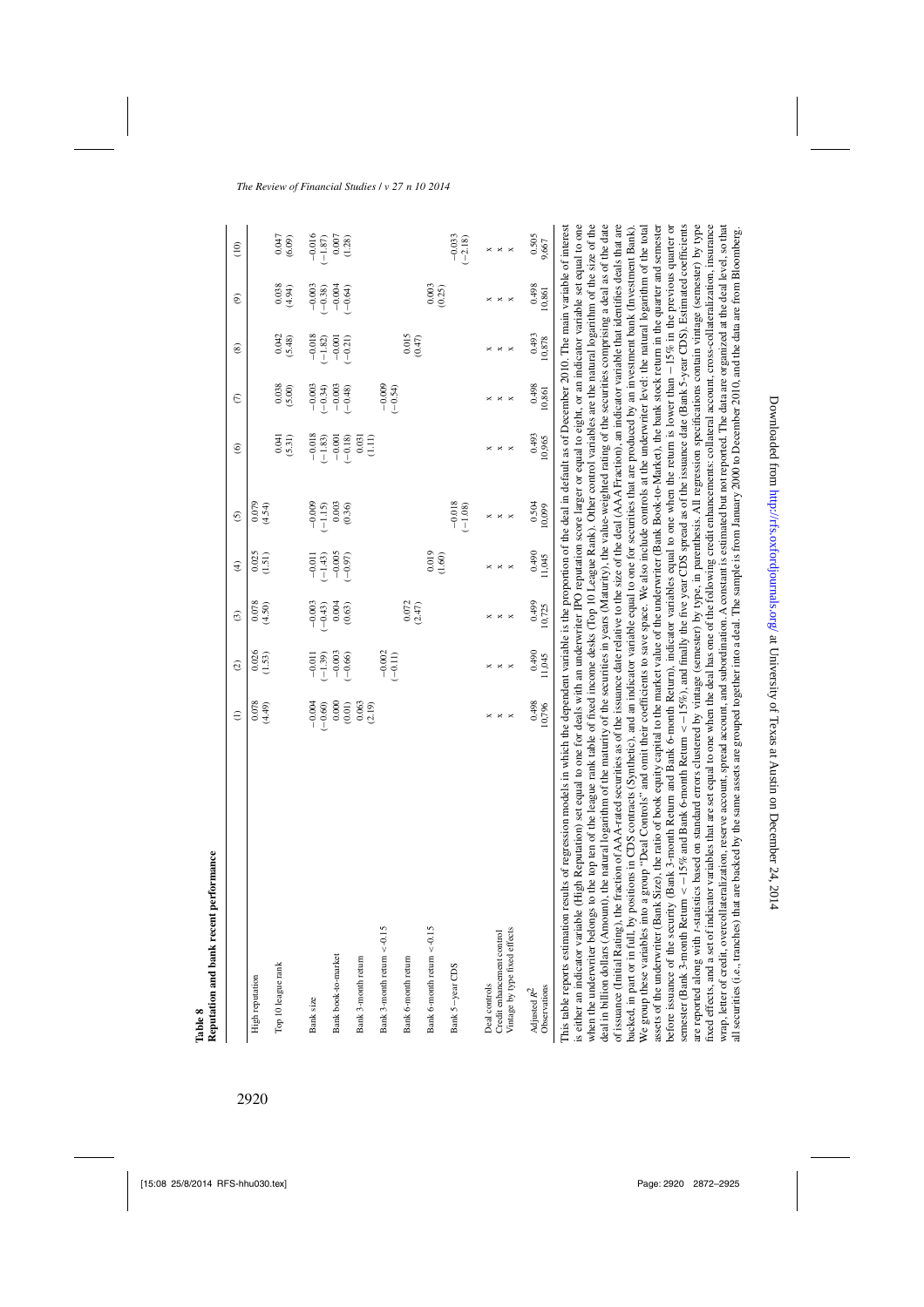**Table 8**
**Reputation and bank recent performance**

| | (1) | (2) | (3) | (4) | (5) | (6) | (7) | (8) | (9) | (10) |
|---|---|---|---|---|---|---|---|---|---|---|
| High reputation | 0.078 | 0.026 | 0.078 | 0.025 | 0.079 | | | | | |
| | (4.49) | (1.53) | (4.50) | (1.51) | (4.54) | | | | | |
| Top 10 league rank | | | | | | 0.041 | 0.038 | 0.042 | 0.038 | 0.047 |
| | | | | | | (5.31) | (5.00) | (5.48) | (4.94) | (6.09) |
| Bank size | −0.004 | −0.011 | −0.003 | −0.011 | −0.009 | −0.018 | −0.003 | −0.018 | −0.003 | −0.016 |
| | (−0.60) | (−1.39) | (−0.43) | (−1.43) | (−1.15) | (−1.83) | (−0.34) | (−1.82) | (−0.38) | (−1.87) |
| Bank book-to-market | 0.000 | −0.003 | 0.004 | −0.005 | 0.003 | −0.001 | −0.003 | −0.001 | −0.004 | 0.007 |
| | (0.01) | (−0.66) | (0.63) | (−0.97) | (0.36) | (−0.18) | (−0.48) | (−0.21) | (−0.64) | (1.28) |
| Bank 3-month return | 0.063 | | | | | 0.031 | | | | |
| | (2.19) | | | | | (1.11) | | | | |
| Bank 3-month return < -0.15 | | −0.002 | | | | | −0.009 | | | |
| | | (−0.11) | | | | | (−0.54) | | | |
| Bank 6-month return | | | 0.072 | | | | | 0.015 | | |
| | | | (2.47) | | | | | (0.47) | | |
| Bank 6-month return < -0.15 | | | | 0.019 | | | | | 0.003 | |
| | | | | (1.60) | | | | | (0.25) | |
| Bank 5 - year CDS | | | | | −0.018 | | | | | −0.033 |
| | | | | | (−1.08) | | | | | (−2.18) |
| Deal controls | x | x | x | x | x | x | x | x | x | x |
| Credit enhancement control | x | x | x | x | x | x | x | x | x | x |
| Vintage by type fixed effects | x | x | x | x | x | x | x | x | x | x |
| Adjusted $R^2$ | 0.498 | 0.490 | 0.499 | 0.490 | 0.504 | 0.493 | 0.498 | 0.493 | 0.498 | 0.505 |
| Observations | 10,796 | 11,045 | 10,725 | 11,045 | 10,099 | 10,965 | 10,861 | 10,878 | 10,861 | 9,667 |

This table reports estimation results of regression models in which the dependent variable is the proportion of the deal in default as of December 2010. The main variable of interest is either an indicator variable (High Reputation) set equal to one for deals with an underwriter IPO reputation score larger or equal to eight, or an indicator variable set equal to one when the underwriter belongs to the top ten of the league rank table of fixed income desks (Top 10 League Rank). Other control variables are the natural logarithm of the size of the deal in billion dollars (Amount), the natural logarithm of the maturity of the securities in years (Maturity), the value-weighted rating of the securities comprising a deal as of the date of issuance (Initial Rating), the fraction of AAA-rated securities as of the issuance date relative to the size of the deal (AAA Fraction), an indicator variable that identifies deals that are backed, in part or in full, by positions in CDS contracts (Synthetic), and an indicator variable equal to one for securities that are produced by an investment bank (Investment Bank). We group these variables into a group "Deal Controls" and omit their coefficients to save space. We also include controls at the underwriter level: the natural logarithm of the total assets of the underwriter (Bank Size), the ratio of book equity capital to the market value of the underwriter (Bank Book-to-Market), the bank stock return in the quarter and semester before issuance of the security (Bank 3-month Return and Bank 6-month Return), indicator variables equal to one when the return is lower than −15% in the previous quarter or semester (Bank 3-month Return < −15% and Bank 6-month Return < −15%), and finally the five year CDS spread as of the issuance date (Bank 5-year CDS). Estimated coefficients are reported along with $t$-statistics based on standard errors clustered by vintage (semester) by type, in parenthesis. All regression specifications contain vintage (semester) by type fixed effects, and a set of indicator variables that are set equal to one when the deal has one of the following credit enhancements: collateral account, cross-collateralization, insurance wrap, letter of credit, overcollateralization, reserve account, spread account, and subordination. A constant is estimated but not reported. The data are organized at the deal level, so that all securities (i.e., tranches) that are backed by the same assets are grouped together into a deal. The sample is from January 2000 to December 2010, and the data are from Bloomberg.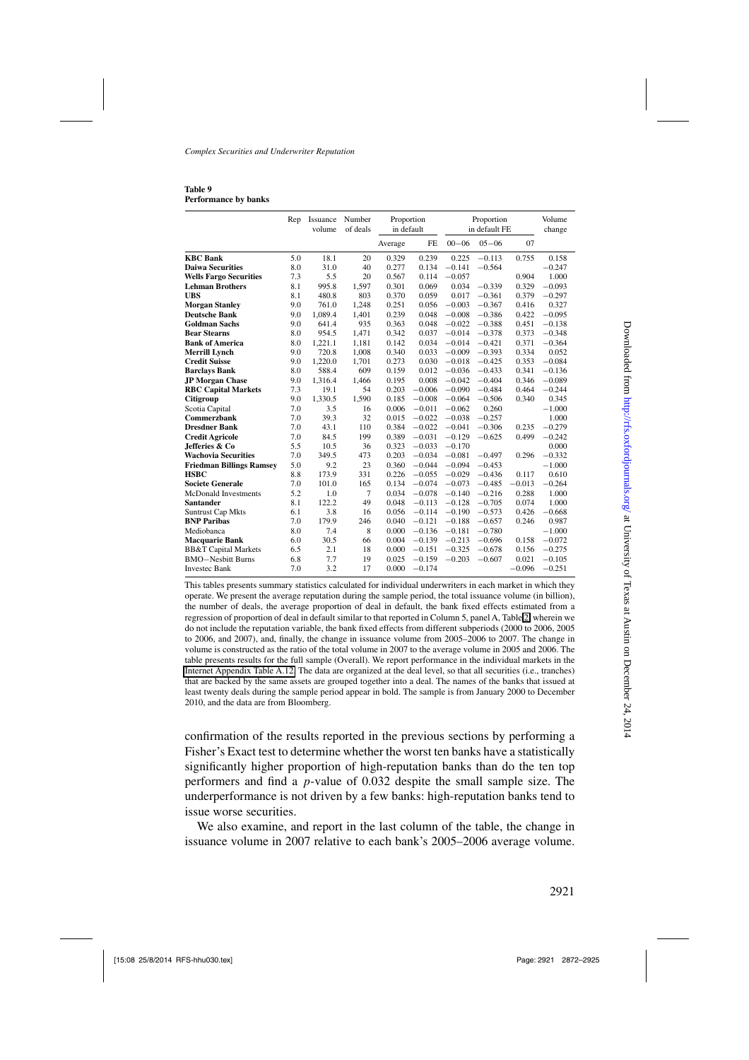**Table 9**
**Performance by banks**

| | Rep | Issuance volume | Number of deals | Proportion in default | | Proportion in default FE | | | Volume change |
|---|---|---|---|---|---|---|---|---|---|
| | | | | Average | FE | 00−06 | 05−06 | 07 | |
| **KBC Bank** | 5.0 | 18.1 | 20 | 0.329 | 0.239 | 0.225 | −0.113 | 0.755 | 0.158 |
| **Daiwa Securities** | 8.0 | 31.0 | 40 | 0.277 | 0.134 | −0.141 | −0.564 | | −0.247 |
| **Wells Fargo Securities** | 7.3 | 5.5 | 20 | 0.567 | 0.114 | −0.057 | | 0.904 | 1.000 |
| **Lehman Brothers** | 8.1 | 995.8 | 1,597 | 0.301 | 0.069 | 0.034 | −0.339 | 0.329 | −0.093 |
| **UBS** | 8.1 | 480.8 | 803 | 0.370 | 0.059 | 0.017 | −0.361 | 0.379 | −0.297 |
| **Morgan Stanley** | 9.0 | 761.0 | 1,248 | 0.251 | 0.056 | −0.003 | −0.367 | 0.416 | 0.327 |
| **Deutsche Bank** | 9.0 | 1,089.4 | 1,401 | 0.239 | 0.048 | −0.008 | −0.386 | 0.422 | −0.095 |
| **Goldman Sachs** | 9.0 | 641.4 | 935 | 0.363 | 0.048 | −0.022 | −0.388 | 0.451 | −0.138 |
| **Bear Stearns** | 8.0 | 954.5 | 1,471 | 0.342 | 0.037 | −0.014 | −0.378 | 0.373 | −0.348 |
| **Bank of America** | 8.0 | 1,221.1 | 1,181 | 0.142 | 0.034 | −0.014 | −0.421 | 0.371 | −0.364 |
| **Merrill Lynch** | 9.0 | 720.8 | 1,008 | 0.340 | 0.033 | −0.009 | −0.393 | 0.334 | 0.052 |
| **Credit Suisse** | 9.0 | 1,220.0 | 1,701 | 0.273 | 0.030 | −0.018 | −0.425 | 0.353 | −0.084 |
| **Barclays Bank** | 8.0 | 588.4 | 609 | 0.159 | 0.012 | −0.036 | −0.433 | 0.341 | −0.136 |
| **JP Morgan Chase** | 9.0 | 1,316.4 | 1,466 | 0.195 | 0.008 | −0.042 | −0.404 | 0.346 | −0.089 |
| **RBC Capital Markets** | 7.3 | 19.1 | 54 | 0.203 | −0.006 | −0.090 | −0.484 | 0.464 | −0.244 |
| **Citigroup** | 9.0 | 1,330.5 | 1,590 | 0.185 | −0.008 | −0.064 | −0.506 | 0.340 | 0.345 |
| Scotia Capital | 7.0 | 3.5 | 16 | 0.006 | −0.011 | −0.062 | 0.260 | | −1.000 |
| **Commerzbank** | 7.0 | 39.3 | 32 | 0.015 | −0.022 | −0.038 | −0.257 | | 1.000 |
| **Dresdner Bank** | 7.0 | 43.1 | 110 | 0.384 | −0.022 | −0.041 | −0.306 | 0.235 | −0.279 |
| **Credit Agricole** | 7.0 | 84.5 | 199 | 0.389 | −0.031 | −0.129 | −0.625 | 0.499 | −0.242 |
| **Jefferies & Co** | 5.5 | 10.5 | 36 | 0.323 | −0.033 | −0.170 | | | 0.000 |
| **Wachovia Securities** | 7.0 | 349.5 | 473 | 0.203 | −0.034 | −0.081 | −0.497 | 0.296 | −0.332 |
| **Friedman Billings Ramsey** | 5.0 | 9.2 | 23 | 0.360 | −0.044 | −0.094 | −0.453 | | −1.000 |
| **HSBC** | 8.8 | 173.9 | 331 | 0.226 | −0.055 | −0.029 | −0.436 | 0.117 | 0.610 |
| **Societe Generale** | 7.0 | 101.0 | 165 | 0.134 | −0.074 | −0.073 | −0.485 | −0.013 | −0.264 |
| McDonald Investments | 5.2 | 1.0 | 7 | 0.034 | −0.078 | −0.140 | −0.216 | 0.288 | 1.000 |
| **Santander** | 8.1 | 122.2 | 49 | 0.048 | −0.113 | −0.128 | −0.705 | 0.074 | 1.000 |
| Suntrust Cap Mkts | 6.1 | 3.8 | 16 | 0.056 | −0.114 | −0.190 | −0.573 | 0.426 | −0.668 |
| **BNP Paribas** | 7.0 | 179.9 | 246 | 0.040 | −0.121 | −0.188 | −0.657 | 0.246 | 0.987 |
| Mediobanca | 8.0 | 7.4 | 8 | 0.000 | −0.136 | −0.181 | −0.780 | | −1.000 |
| **Macquarie Bank** | 6.0 | 30.5 | 66 | 0.004 | −0.139 | −0.213 | −0.696 | 0.158 | −0.072 |
| BB&T Capital Markets | 6.5 | 2.1 | 18 | 0.000 | −0.151 | −0.325 | −0.678 | 0.156 | −0.275 |
| BMO−Nesbitt Burns | 6.8 | 7.7 | 19 | 0.025 | −0.159 | −0.203 | −0.607 | 0.021 | −0.105 |
| Investec Bank | 7.0 | 3.2 | 17 | 0.000 | −0.174 | | | −0.096 | −0.251 |

This tables presents summary statistics calculated for individual underwriters in each market in which they operate. We present the average reputation during the sample period, the total issuance volume (in billion), the number of deals, the average proportion of deal in default, the bank fixed effects estimated from a regression of proportion of deal in default similar to that reported in Column 5, panel A, Table 2, wherein we do not include the reputation variable, the bank fixed effects from different subperiods (2000 to 2006, 2005 to 2006, and 2007), and, finally, the change in issuance volume from 2005–2006 to 2007. The change in volume is constructed as the ratio of the total volume in 2007 to the average volume in 2005 and 2006. The table presents results for the full sample (Overall). We report performance in the individual markets in the Internet Appendix Table A.12. The data are organized at the deal level, so that all securities (i.e., tranches) that are backed by the same assets are grouped together into a deal. The names of the banks that issued at least twenty deals during the sample period appear in bold. The sample is from January 2000 to December 2010, and the data are from Bloomberg.

confirmation of the results reported in the previous sections by performing a Fisher's Exact test to determine whether the worst ten banks have a statistically significantly higher proportion of high-reputation banks than do the ten top performers and find a $p$-value of 0.032 despite the small sample size. The underperformance is not driven by a few banks: high-reputation banks tend to issue worse securities.

We also examine, and report in the last column of the table, the change in issuance volume in 2007 relative to each bank's 2005–2006 average volume.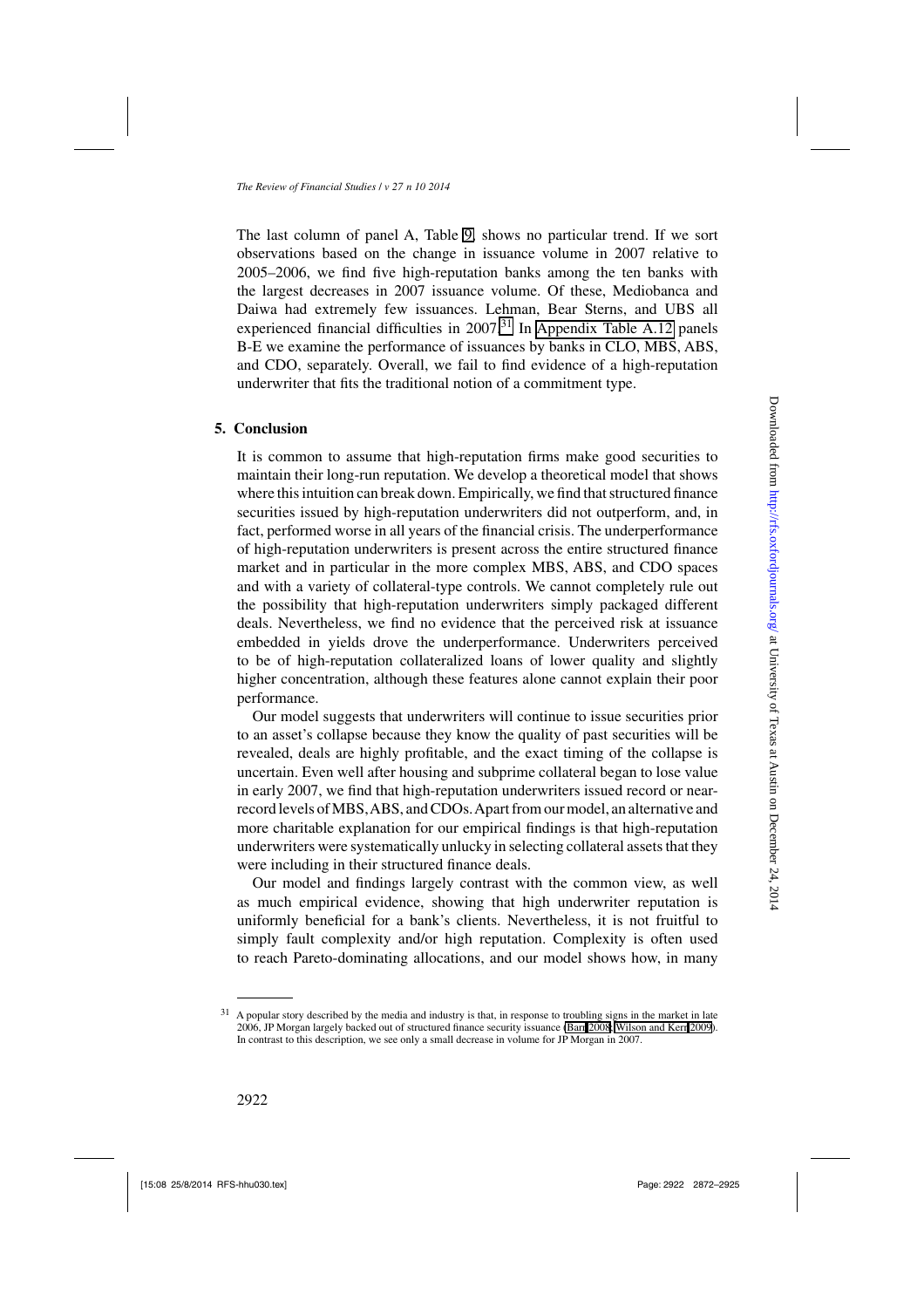The last column of panel A, Table 9, shows no particular trend. If we sort observations based on the change in issuance volume in 2007 relative to 2005–2006, we find five high-reputation banks among the ten banks with the largest decreases in 2007 issuance volume. Of these, Mediobanca and Daiwa had extremely few issuances. Lehman, Bear Sterns, and UBS all experienced financial difficulties in 2007.[31] In Appendix Table A.12 panels B-E we examine the performance of issuances by banks in CLO, MBS, ABS, and CDO, separately. Overall, we fail to find evidence of a high-reputation underwriter that fits the traditional notion of a commitment type.

## 5. Conclusion

It is common to assume that high-reputation firms make good securities to maintain their long-run reputation. We develop a theoretical model that shows where this intuition can break down. Empirically, we find that structured finance securities issued by high-reputation underwriters did not outperform, and, in fact, performed worse in all years of the financial crisis. The underperformance of high-reputation underwriters is present across the entire structured finance market and in particular in the more complex MBS, ABS, and CDO spaces and with a variety of collateral-type controls. We cannot completely rule out the possibility that high-reputation underwriters simply packaged different deals. Nevertheless, we find no evidence that the perceived risk at issuance embedded in yields drove the underperformance. Underwriters perceived to be of high-reputation collateralized loans of lower quality and slightly higher concentration, although these features alone cannot explain their poor performance.

Our model suggests that underwriters will continue to issue securities prior to an asset's collapse because they know the quality of past securities will be revealed, deals are highly profitable, and the exact timing of the collapse is uncertain. Even well after housing and subprime collateral began to lose value in early 2007, we find that high-reputation underwriters issued record or near-record levels of MBS, ABS, and CDOs. Apart from our model, an alternative and more charitable explanation for our empirical findings is that high-reputation underwriters were systematically unlucky in selecting collateral assets that they were including in their structured finance deals.

Our model and findings largely contrast with the common view, as well as much empirical evidence, showing that high underwriter reputation is uniformly beneficial for a bank's clients. Nevertheless, it is not fruitful to simply fault complexity and/or high reputation. Complexity is often used to reach Pareto-dominating allocations, and our model shows how, in many

---

[31] A popular story described by the media and industry is that, in response to troubling signs in the market in late 2006, JP Morgan largely backed out of structured finance security issuance (Bart 2008; Wilson and Kerr 2009). In contrast to this description, we see only a small decrease in volume for JP Morgan in 2007.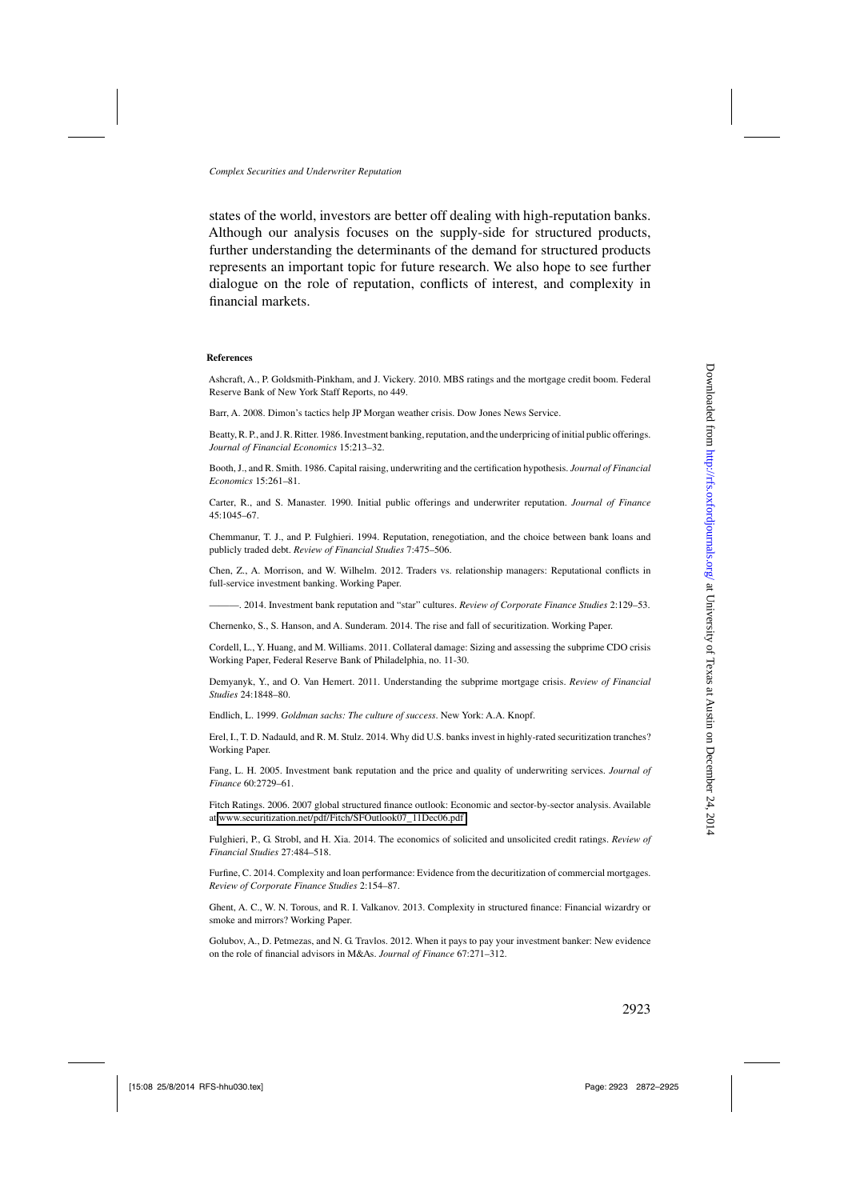states of the world, investors are better off dealing with high-reputation banks. Although our analysis focuses on the supply-side for structured products, further understanding the determinants of the demand for structured products represents an important topic for future research. We also hope to see further dialogue on the role of reputation, conflicts of interest, and complexity in financial markets.

#### References

Ashcraft, A., P. Goldsmith-Pinkham, and J. Vickery. 2010. MBS ratings and the mortgage credit boom. Federal Reserve Bank of New York Staff Reports, no 449.

Barr, A. 2008. Dimon's tactics help JP Morgan weather crisis. Dow Jones News Service.

Beatty, R. P., and J. R. Ritter. 1986. Investment banking, reputation, and the underpricing of initial public offerings. *Journal of Financial Economics* 15:213–32.

Booth, J., and R. Smith. 1986. Capital raising, underwriting and the certification hypothesis. *Journal of Financial Economics* 15:261–81.

Carter, R., and S. Manaster. 1990. Initial public offerings and underwriter reputation. *Journal of Finance* 45:1045–67.

Chemmanur, T. J., and P. Fulghieri. 1994. Reputation, renegotiation, and the choice between bank loans and publicly traded debt. *Review of Financial Studies* 7:475–506.

Chen, Z., A. Morrison, and W. Wilhelm. 2012. Traders vs. relationship managers: Reputational conflicts in full-service investment banking. Working Paper.

———. 2014. Investment bank reputation and "star" cultures. *Review of Corporate Finance Studies* 2:129–53.

Chernenko, S., S. Hanson, and A. Sunderam. 2014. The rise and fall of securitization. Working Paper.

Cordell, L., Y. Huang, and M. Williams. 2011. Collateral damage: Sizing and assessing the subprime CDO crisis Working Paper, Federal Reserve Bank of Philadelphia, no. 11-30.

Demyanyk, Y., and O. Van Hemert. 2011. Understanding the subprime mortgage crisis. *Review of Financial Studies* 24:1848–80.

Endlich, L. 1999. *Goldman sachs: The culture of success*. New York: A.A. Knopf.

Erel, I., T. D. Nadauld, and R. M. Stulz. 2014. Why did U.S. banks invest in highly-rated securitization tranches? Working Paper.

Fang, L. H. 2005. Investment bank reputation and the price and quality of underwriting services. *Journal of Finance* 60:2729–61.

Fitch Ratings. 2006. 2007 global structured finance outlook: Economic and sector-by-sector analysis. Available at www.securitization.net/pdf/Fitch/SFOutlook07_11Dec06.pdf

Fulghieri, P., G. Strobl, and H. Xia. 2014. The economics of solicited and unsolicited credit ratings. *Review of Financial Studies* 27:484–518.

Furfine, C. 2014. Complexity and loan performance: Evidence from the decuritization of commercial mortgages. *Review of Corporate Finance Studies* 2:154–87.

Ghent, A. C., W. N. Torous, and R. I. Valkanov. 2013. Complexity in structured finance: Financial wizardry or smoke and mirrors? Working Paper.

Golubov, A., D. Petmezas, and N. G. Travlos. 2012. When it pays to pay your investment banker: New evidence on the role of financial advisors in M&As. *Journal of Finance* 67:271–312.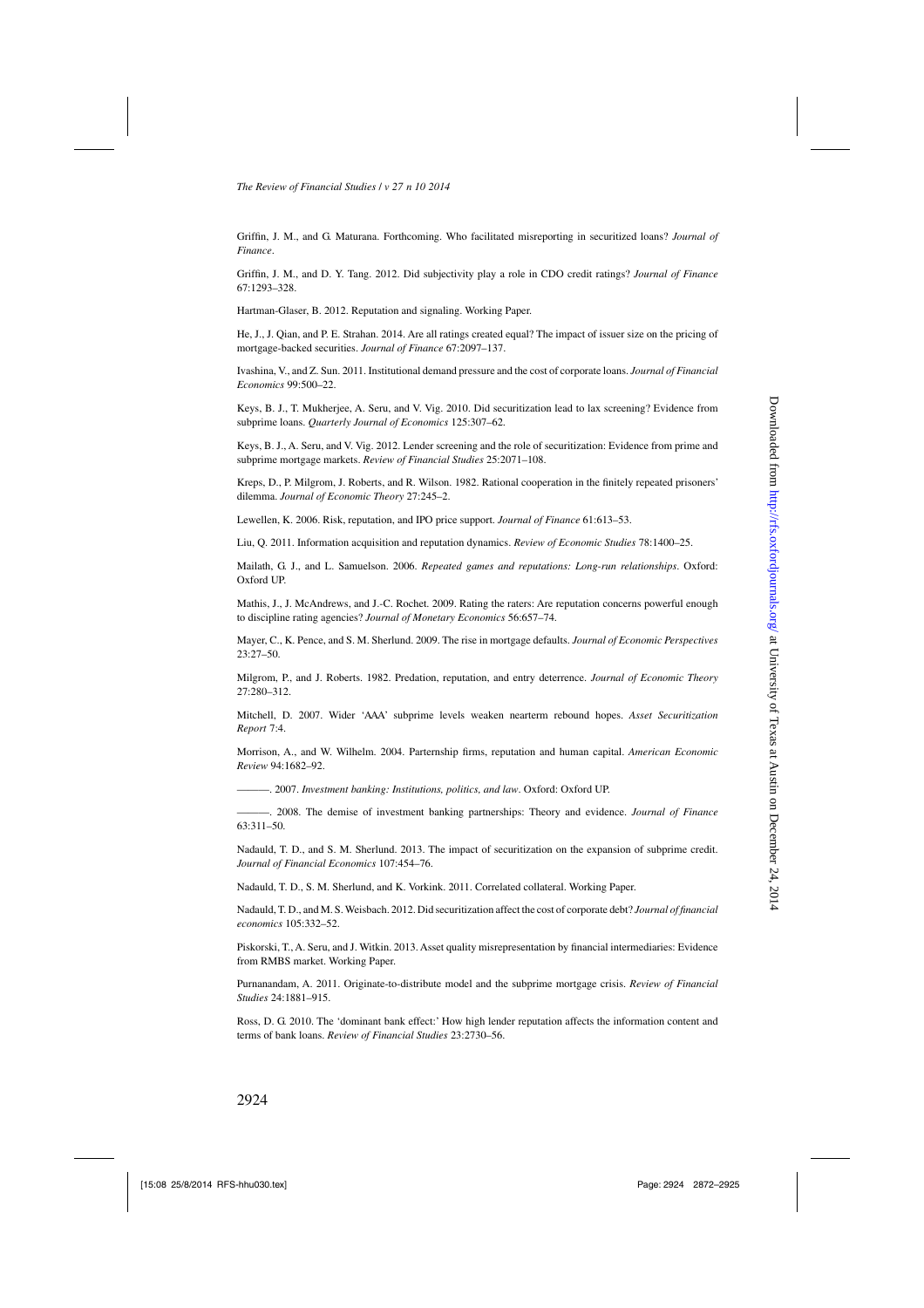Griffin, J. M., and G. Maturana. Forthcoming. Who facilitated misreporting in securitized loans? *Journal of Finance*.

Griffin, J. M., and D. Y. Tang. 2012. Did subjectivity play a role in CDO credit ratings? *Journal of Finance* 67:1293–328.

Hartman-Glaser, B. 2012. Reputation and signaling. Working Paper.

He, J., J. Qian, and P. E. Strahan. 2014. Are all ratings created equal? The impact of issuer size on the pricing of mortgage-backed securities. *Journal of Finance* 67:2097–137.

Ivashina, V., and Z. Sun. 2011. Institutional demand pressure and the cost of corporate loans. *Journal of Financial Economics* 99:500–22.

Keys, B. J., T. Mukherjee, A. Seru, and V. Vig. 2010. Did securitization lead to lax screening? Evidence from subprime loans. *Quarterly Journal of Economics* 125:307–62.

Keys, B. J., A. Seru, and V. Vig. 2012. Lender screening and the role of securitization: Evidence from prime and subprime mortgage markets. *Review of Financial Studies* 25:2071–108.

Kreps, D., P. Milgrom, J. Roberts, and R. Wilson. 1982. Rational cooperation in the finitely repeated prisoners' dilemma. *Journal of Economic Theory* 27:245–2.

Lewellen, K. 2006. Risk, reputation, and IPO price support. *Journal of Finance* 61:613–53.

Liu, Q. 2011. Information acquisition and reputation dynamics. *Review of Economic Studies* 78:1400–25.

Mailath, G. J., and L. Samuelson. 2006. *Repeated games and reputations: Long-run relationships*. Oxford: Oxford UP.

Mathis, J., J. McAndrews, and J.-C. Rochet. 2009. Rating the raters: Are reputation concerns powerful enough to discipline rating agencies? *Journal of Monetary Economics* 56:657–74.

Mayer, C., K. Pence, and S. M. Sherlund. 2009. The rise in mortgage defaults. *Journal of Economic Perspectives* 23:27–50.

Milgrom, P., and J. Roberts. 1982. Predation, reputation, and entry deterrence. *Journal of Economic Theory* 27:280–312.

Mitchell, D. 2007. Wider 'AAA' subprime levels weaken nearterm rebound hopes. *Asset Securitization Report* 7:4.

Morrison, A., and W. Wilhelm. 2004. Parternship firms, reputation and human capital. *American Economic Review* 94:1682–92.

———. 2007. *Investment banking: Institutions, politics, and law*. Oxford: Oxford UP.

———. 2008. The demise of investment banking partnerships: Theory and evidence. *Journal of Finance* 63:311–50.

Nadauld, T. D., and S. M. Sherlund. 2013. The impact of securitization on the expansion of subprime credit. *Journal of Financial Economics* 107:454–76.

Nadauld, T. D., S. M. Sherlund, and K. Vorkink. 2011. Correlated collateral. Working Paper.

Nadauld, T. D., and M. S. Weisbach. 2012. Did securitization affect the cost of corporate debt? *Journal of financial economics* 105:332–52.

Piskorski, T., A. Seru, and J. Witkin. 2013. Asset quality misrepresentation by financial intermediaries: Evidence from RMBS market. Working Paper.

Purnanandam, A. 2011. Originate-to-distribute model and the subprime mortgage crisis. *Review of Financial Studies* 24:1881–915.

Ross, D. G. 2010. The 'dominant bank effect:' How high lender reputation affects the information content and terms of bank loans. *Review of Financial Studies* 23:2730–56.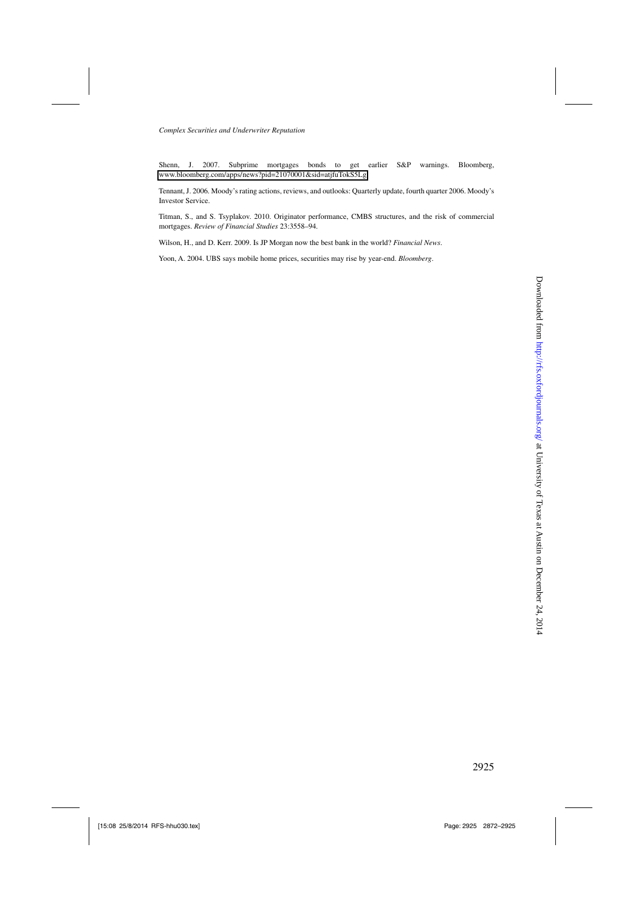Shenn, J. 2007. Subprime mortgages bonds to get earlier S&P warnings. Bloomberg, www.bloomberg.com/apps/news?pid=21070001&sid=atjfuTokS5Lg.

Tennant, J. 2006. Moody's rating actions, reviews, and outlooks: Quarterly update, fourth quarter 2006. Moody's Investor Service.

Titman, S., and S. Tsyplakov. 2010. Originator performance, CMBS structures, and the risk of commercial mortgages. *Review of Financial Studies* 23:3558–94.

Wilson, H., and D. Kerr. 2009. Is JP Morgan now the best bank in the world? *Financial News*.

Yoon, A. 2004. UBS says mobile home prices, securities may rise by year-end. *Bloomberg*.